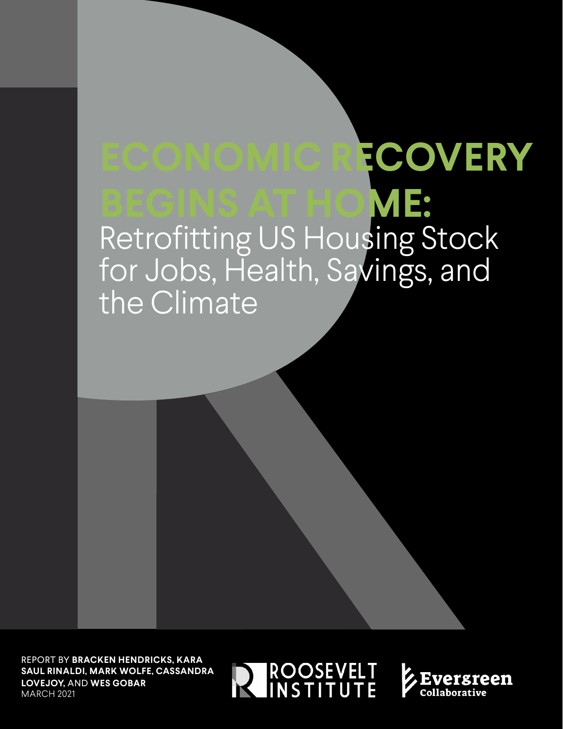# ECONOMIC RECOVERY BEGINS AT HOME:

## Retrofitting US Housing Stock for Jobs, Health, Savings, and the Climate

REPORT BY **BRACKEN HENDRICKS, KARA SAUL RINALDI, MARK WOLFE, CASSANDRA LOVEJOY,** AND **WES GOBAR**
MARCH 2021

ROOSEVELT INSTITUTE

Evergreen Collaborative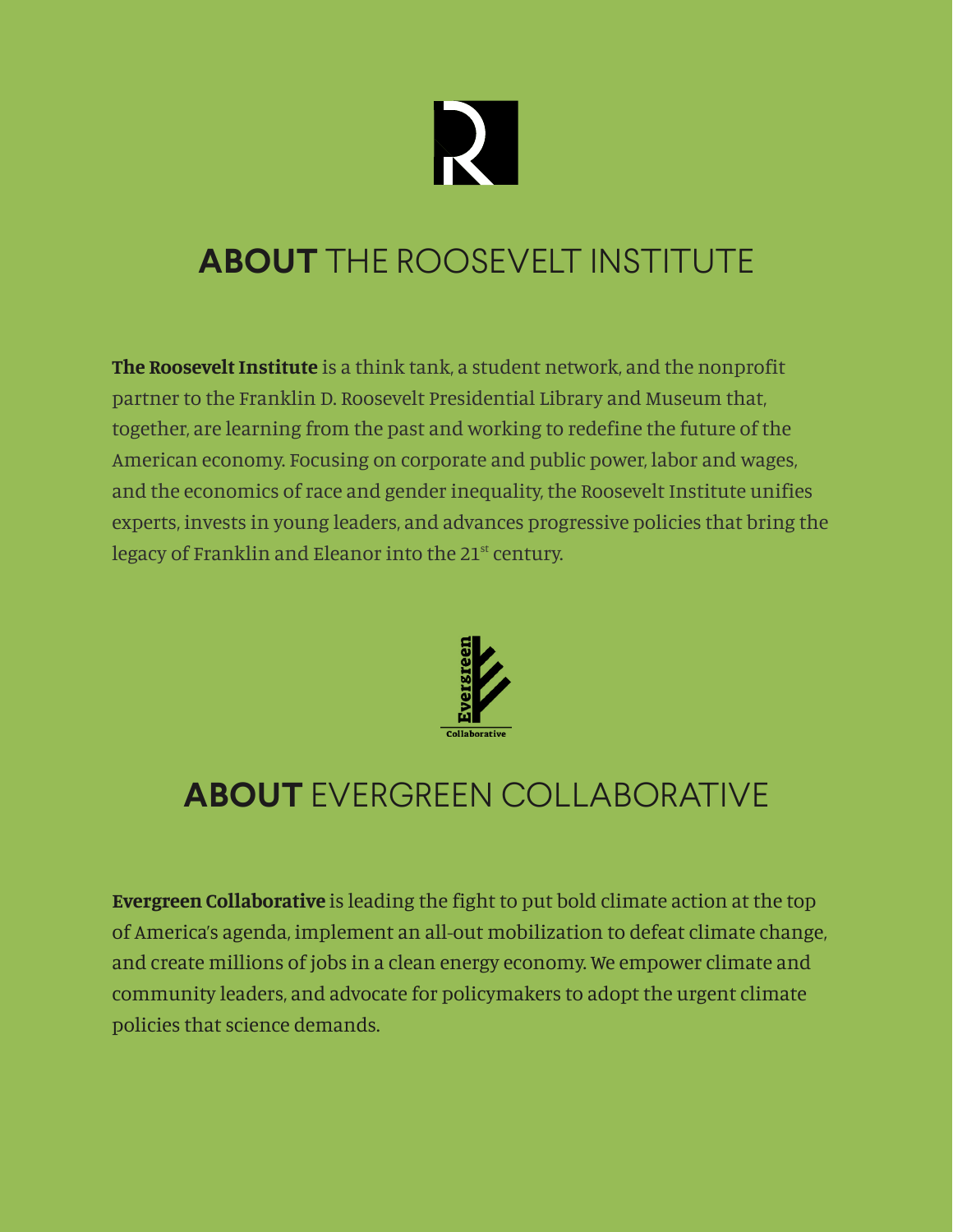## **ABOUT** THE ROOSEVELT INSTITUTE

**The Roosevelt Institute** is a think tank, a student network, and the nonprofit partner to the Franklin D. Roosevelt Presidential Library and Museum that, together, are learning from the past and working to redefine the future of the American economy. Focusing on corporate and public power, labor and wages, and the economics of race and gender inequality, the Roosevelt Institute unifies experts, invests in young leaders, and advances progressive policies that bring the legacy of Franklin and Eleanor into the 21st century.

## **ABOUT** EVERGREEN COLLABORATIVE

**Evergreen Collaborative** is leading the fight to put bold climate action at the top of America's agenda, implement an all-out mobilization to defeat climate change, and create millions of jobs in a clean energy economy. We empower climate and community leaders, and advocate for policymakers to adopt the urgent climate policies that science demands.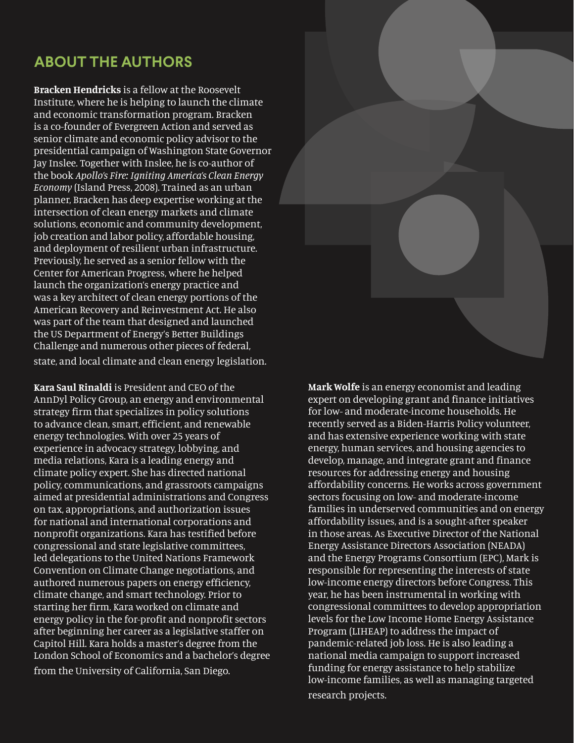## ABOUT THE AUTHORS

**Bracken Hendricks** is a fellow at the Roosevelt Institute, where he is helping to launch the climate and economic transformation program. Bracken is a co-founder of Evergreen Action and served as senior climate and economic policy advisor to the presidential campaign of Washington State Governor Jay Inslee. Together with Inslee, he is co-author of the book *Apollo's Fire: Igniting America's Clean Energy Economy* (Island Press, 2008). Trained as an urban planner, Bracken has deep expertise working at the intersection of clean energy markets and climate solutions, economic and community development, job creation and labor policy, affordable housing, and deployment of resilient urban infrastructure. Previously, he served as a senior fellow with the Center for American Progress, where he helped launch the organization's energy practice and was a key architect of clean energy portions of the American Recovery and Reinvestment Act. He also was part of the team that designed and launched the US Department of Energy's Better Buildings Challenge and numerous other pieces of federal, state, and local climate and clean energy legislation.

**Kara Saul Rinaldi** is President and CEO of the AnnDyl Policy Group, an energy and environmental strategy firm that specializes in policy solutions to advance clean, smart, efficient, and renewable energy technologies. With over 25 years of experience in advocacy strategy, lobbying, and media relations, Kara is a leading energy and climate policy expert. She has directed national policy, communications, and grassroots campaigns aimed at presidential administrations and Congress on tax, appropriations, and authorization issues for national and international corporations and nonprofit organizations. Kara has testified before congressional and state legislative committees, led delegations to the United Nations Framework Convention on Climate Change negotiations, and authored numerous papers on energy efficiency, climate change, and smart technology. Prior to starting her firm, Kara worked on climate and energy policy in the for-profit and nonprofit sectors after beginning her career as a legislative staffer on Capitol Hill. Kara holds a master's degree from the London School of Economics and a bachelor's degree from the University of California, San Diego.

**Mark Wolfe** is an energy economist and leading expert on developing grant and finance initiatives for low- and moderate-income households. He recently served as a Biden-Harris Policy volunteer, and has extensive experience working with state energy, human services, and housing agencies to develop, manage, and integrate grant and finance resources for addressing energy and housing affordability concerns. He works across government sectors focusing on low- and moderate-income families in underserved communities and on energy affordability issues, and is a sought-after speaker in those areas. As Executive Director of the National Energy Assistance Directors Association (NEADA) and the Energy Programs Consortium (EPC), Mark is responsible for representing the interests of state low-income energy directors before Congress. This year, he has been instrumental in working with congressional committees to develop appropriation levels for the Low Income Home Energy Assistance Program (LIHEAP) to address the impact of pandemic-related job loss. He is also leading a national media campaign to support increased funding for energy assistance to help stabilize low-income families, as well as managing targeted research projects.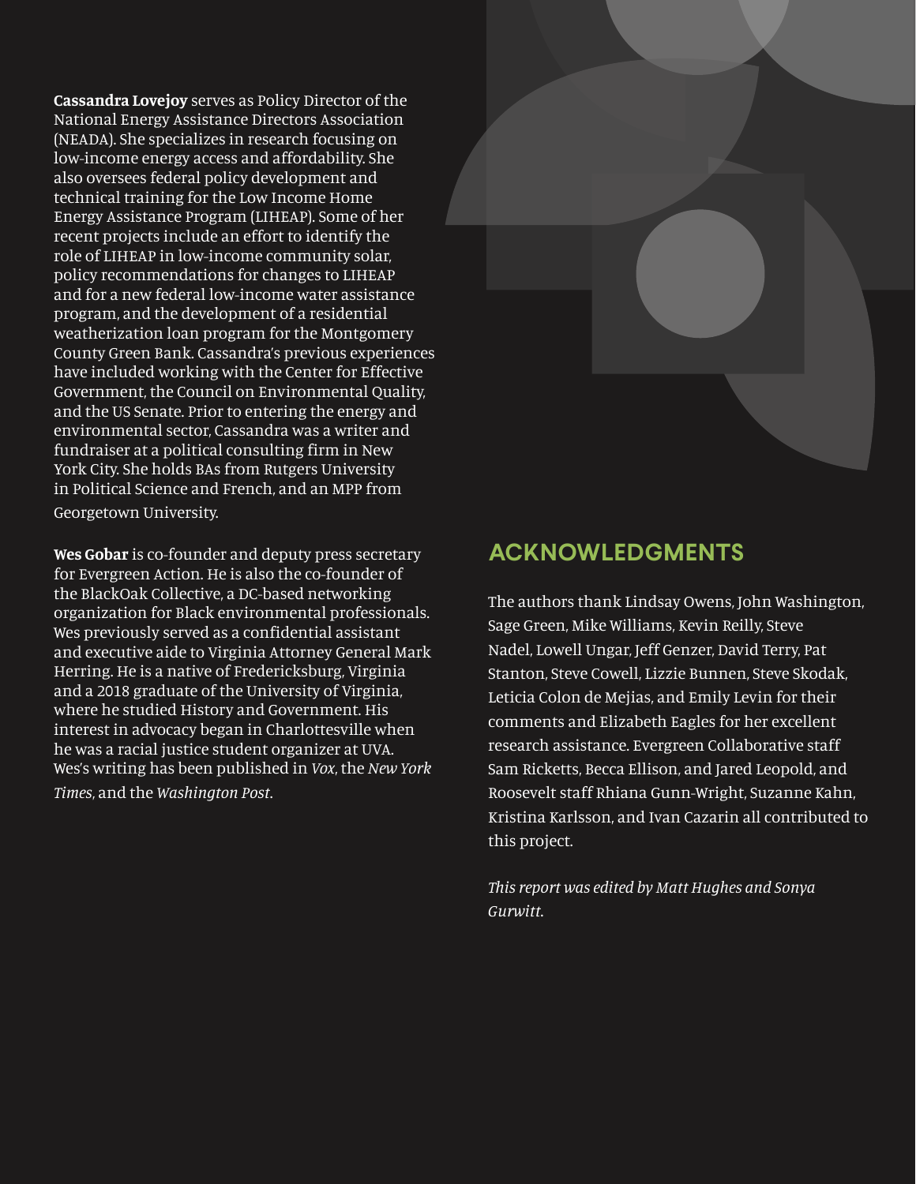**Cassandra Lovejoy** serves as Policy Director of the National Energy Assistance Directors Association (NEADA). She specializes in research focusing on low-income energy access and affordability. She also oversees federal policy development and technical training for the Low Income Home Energy Assistance Program (LIHEAP). Some of her recent projects include an effort to identify the role of LIHEAP in low-income community solar, policy recommendations for changes to LIHEAP and for a new federal low-income water assistance program, and the development of a residential weatherization loan program for the Montgomery County Green Bank. Cassandra's previous experiences have included working with the Center for Effective Government, the Council on Environmental Quality, and the US Senate. Prior to entering the energy and environmental sector, Cassandra was a writer and fundraiser at a political consulting firm in New York City. She holds BAs from Rutgers University in Political Science and French, and an MPP from Georgetown University.

**Wes Gobar** is co-founder and deputy press secretary for Evergreen Action. He is also the co-founder of the BlackOak Collective, a DC-based networking organization for Black environmental professionals. Wes previously served as a confidential assistant and executive aide to Virginia Attorney General Mark Herring. He is a native of Fredericksburg, Virginia and a 2018 graduate of the University of Virginia, where he studied History and Government. His interest in advocacy began in Charlottesville when he was a racial justice student organizer at UVA. Wes's writing has been published in *Vox*, the *New York Times*, and the *Washington Post*.

## ACKNOWLEDGMENTS

The authors thank Lindsay Owens, John Washington, Sage Green, Mike Williams, Kevin Reilly, Steve Nadel, Lowell Ungar, Jeff Genzer, David Terry, Pat Stanton, Steve Cowell, Lizzie Bunnen, Steve Skodak, Leticia Colon de Mejias, and Emily Levin for their comments and Elizabeth Eagles for her excellent research assistance. Evergreen Collaborative staff Sam Ricketts, Becca Ellison, and Jared Leopold, and Roosevelt staff Rhiana Gunn-Wright, Suzanne Kahn, Kristina Karlsson, and Ivan Cazarin all contributed to this project.

*This report was edited by Matt Hughes and Sonya Gurwitt.*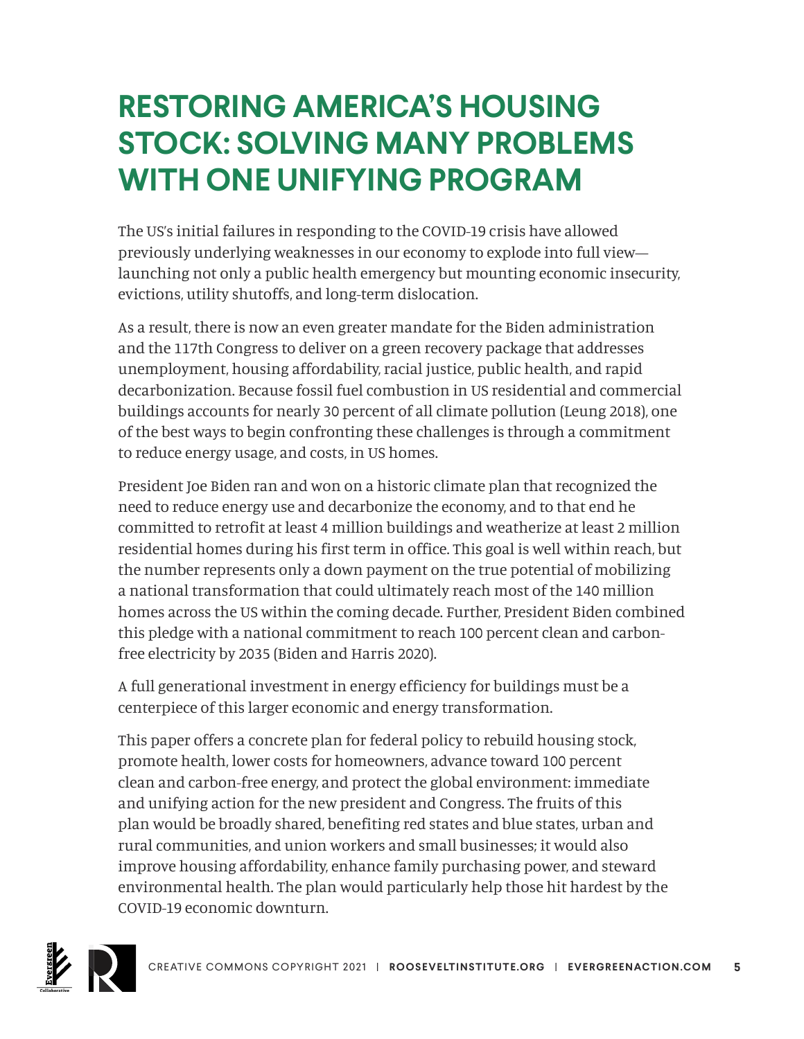# RESTORING AMERICA'S HOUSING STOCK: SOLVING MANY PROBLEMS WITH ONE UNIFYING PROGRAM

The US's initial failures in responding to the COVID-19 crisis have allowed previously underlying weaknesses in our economy to explode into full view—launching not only a public health emergency but mounting economic insecurity, evictions, utility shutoffs, and long-term dislocation.

As a result, there is now an even greater mandate for the Biden administration and the 117th Congress to deliver on a green recovery package that addresses unemployment, housing affordability, racial justice, public health, and rapid decarbonization. Because fossil fuel combustion in US residential and commercial buildings accounts for nearly 30 percent of all climate pollution (Leung 2018), one of the best ways to begin confronting these challenges is through a commitment to reduce energy usage, and costs, in US homes.

President Joe Biden ran and won on a historic climate plan that recognized the need to reduce energy use and decarbonize the economy, and to that end he committed to retrofit at least 4 million buildings and weatherize at least 2 million residential homes during his first term in office. This goal is well within reach, but the number represents only a down payment on the true potential of mobilizing a national transformation that could ultimately reach most of the 140 million homes across the US within the coming decade. Further, President Biden combined this pledge with a national commitment to reach 100 percent clean and carbon-free electricity by 2035 (Biden and Harris 2020).

A full generational investment in energy efficiency for buildings must be a centerpiece of this larger economic and energy transformation.

This paper offers a concrete plan for federal policy to rebuild housing stock, promote health, lower costs for homeowners, advance toward 100 percent clean and carbon-free energy, and protect the global environment: immediate and unifying action for the new president and Congress. The fruits of this plan would be broadly shared, benefiting red states and blue states, urban and rural communities, and union workers and small businesses; it would also improve housing affordability, enhance family purchasing power, and steward environmental health. The plan would particularly help those hit hardest by the COVID-19 economic downturn.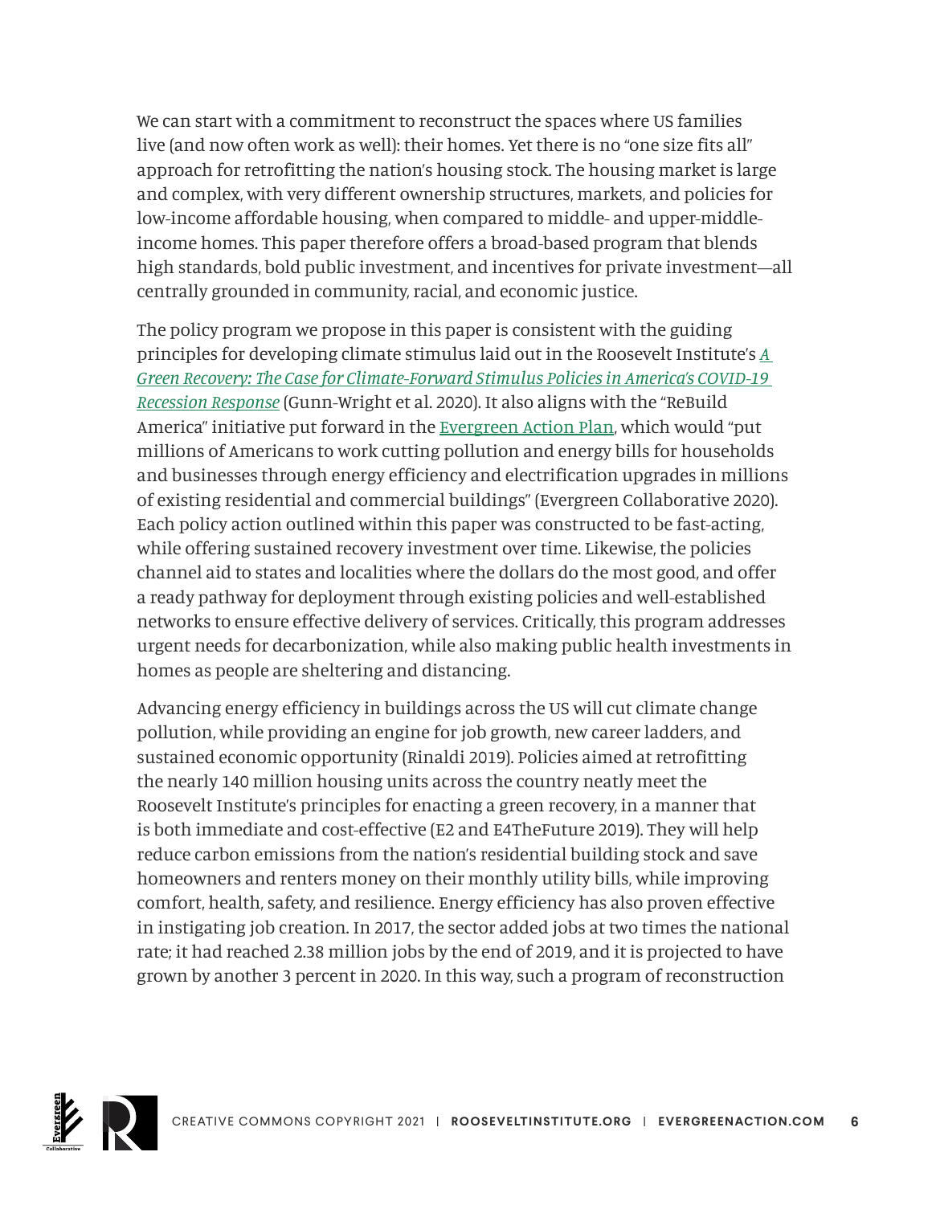We can start with a commitment to reconstruct the spaces where US families live (and now often work as well): their homes. Yet there is no "one size fits all" approach for retrofitting the nation's housing stock. The housing market is large and complex, with very different ownership structures, markets, and policies for low-income affordable housing, when compared to middle- and upper-middle-income homes. This paper therefore offers a broad-based program that blends high standards, bold public investment, and incentives for private investment—all centrally grounded in community, racial, and economic justice.

The policy program we propose in this paper is consistent with the guiding principles for developing climate stimulus laid out in the Roosevelt Institute's *A Green Recovery: The Case for Climate-Forward Stimulus Policies in America's COVID-19 Recession Response* (Gunn-Wright et al. 2020). It also aligns with the "ReBuild America" initiative put forward in the Evergreen Action Plan, which would "put millions of Americans to work cutting pollution and energy bills for households and businesses through energy efficiency and electrification upgrades in millions of existing residential and commercial buildings" (Evergreen Collaborative 2020). Each policy action outlined within this paper was constructed to be fast-acting, while offering sustained recovery investment over time. Likewise, the policies channel aid to states and localities where the dollars do the most good, and offer a ready pathway for deployment through existing policies and well-established networks to ensure effective delivery of services. Critically, this program addresses urgent needs for decarbonization, while also making public health investments in homes as people are sheltering and distancing.

Advancing energy efficiency in buildings across the US will cut climate change pollution, while providing an engine for job growth, new career ladders, and sustained economic opportunity (Rinaldi 2019). Policies aimed at retrofitting the nearly 140 million housing units across the country neatly meet the Roosevelt Institute's principles for enacting a green recovery, in a manner that is both immediate and cost-effective (E2 and E4TheFuture 2019). They will help reduce carbon emissions from the nation's residential building stock and save homeowners and renters money on their monthly utility bills, while improving comfort, health, safety, and resilience. Energy efficiency has also proven effective in instigating job creation. In 2017, the sector added jobs at two times the national rate; it had reached 2.38 million jobs by the end of 2019, and it is projected to have grown by another 3 percent in 2020. In this way, such a program of reconstruction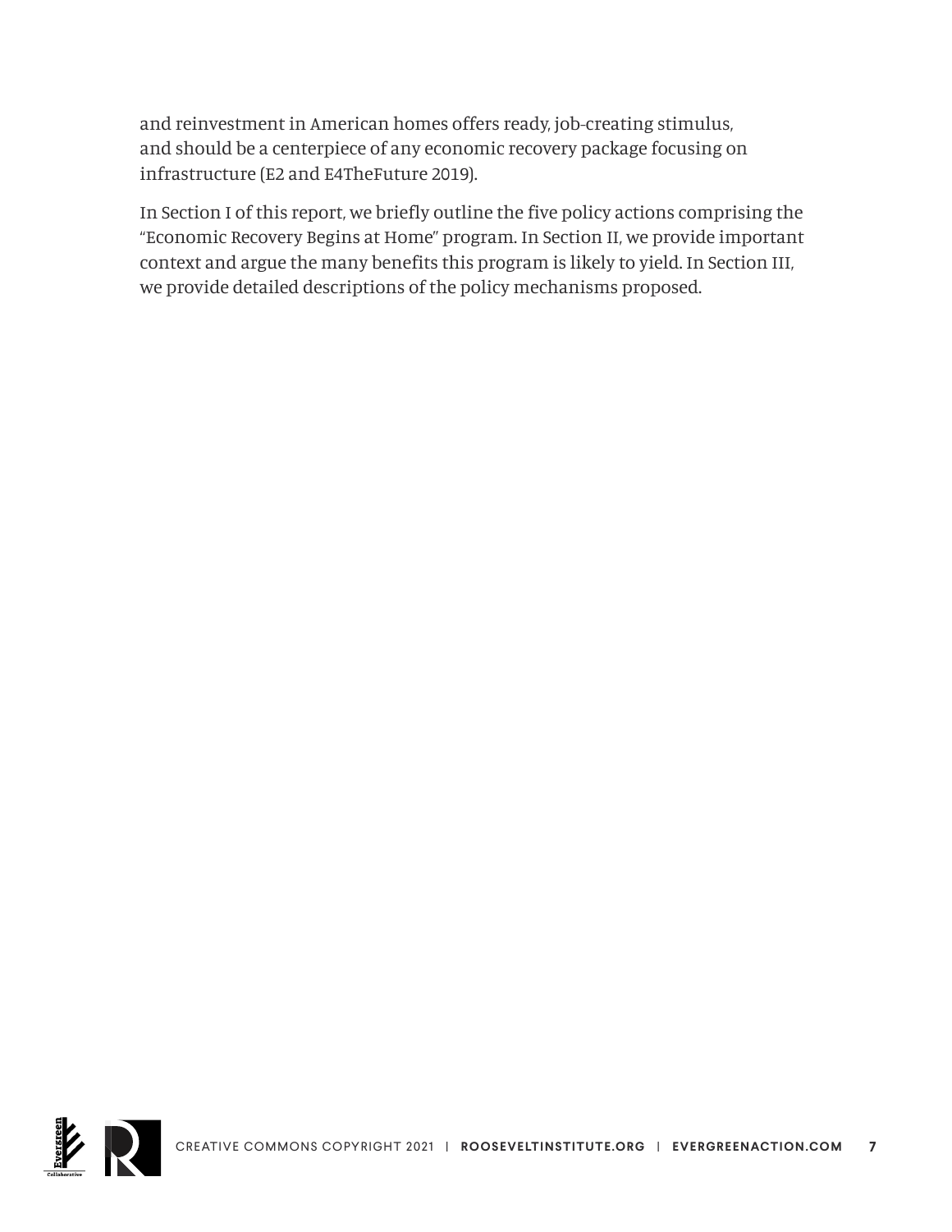and reinvestment in American homes offers ready, job-creating stimulus, and should be a centerpiece of any economic recovery package focusing on infrastructure (E2 and E4TheFuture 2019).

In Section I of this report, we briefly outline the five policy actions comprising the "Economic Recovery Begins at Home" program. In Section II, we provide important context and argue the many benefits this program is likely to yield. In Section III, we provide detailed descriptions of the policy mechanisms proposed.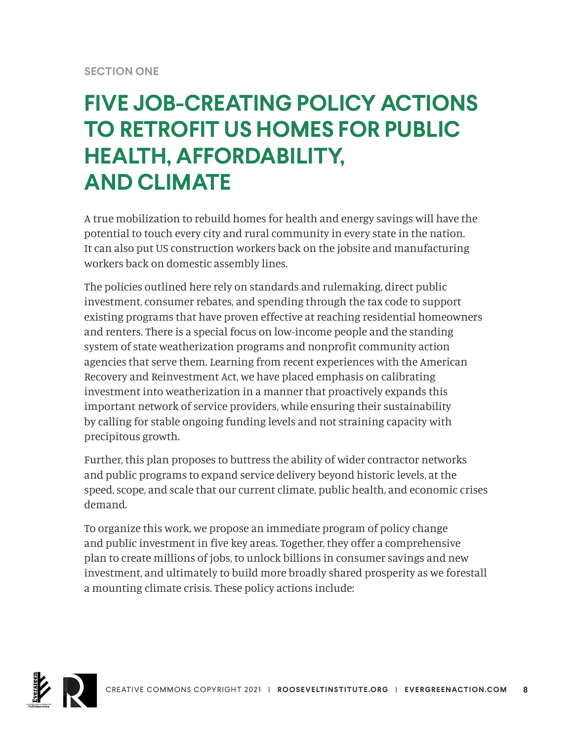SECTION ONE

# FIVE JOB-CREATING POLICY ACTIONS TO RETROFIT US HOMES FOR PUBLIC HEALTH, AFFORDABILITY, AND CLIMATE

A true mobilization to rebuild homes for health and energy savings will have the potential to touch every city and rural community in every state in the nation. It can also put US construction workers back on the jobsite and manufacturing workers back on domestic assembly lines.

The policies outlined here rely on standards and rulemaking, direct public investment, consumer rebates, and spending through the tax code to support existing programs that have proven effective at reaching residential homeowners and renters. There is a special focus on low-income people and the standing system of state weatherization programs and nonprofit community action agencies that serve them. Learning from recent experiences with the American Recovery and Reinvestment Act, we have placed emphasis on calibrating investment into weatherization in a manner that proactively expands this important network of service providers, while ensuring their sustainability by calling for stable ongoing funding levels and not straining capacity with precipitous growth.

Further, this plan proposes to buttress the ability of wider contractor networks and public programs to expand service delivery beyond historic levels, at the speed, scope, and scale that our current climate, public health, and economic crises demand.

To organize this work, we propose an immediate program of policy change and public investment in five key areas. Together, they offer a comprehensive plan to create millions of jobs, to unlock billions in consumer savings and new investment, and ultimately to build more broadly shared prosperity as we forestall a mounting climate crisis. These policy actions include: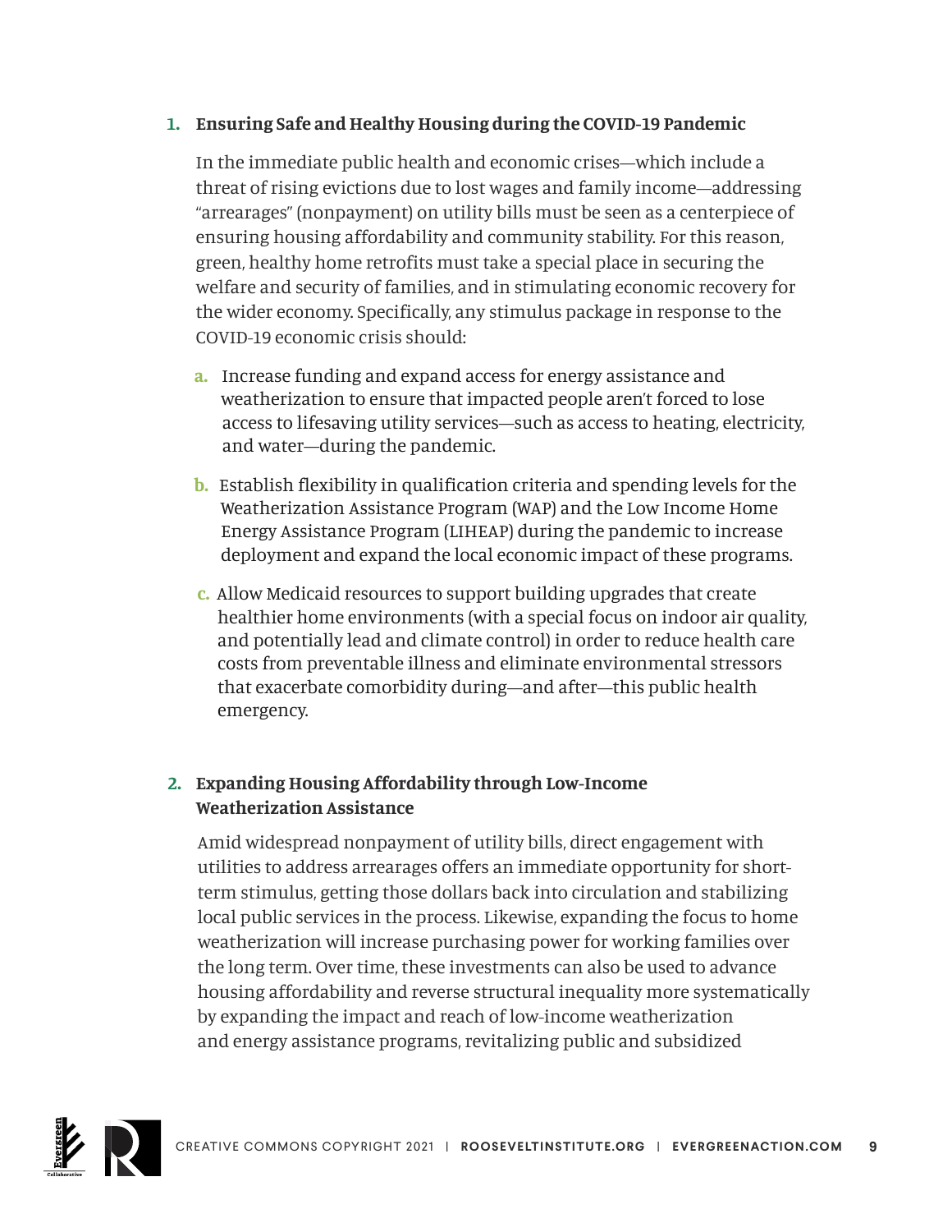1. **Ensuring Safe and Healthy Housing during the COVID-19 Pandemic**

   In the immediate public health and economic crises—which include a threat of rising evictions due to lost wages and family income—addressing "arrearages" (nonpayment) on utility bills must be seen as a centerpiece of ensuring housing affordability and community stability. For this reason, green, healthy home retrofits must take a special place in securing the welfare and security of families, and in stimulating economic recovery for the wider economy. Specifically, any stimulus package in response to the COVID-19 economic crisis should:

   a. Increase funding and expand access for energy assistance and weatherization to ensure that impacted people aren't forced to lose access to lifesaving utility services—such as access to heating, electricity, and water—during the pandemic.

   b. Establish flexibility in qualification criteria and spending levels for the Weatherization Assistance Program (WAP) and the Low Income Home Energy Assistance Program (LIHEAP) during the pandemic to increase deployment and expand the local economic impact of these programs.

   c. Allow Medicaid resources to support building upgrades that create healthier home environments (with a special focus on indoor air quality, and potentially lead and climate control) in order to reduce health care costs from preventable illness and eliminate environmental stressors that exacerbate comorbidity during—and after—this public health emergency.

2. **Expanding Housing Affordability through Low-Income Weatherization Assistance**

   Amid widespread nonpayment of utility bills, direct engagement with utilities to address arrearages offers an immediate opportunity for short-term stimulus, getting those dollars back into circulation and stabilizing local public services in the process. Likewise, expanding the focus to home weatherization will increase purchasing power for working families over the long term. Over time, these investments can also be used to advance housing affordability and reverse structural inequality more systematically by expanding the impact and reach of low-income weatherization and energy assistance programs, revitalizing public and subsidized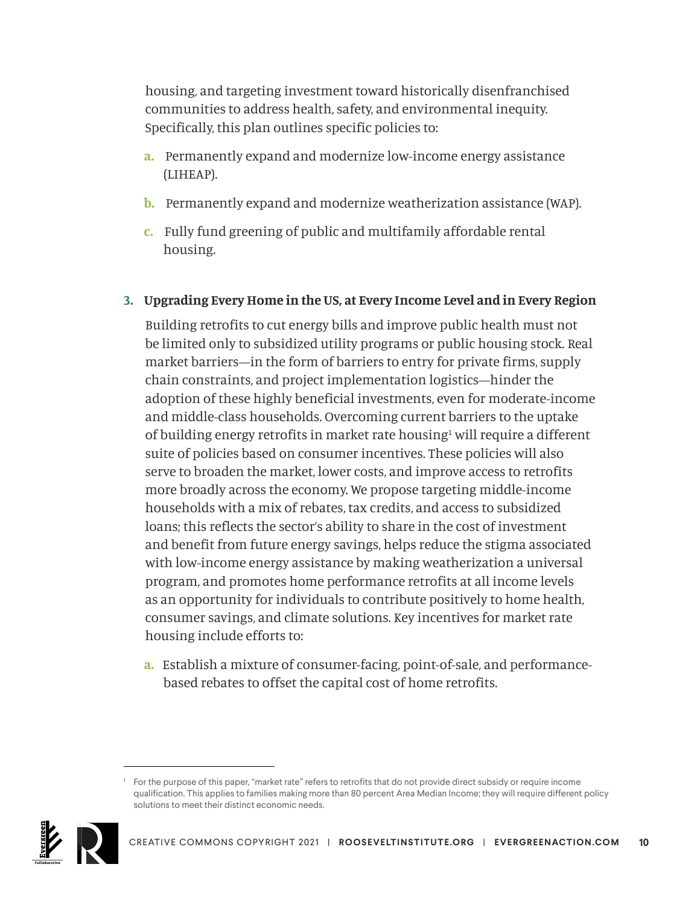housing, and targeting investment toward historically disenfranchised communities to address health, safety, and environmental inequity. Specifically, this plan outlines specific policies to:

a. Permanently expand and modernize low-income energy assistance (LIHEAP).

b. Permanently expand and modernize weatherization assistance (WAP).

c. Fully fund greening of public and multifamily affordable rental housing.

### 3. Upgrading Every Home in the US, at Every Income Level and in Every Region

Building retrofits to cut energy bills and improve public health must not be limited only to subsidized utility programs or public housing stock. Real market barriers—in the form of barriers to entry for private firms, supply chain constraints, and project implementation logistics—hinder the adoption of these highly beneficial investments, even for moderate-income and middle-class households. Overcoming current barriers to the uptake of building energy retrofits in market rate housing[1] will require a different suite of policies based on consumer incentives. These policies will also serve to broaden the market, lower costs, and improve access to retrofits more broadly across the economy. We propose targeting middle-income households with a mix of rebates, tax credits, and access to subsidized loans; this reflects the sector's ability to share in the cost of investment and benefit from future energy savings, helps reduce the stigma associated with low-income energy assistance by making weatherization a universal program, and promotes home performance retrofits at all income levels as an opportunity for individuals to contribute positively to home health, consumer savings, and climate solutions. Key incentives for market rate housing include efforts to:

a. Establish a mixture of consumer-facing, point-of-sale, and performance-based rebates to offset the capital cost of home retrofits.

---

[1] For the purpose of this paper, "market rate" refers to retrofits that do not provide direct subsidy or require income qualification. This applies to families making more than 80 percent Area Median Income; they will require different policy solutions to meet their distinct economic needs.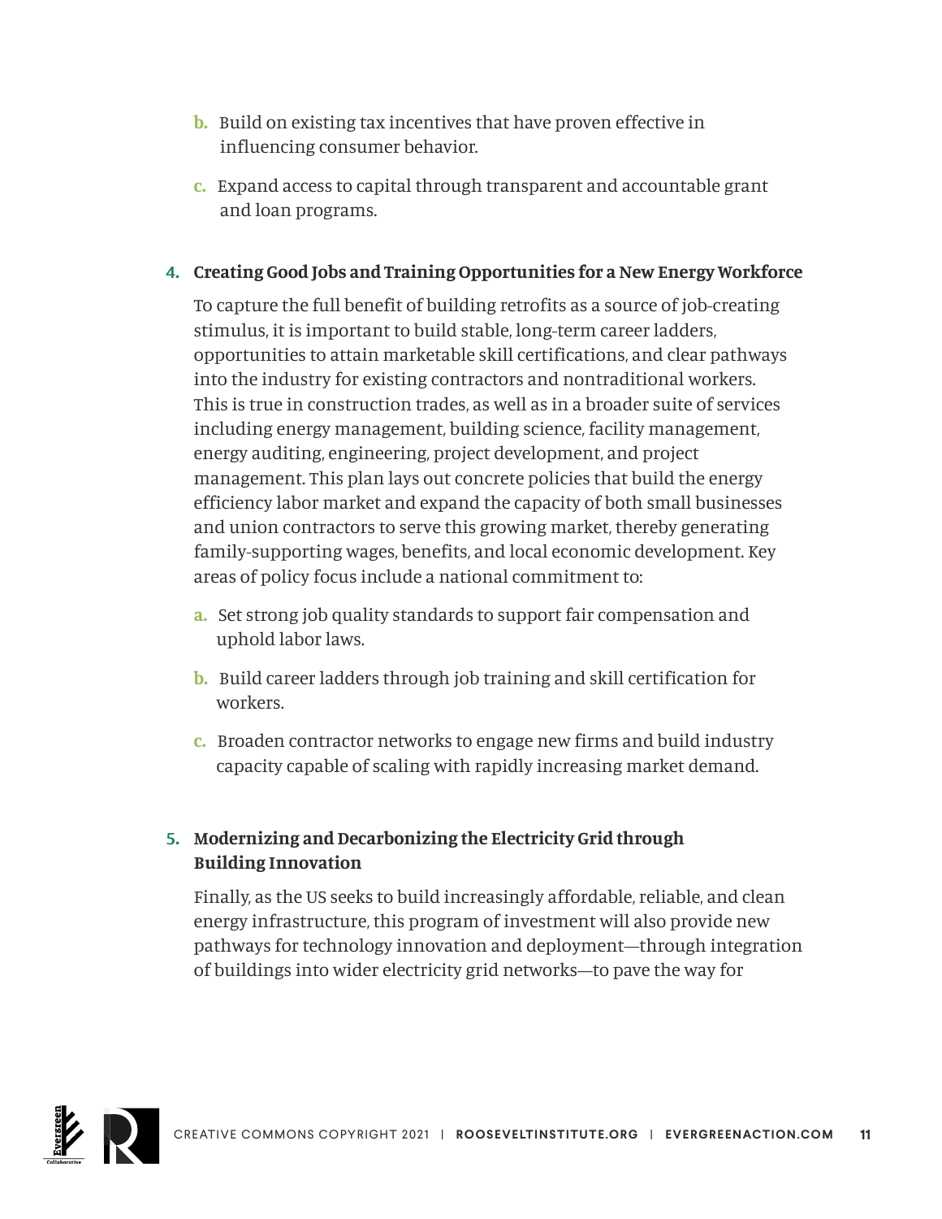b. Build on existing tax incentives that have proven effective in influencing consumer behavior.

c. Expand access to capital through transparent and accountable grant and loan programs.

4. **Creating Good Jobs and Training Opportunities for a New Energy Workforce**

   To capture the full benefit of building retrofits as a source of job-creating stimulus, it is important to build stable, long-term career ladders, opportunities to attain marketable skill certifications, and clear pathways into the industry for existing contractors and nontraditional workers. This is true in construction trades, as well as in a broader suite of services including energy management, building science, facility management, energy auditing, engineering, project development, and project management. This plan lays out concrete policies that build the energy efficiency labor market and expand the capacity of both small businesses and union contractors to serve this growing market, thereby generating family-supporting wages, benefits, and local economic development. Key areas of policy focus include a national commitment to:

   a. Set strong job quality standards to support fair compensation and uphold labor laws.

   b. Build career ladders through job training and skill certification for workers.

   c. Broaden contractor networks to engage new firms and build industry capacity capable of scaling with rapidly increasing market demand.

5. **Modernizing and Decarbonizing the Electricity Grid through Building Innovation**

   Finally, as the US seeks to build increasingly affordable, reliable, and clean energy infrastructure, this program of investment will also provide new pathways for technology innovation and deployment—through integration of buildings into wider electricity grid networks—to pave the way for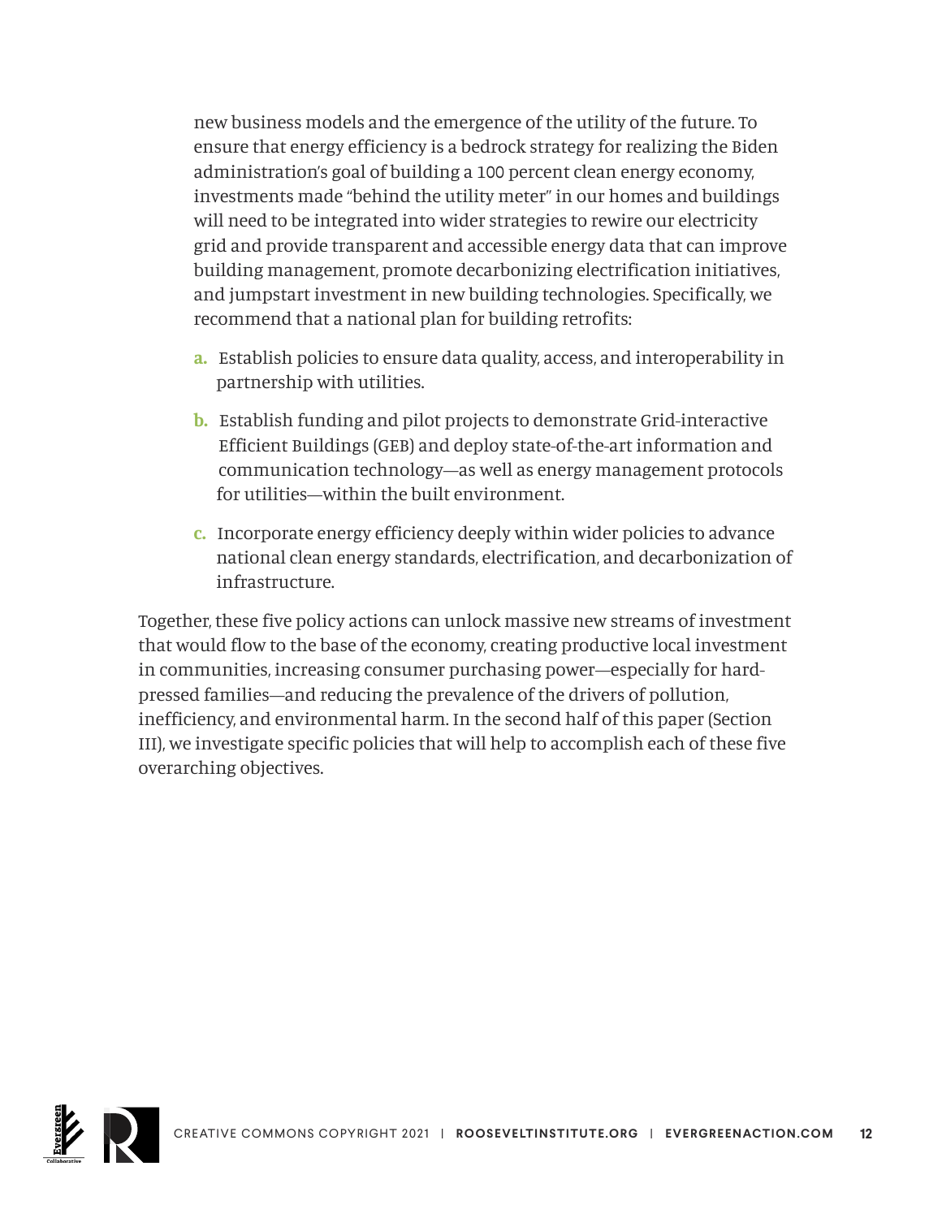new business models and the emergence of the utility of the future. To ensure that energy efficiency is a bedrock strategy for realizing the Biden administration's goal of building a 100 percent clean energy economy, investments made "behind the utility meter" in our homes and buildings will need to be integrated into wider strategies to rewire our electricity grid and provide transparent and accessible energy data that can improve building management, promote decarbonizing electrification initiatives, and jumpstart investment in new building technologies. Specifically, we recommend that a national plan for building retrofits:

a. Establish policies to ensure data quality, access, and interoperability in partnership with utilities.

b. Establish funding and pilot projects to demonstrate Grid-interactive Efficient Buildings (GEB) and deploy state-of-the-art information and communication technology—as well as energy management protocols for utilities—within the built environment.

c. Incorporate energy efficiency deeply within wider policies to advance national clean energy standards, electrification, and decarbonization of infrastructure.

Together, these five policy actions can unlock massive new streams of investment that would flow to the base of the economy, creating productive local investment in communities, increasing consumer purchasing power—especially for hard-pressed families—and reducing the prevalence of the drivers of pollution, inefficiency, and environmental harm. In the second half of this paper (Section III), we investigate specific policies that will help to accomplish each of these five overarching objectives.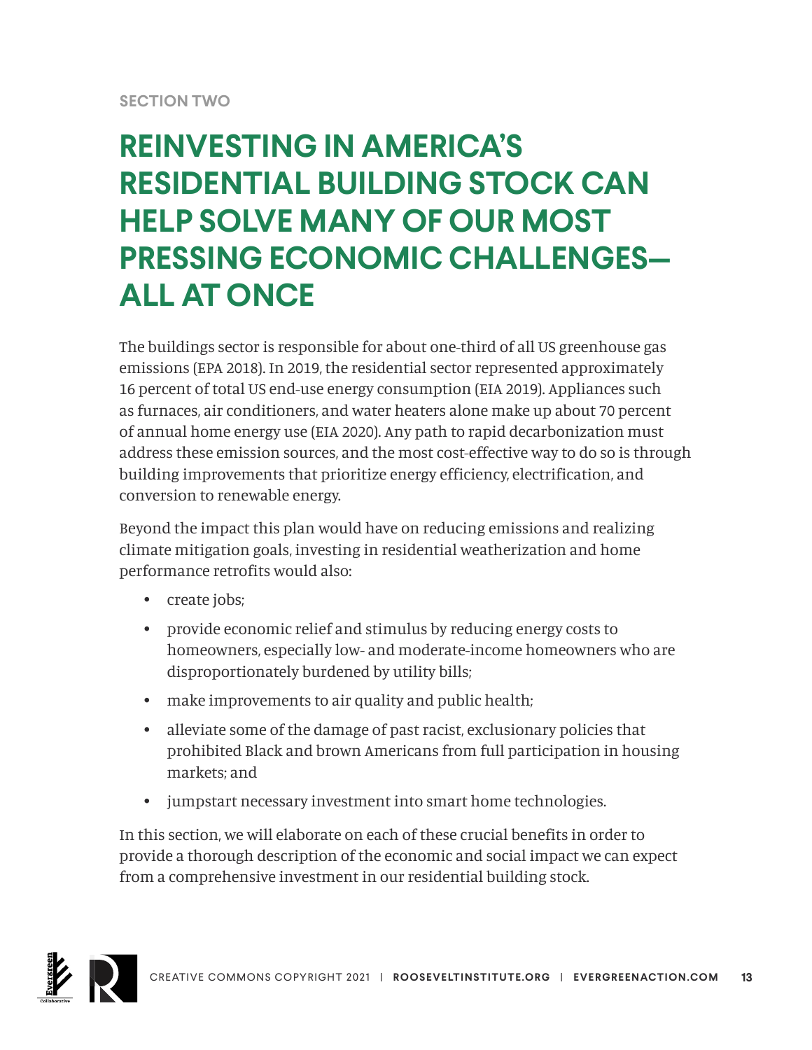SECTION TWO

# REINVESTING IN AMERICA'S RESIDENTIAL BUILDING STOCK CAN HELP SOLVE MANY OF OUR MOST PRESSING ECONOMIC CHALLENGES— ALL AT ONCE

The buildings sector is responsible for about one-third of all US greenhouse gas emissions (EPA 2018). In 2019, the residential sector represented approximately 16 percent of total US end-use energy consumption (EIA 2019). Appliances such as furnaces, air conditioners, and water heaters alone make up about 70 percent of annual home energy use (EIA 2020). Any path to rapid decarbonization must address these emission sources, and the most cost-effective way to do so is through building improvements that prioritize energy efficiency, electrification, and conversion to renewable energy.

Beyond the impact this plan would have on reducing emissions and realizing climate mitigation goals, investing in residential weatherization and home performance retrofits would also:

- create jobs;
- provide economic relief and stimulus by reducing energy costs to homeowners, especially low- and moderate-income homeowners who are disproportionately burdened by utility bills;
- make improvements to air quality and public health;
- alleviate some of the damage of past racist, exclusionary policies that prohibited Black and brown Americans from full participation in housing markets; and
- jumpstart necessary investment into smart home technologies.

In this section, we will elaborate on each of these crucial benefits in order to provide a thorough description of the economic and social impact we can expect from a comprehensive investment in our residential building stock.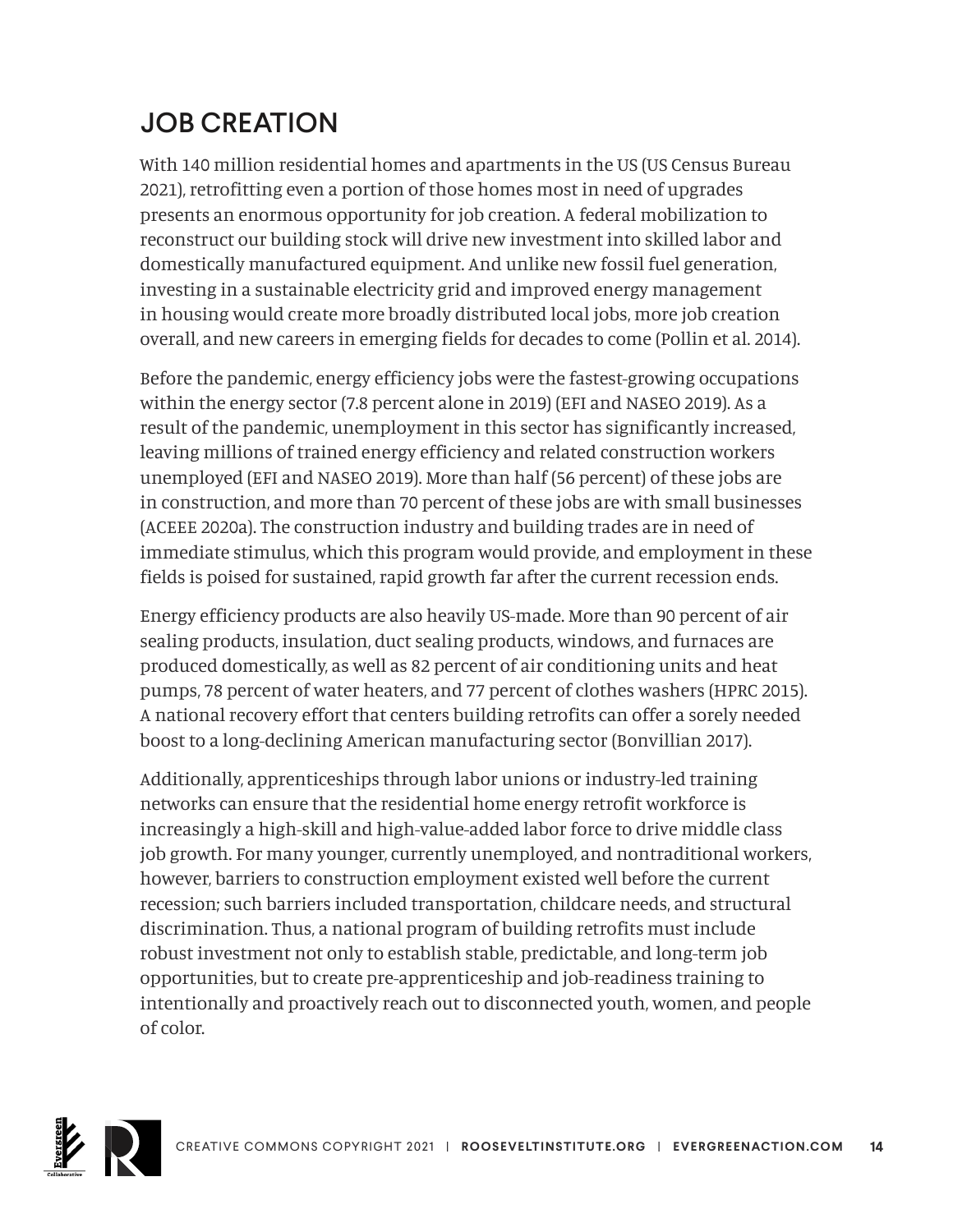## JOB CREATION

With 140 million residential homes and apartments in the US (US Census Bureau 2021), retrofitting even a portion of those homes most in need of upgrades presents an enormous opportunity for job creation. A federal mobilization to reconstruct our building stock will drive new investment into skilled labor and domestically manufactured equipment. And unlike new fossil fuel generation, investing in a sustainable electricity grid and improved energy management in housing would create more broadly distributed local jobs, more job creation overall, and new careers in emerging fields for decades to come (Pollin et al. 2014).

Before the pandemic, energy efficiency jobs were the fastest-growing occupations within the energy sector (7.8 percent alone in 2019) (EFI and NASEO 2019). As a result of the pandemic, unemployment in this sector has significantly increased, leaving millions of trained energy efficiency and related construction workers unemployed (EFI and NASEO 2019). More than half (56 percent) of these jobs are in construction, and more than 70 percent of these jobs are with small businesses (ACEEE 2020a). The construction industry and building trades are in need of immediate stimulus, which this program would provide, and employment in these fields is poised for sustained, rapid growth far after the current recession ends.

Energy efficiency products are also heavily US-made. More than 90 percent of air sealing products, insulation, duct sealing products, windows, and furnaces are produced domestically, as well as 82 percent of air conditioning units and heat pumps, 78 percent of water heaters, and 77 percent of clothes washers (HPRC 2015). A national recovery effort that centers building retrofits can offer a sorely needed boost to a long-declining American manufacturing sector (Bonvillian 2017).

Additionally, apprenticeships through labor unions or industry-led training networks can ensure that the residential home energy retrofit workforce is increasingly a high-skill and high-value-added labor force to drive middle class job growth. For many younger, currently unemployed, and nontraditional workers, however, barriers to construction employment existed well before the current recession; such barriers included transportation, childcare needs, and structural discrimination. Thus, a national program of building retrofits must include robust investment not only to establish stable, predictable, and long-term job opportunities, but to create pre-apprenticeship and job-readiness training to intentionally and proactively reach out to disconnected youth, women, and people of color.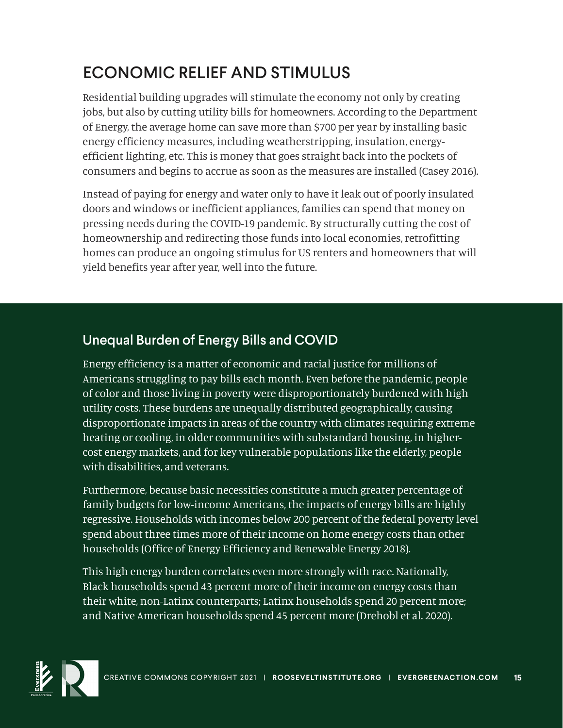## ECONOMIC RELIEF AND STIMULUS

Residential building upgrades will stimulate the economy not only by creating jobs, but also by cutting utility bills for homeowners. According to the Department of Energy, the average home can save more than $700 per year by installing basic energy efficiency measures, including weatherstripping, insulation, energy-efficient lighting, etc. This is money that goes straight back into the pockets of consumers and begins to accrue as soon as the measures are installed (Casey 2016).

Instead of paying for energy and water only to have it leak out of poorly insulated doors and windows or inefficient appliances, families can spend that money on pressing needs during the COVID-19 pandemic. By structurally cutting the cost of homeownership and redirecting those funds into local economies, retrofitting homes can produce an ongoing stimulus for US renters and homeowners that will yield benefits year after year, well into the future.

### Unequal Burden of Energy Bills and COVID

Energy efficiency is a matter of economic and racial justice for millions of Americans struggling to pay bills each month. Even before the pandemic, people of color and those living in poverty were disproportionately burdened with high utility costs. These burdens are unequally distributed geographically, causing disproportionate impacts in areas of the country with climates requiring extreme heating or cooling, in older communities with substandard housing, in higher-cost energy markets, and for key vulnerable populations like the elderly, people with disabilities, and veterans.

Furthermore, because basic necessities constitute a much greater percentage of family budgets for low-income Americans, the impacts of energy bills are highly regressive. Households with incomes below 200 percent of the federal poverty level spend about three times more of their income on home energy costs than other households (Office of Energy Efficiency and Renewable Energy 2018).

This high energy burden correlates even more strongly with race. Nationally, Black households spend 43 percent more of their income on energy costs than their white, non-Latinx counterparts; Latinx households spend 20 percent more; and Native American households spend 45 percent more (Drehobl et al. 2020).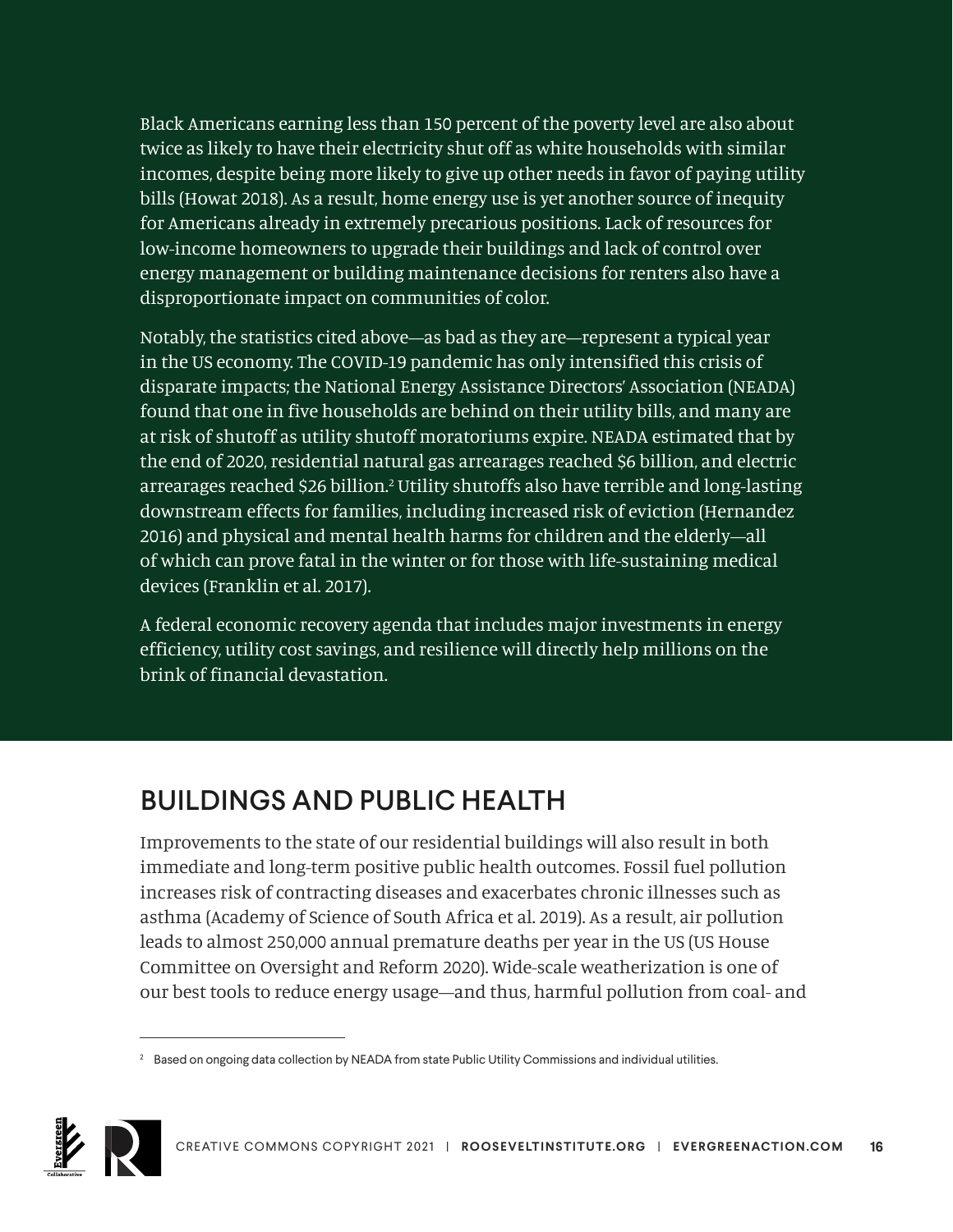Black Americans earning less than 150 percent of the poverty level are also about twice as likely to have their electricity shut off as white households with similar incomes, despite being more likely to give up other needs in favor of paying utility bills (Howat 2018). As a result, home energy use is yet another source of inequity for Americans already in extremely precarious positions. Lack of resources for low-income homeowners to upgrade their buildings and lack of control over energy management or building maintenance decisions for renters also have a disproportionate impact on communities of color.

Notably, the statistics cited above—as bad as they are—represent a typical year in the US economy. The COVID-19 pandemic has only intensified this crisis of disparate impacts; the National Energy Assistance Directors' Association (NEADA) found that one in five households are behind on their utility bills, and many are at risk of shutoff as utility shutoff moratoriums expire. NEADA estimated that by the end of 2020, residential natural gas arrearages reached $6 billion, and electric arrearages reached $26 billion.[2] Utility shutoffs also have terrible and long-lasting downstream effects for families, including increased risk of eviction (Hernandez 2016) and physical and mental health harms for children and the elderly—all of which can prove fatal in the winter or for those with life-sustaining medical devices (Franklin et al. 2017).

A federal economic recovery agenda that includes major investments in energy efficiency, utility cost savings, and resilience will directly help millions on the brink of financial devastation.

## BUILDINGS AND PUBLIC HEALTH

Improvements to the state of our residential buildings will also result in both immediate and long-term positive public health outcomes. Fossil fuel pollution increases risk of contracting diseases and exacerbates chronic illnesses such as asthma (Academy of Science of South Africa et al. 2019). As a result, air pollution leads to almost 250,000 annual premature deaths per year in the US (US House Committee on Oversight and Reform 2020). Wide-scale weatherization is one of our best tools to reduce energy usage—and thus, harmful pollution from coal- and

[2] Based on ongoing data collection by NEADA from state Public Utility Commissions and individual utilities.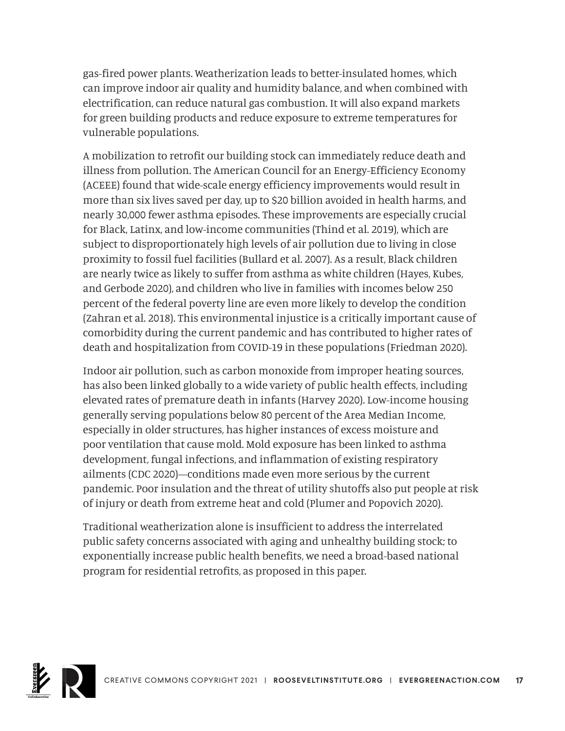gas-fired power plants. Weatherization leads to better-insulated homes, which can improve indoor air quality and humidity balance, and when combined with electrification, can reduce natural gas combustion. It will also expand markets for green building products and reduce exposure to extreme temperatures for vulnerable populations.

A mobilization to retrofit our building stock can immediately reduce death and illness from pollution. The American Council for an Energy-Efficiency Economy (ACEEE) found that wide-scale energy efficiency improvements would result in more than six lives saved per day, up to $20 billion avoided in health harms, and nearly 30,000 fewer asthma episodes. These improvements are especially crucial for Black, Latinx, and low-income communities (Thind et al. 2019), which are subject to disproportionately high levels of air pollution due to living in close proximity to fossil fuel facilities (Bullard et al. 2007). As a result, Black children are nearly twice as likely to suffer from asthma as white children (Hayes, Kubes, and Gerbode 2020), and children who live in families with incomes below 250 percent of the federal poverty line are even more likely to develop the condition (Zahran et al. 2018). This environmental injustice is a critically important cause of comorbidity during the current pandemic and has contributed to higher rates of death and hospitalization from COVID-19 in these populations (Friedman 2020).

Indoor air pollution, such as carbon monoxide from improper heating sources, has also been linked globally to a wide variety of public health effects, including elevated rates of premature death in infants (Harvey 2020). Low-income housing generally serving populations below 80 percent of the Area Median Income, especially in older structures, has higher instances of excess moisture and poor ventilation that cause mold. Mold exposure has been linked to asthma development, fungal infections, and inflammation of existing respiratory ailments (CDC 2020)—conditions made even more serious by the current pandemic. Poor insulation and the threat of utility shutoffs also put people at risk of injury or death from extreme heat and cold (Plumer and Popovich 2020).

Traditional weatherization alone is insufficient to address the interrelated public safety concerns associated with aging and unhealthy building stock; to exponentially increase public health benefits, we need a broad-based national program for residential retrofits, as proposed in this paper.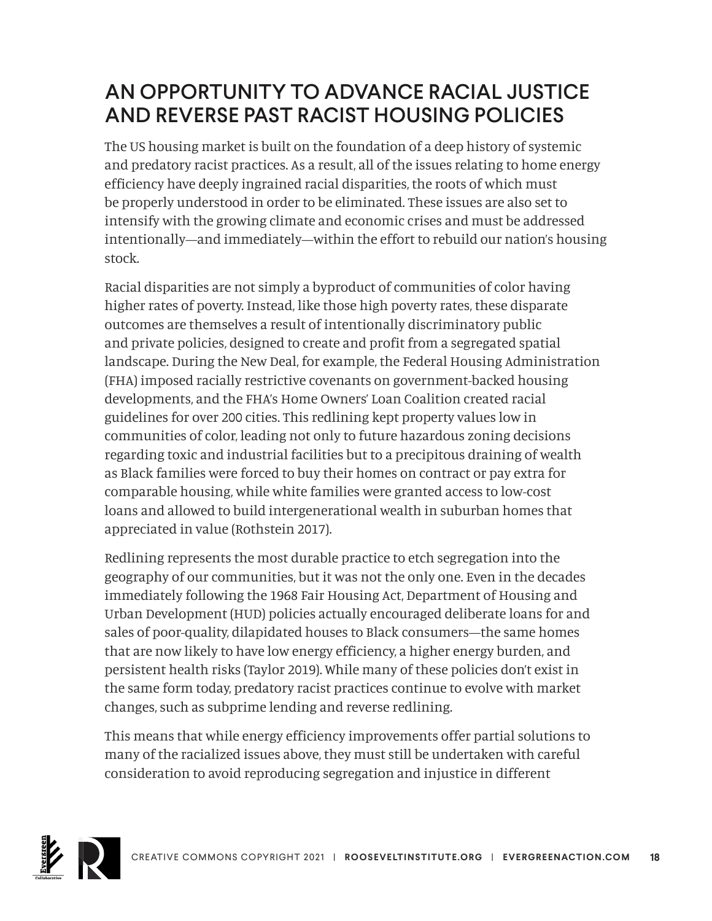## AN OPPORTUNITY TO ADVANCE RACIAL JUSTICE AND REVERSE PAST RACIST HOUSING POLICIES

The US housing market is built on the foundation of a deep history of systemic and predatory racist practices. As a result, all of the issues relating to home energy efficiency have deeply ingrained racial disparities, the roots of which must be properly understood in order to be eliminated. These issues are also set to intensify with the growing climate and economic crises and must be addressed intentionally—and immediately—within the effort to rebuild our nation's housing stock.

Racial disparities are not simply a byproduct of communities of color having higher rates of poverty. Instead, like those high poverty rates, these disparate outcomes are themselves a result of intentionally discriminatory public and private policies, designed to create and profit from a segregated spatial landscape. During the New Deal, for example, the Federal Housing Administration (FHA) imposed racially restrictive covenants on government-backed housing developments, and the FHA's Home Owners' Loan Coalition created racial guidelines for over 200 cities. This redlining kept property values low in communities of color, leading not only to future hazardous zoning decisions regarding toxic and industrial facilities but to a precipitous draining of wealth as Black families were forced to buy their homes on contract or pay extra for comparable housing, while white families were granted access to low-cost loans and allowed to build intergenerational wealth in suburban homes that appreciated in value (Rothstein 2017).

Redlining represents the most durable practice to etch segregation into the geography of our communities, but it was not the only one. Even in the decades immediately following the 1968 Fair Housing Act, Department of Housing and Urban Development (HUD) policies actually encouraged deliberate loans for and sales of poor-quality, dilapidated houses to Black consumers—the same homes that are now likely to have low energy efficiency, a higher energy burden, and persistent health risks (Taylor 2019). While many of these policies don't exist in the same form today, predatory racist practices continue to evolve with market changes, such as subprime lending and reverse redlining.

This means that while energy efficiency improvements offer partial solutions to many of the racialized issues above, they must still be undertaken with careful consideration to avoid reproducing segregation and injustice in different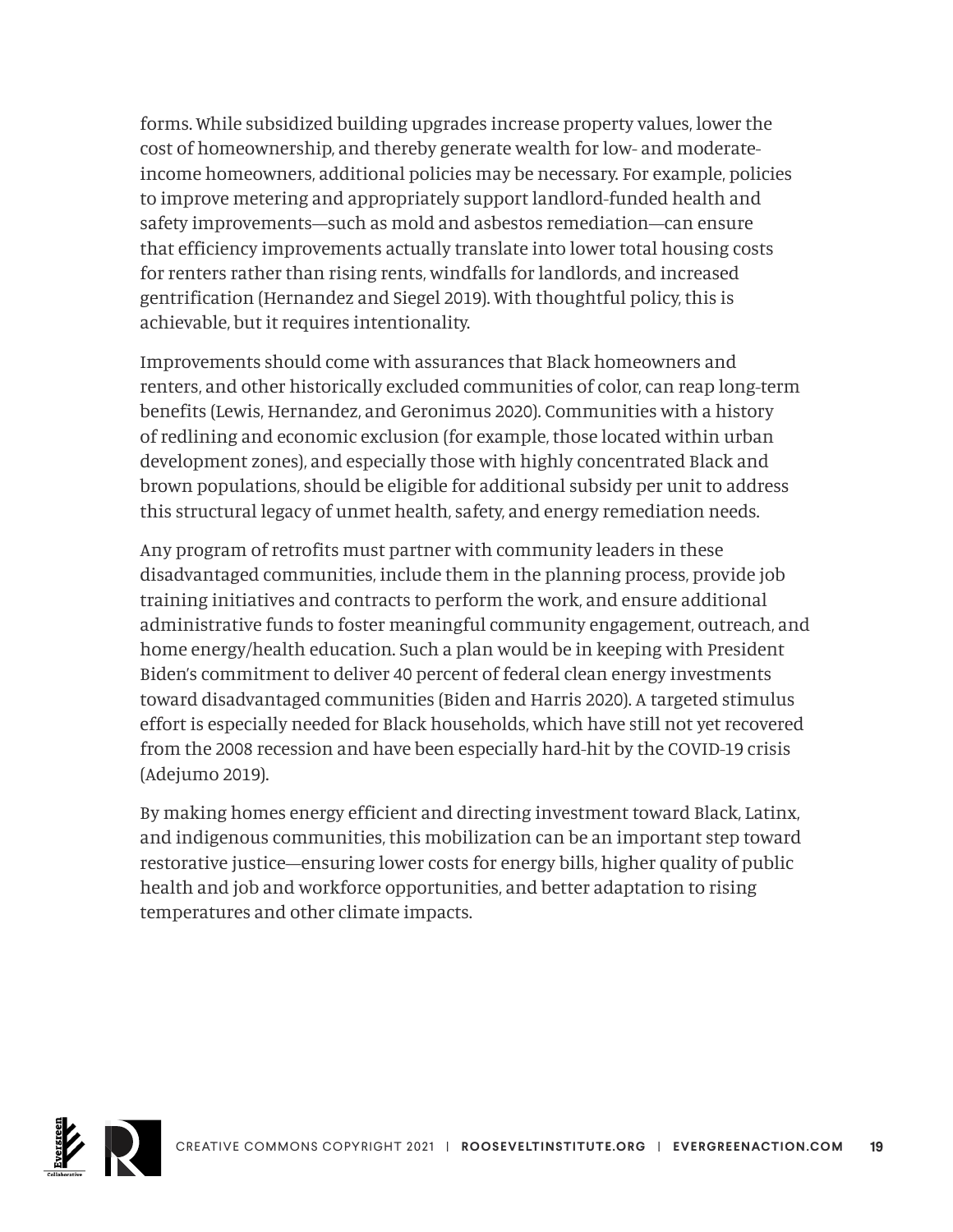forms. While subsidized building upgrades increase property values, lower the cost of homeownership, and thereby generate wealth for low- and moderate-income homeowners, additional policies may be necessary. For example, policies to improve metering and appropriately support landlord-funded health and safety improvements—such as mold and asbestos remediation—can ensure that efficiency improvements actually translate into lower total housing costs for renters rather than rising rents, windfalls for landlords, and increased gentrification (Hernandez and Siegel 2019). With thoughtful policy, this is achievable, but it requires intentionality.

Improvements should come with assurances that Black homeowners and renters, and other historically excluded communities of color, can reap long-term benefits (Lewis, Hernandez, and Geronimus 2020). Communities with a history of redlining and economic exclusion (for example, those located within urban development zones), and especially those with highly concentrated Black and brown populations, should be eligible for additional subsidy per unit to address this structural legacy of unmet health, safety, and energy remediation needs.

Any program of retrofits must partner with community leaders in these disadvantaged communities, include them in the planning process, provide job training initiatives and contracts to perform the work, and ensure additional administrative funds to foster meaningful community engagement, outreach, and home energy/health education. Such a plan would be in keeping with President Biden's commitment to deliver 40 percent of federal clean energy investments toward disadvantaged communities (Biden and Harris 2020). A targeted stimulus effort is especially needed for Black households, which have still not yet recovered from the 2008 recession and have been especially hard-hit by the COVID-19 crisis (Adejumo 2019).

By making homes energy efficient and directing investment toward Black, Latinx, and indigenous communities, this mobilization can be an important step toward restorative justice—ensuring lower costs for energy bills, higher quality of public health and job and workforce opportunities, and better adaptation to rising temperatures and other climate impacts.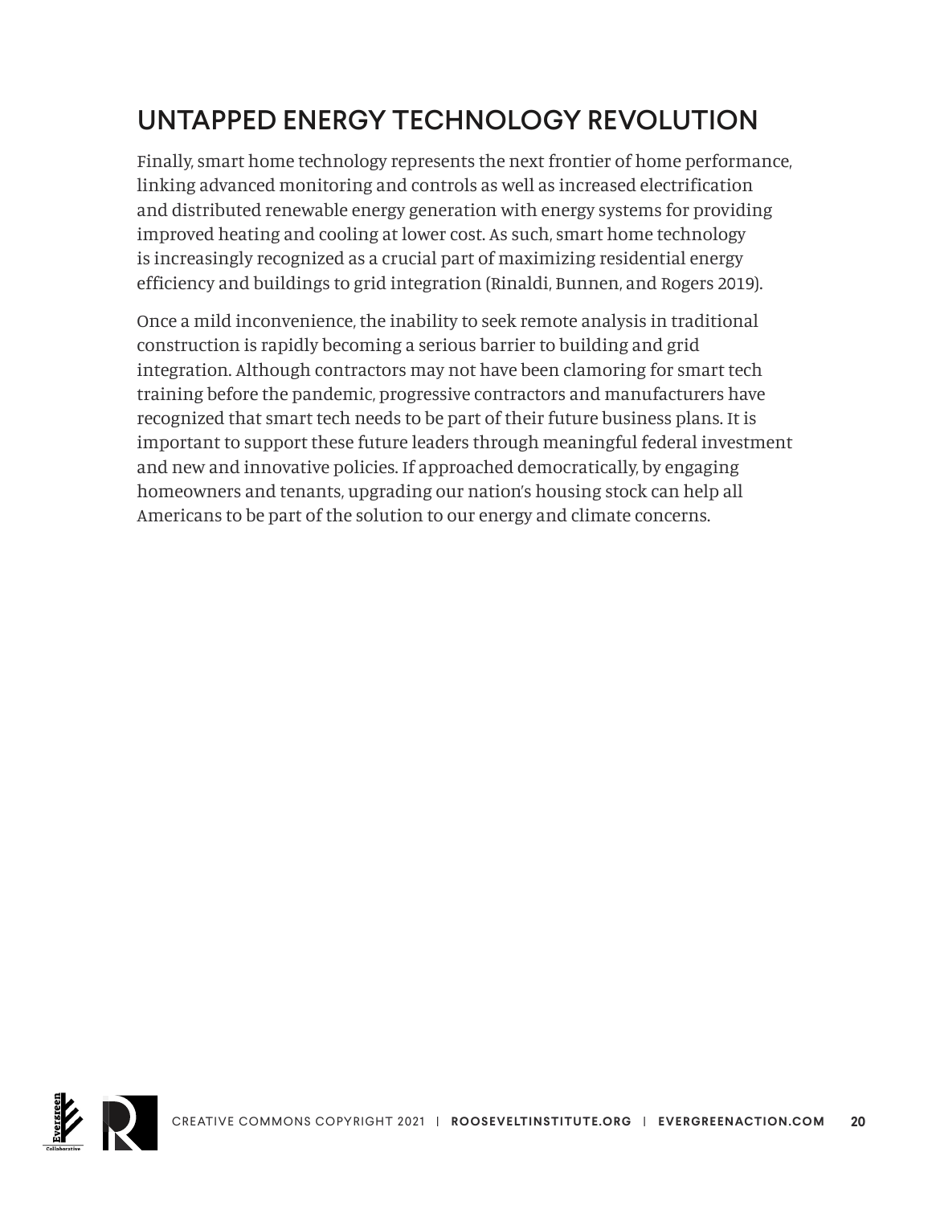## UNTAPPED ENERGY TECHNOLOGY REVOLUTION

Finally, smart home technology represents the next frontier of home performance, linking advanced monitoring and controls as well as increased electrification and distributed renewable energy generation with energy systems for providing improved heating and cooling at lower cost. As such, smart home technology is increasingly recognized as a crucial part of maximizing residential energy efficiency and buildings to grid integration (Rinaldi, Bunnen, and Rogers 2019).

Once a mild inconvenience, the inability to seek remote analysis in traditional construction is rapidly becoming a serious barrier to building and grid integration. Although contractors may not have been clamoring for smart tech training before the pandemic, progressive contractors and manufacturers have recognized that smart tech needs to be part of their future business plans. It is important to support these future leaders through meaningful federal investment and new and innovative policies. If approached democratically, by engaging homeowners and tenants, upgrading our nation's housing stock can help all Americans to be part of the solution to our energy and climate concerns.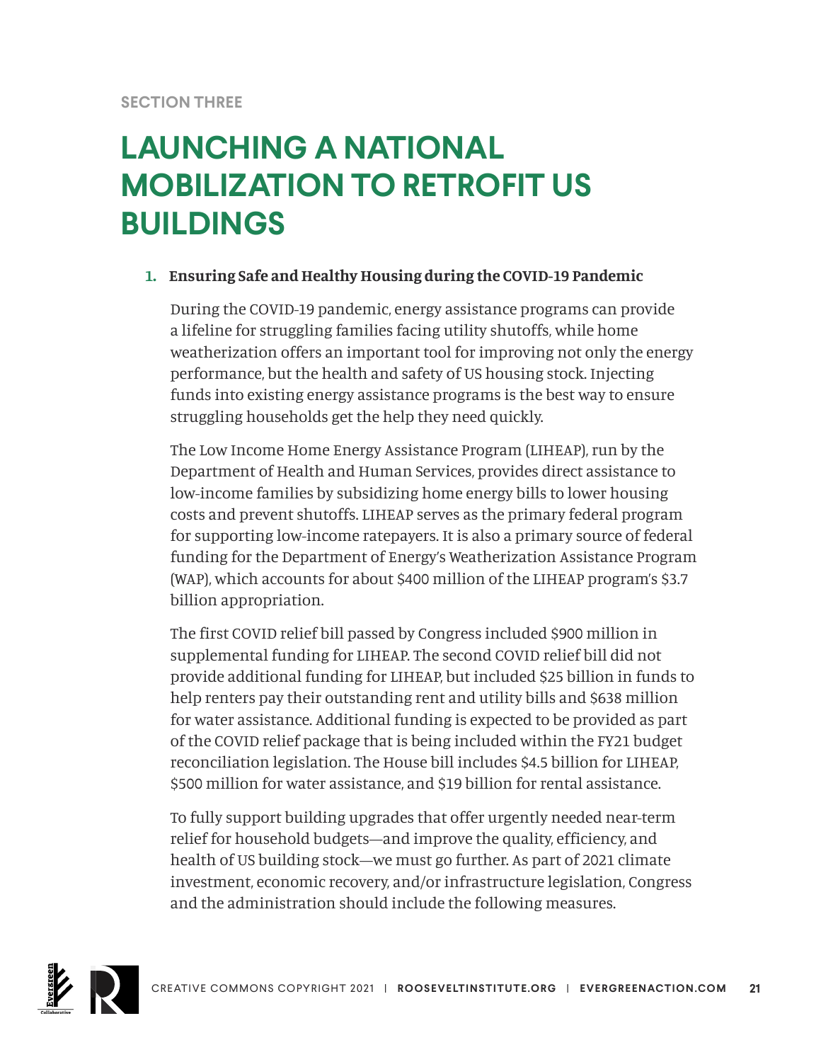SECTION THREE

# LAUNCHING A NATIONAL MOBILIZATION TO RETROFIT US BUILDINGS

## 1. Ensuring Safe and Healthy Housing during the COVID-19 Pandemic

During the COVID-19 pandemic, energy assistance programs can provide a lifeline for struggling families facing utility shutoffs, while home weatherization offers an important tool for improving not only the energy performance, but the health and safety of US housing stock. Injecting funds into existing energy assistance programs is the best way to ensure struggling households get the help they need quickly.

The Low Income Home Energy Assistance Program (LIHEAP), run by the Department of Health and Human Services, provides direct assistance to low-income families by subsidizing home energy bills to lower housing costs and prevent shutoffs. LIHEAP serves as the primary federal program for supporting low-income ratepayers. It is also a primary source of federal funding for the Department of Energy's Weatherization Assistance Program (WAP), which accounts for about $400 million of the LIHEAP program's $3.7 billion appropriation.

The first COVID relief bill passed by Congress included $900 million in supplemental funding for LIHEAP. The second COVID relief bill did not provide additional funding for LIHEAP, but included $25 billion in funds to help renters pay their outstanding rent and utility bills and $638 million for water assistance. Additional funding is expected to be provided as part of the COVID relief package that is being included within the FY21 budget reconciliation legislation. The House bill includes $4.5 billion for LIHEAP, $500 million for water assistance, and $19 billion for rental assistance.

To fully support building upgrades that offer urgently needed near-term relief for household budgets—and improve the quality, efficiency, and health of US building stock—we must go further. As part of 2021 climate investment, economic recovery, and/or infrastructure legislation, Congress and the administration should include the following measures.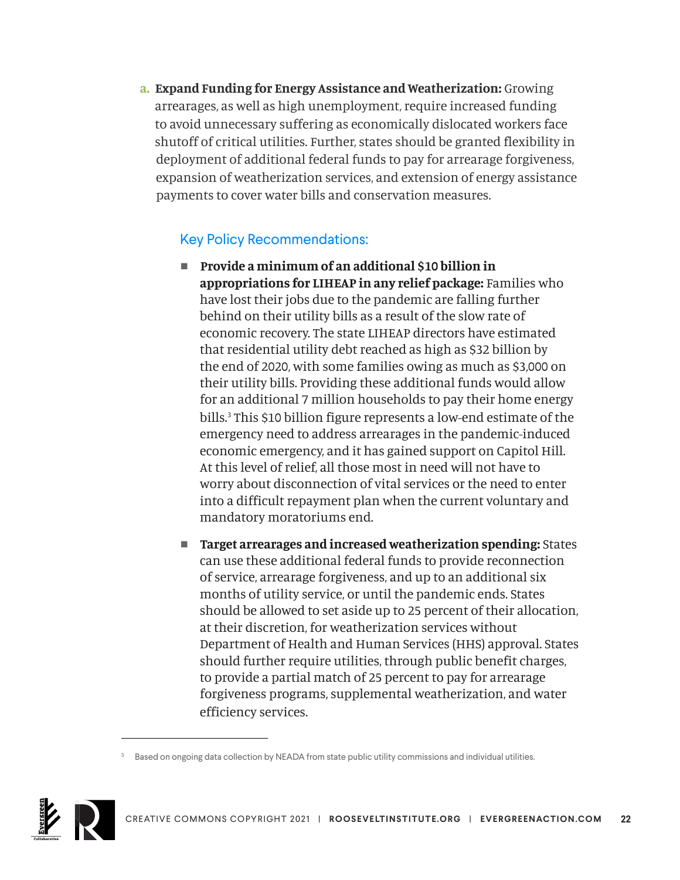a. **Expand Funding for Energy Assistance and Weatherization:** Growing arrearages, as well as high unemployment, require increased funding to avoid unnecessary suffering as economically dislocated workers face shutoff of critical utilities. Further, states should be granted flexibility in deployment of additional federal funds to pay for arrearage forgiveness, expansion of weatherization services, and extension of energy assistance payments to cover water bills and conservation measures.

### Key Policy Recommendations:

- **Provide a minimum of an additional $10 billion in appropriations for LIHEAP in any relief package:** Families who have lost their jobs due to the pandemic are falling further behind on their utility bills as a result of the slow rate of economic recovery. The state LIHEAP directors have estimated that residential utility debt reached as high as $32 billion by the end of 2020, with some families owing as much as $3,000 on their utility bills. Providing these additional funds would allow for an additional 7 million households to pay their home energy bills.[3] This $10 billion figure represents a low-end estimate of the emergency need to address arrearages in the pandemic-induced economic emergency, and it has gained support on Capitol Hill. At this level of relief, all those most in need will not have to worry about disconnection of vital services or the need to enter into a difficult repayment plan when the current voluntary and mandatory moratoriums end.

- **Target arrearages and increased weatherization spending:** States can use these additional federal funds to provide reconnection of service, arrearage forgiveness, and up to an additional six months of utility service, or until the pandemic ends. States should be allowed to set aside up to 25 percent of their allocation, at their discretion, for weatherization services without Department of Health and Human Services (HHS) approval. States should further require utilities, through public benefit charges, to provide a partial match of 25 percent to pay for arrearage forgiveness programs, supplemental weatherization, and water efficiency services.

---

[3] Based on ongoing data collection by NEADA from state public utility commissions and individual utilities.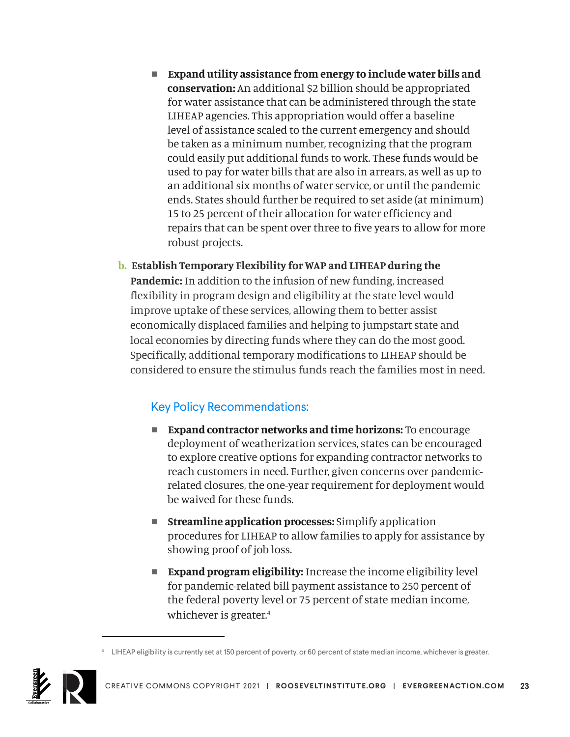- **Expand utility assistance from energy to include water bills and conservation:** An additional $2 billion should be appropriated for water assistance that can be administered through the state LIHEAP agencies. This appropriation would offer a baseline level of assistance scaled to the current emergency and should be taken as a minimum number, recognizing that the program could easily put additional funds to work. These funds would be used to pay for water bills that are also in arrears, as well as up to an additional six months of water service, or until the pandemic ends. States should further be required to set aside (at minimum) 15 to 25 percent of their allocation for water efficiency and repairs that can be spent over three to five years to allow for more robust projects.

**b. Establish Temporary Flexibility for WAP and LIHEAP during the Pandemic:** In addition to the infusion of new funding, increased flexibility in program design and eligibility at the state level would improve uptake of these services, allowing them to better assist economically displaced families and helping to jumpstart state and local economies by directing funds where they can do the most good. Specifically, additional temporary modifications to LIHEAP should be considered to ensure the stimulus funds reach the families most in need.

### Key Policy Recommendations:

- **Expand contractor networks and time horizons:** To encourage deployment of weatherization services, states can be encouraged to explore creative options for expanding contractor networks to reach customers in need. Further, given concerns over pandemic-related closures, the one-year requirement for deployment would be waived for these funds.

- **Streamline application processes:** Simplify application procedures for LIHEAP to allow families to apply for assistance by showing proof of job loss.

- **Expand program eligibility:** Increase the income eligibility level for pandemic-related bill payment assistance to 250 percent of the federal poverty level or 75 percent of state median income, whichever is greater.[4]

---

[4] LIHEAP eligibility is currently set at 150 percent of poverty, or 60 percent of state median income, whichever is greater.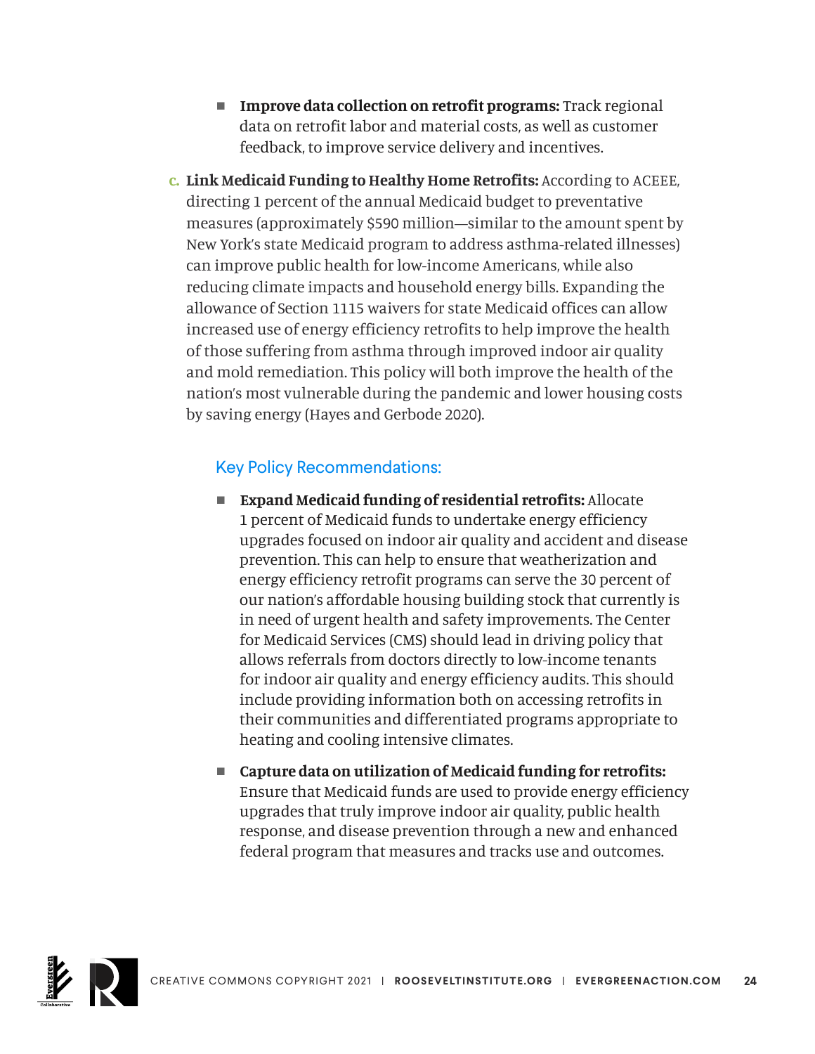- **Improve data collection on retrofit programs:** Track regional data on retrofit labor and material costs, as well as customer feedback, to improve service delivery and incentives.

c. **Link Medicaid Funding to Healthy Home Retrofits:** According to ACEEE, directing 1 percent of the annual Medicaid budget to preventative measures (approximately $590 million—similar to the amount spent by New York's state Medicaid program to address asthma-related illnesses) can improve public health for low-income Americans, while also reducing climate impacts and household energy bills. Expanding the allowance of Section 1115 waivers for state Medicaid offices can allow increased use of energy efficiency retrofits to help improve the health of those suffering from asthma through improved indoor air quality and mold remediation. This policy will both improve the health of the nation's most vulnerable during the pandemic and lower housing costs by saving energy (Hayes and Gerbode 2020).

### Key Policy Recommendations:

- **Expand Medicaid funding of residential retrofits:** Allocate 1 percent of Medicaid funds to undertake energy efficiency upgrades focused on indoor air quality and accident and disease prevention. This can help to ensure that weatherization and energy efficiency retrofit programs can serve the 30 percent of our nation's affordable housing building stock that currently is in need of urgent health and safety improvements. The Center for Medicaid Services (CMS) should lead in driving policy that allows referrals from doctors directly to low-income tenants for indoor air quality and energy efficiency audits. This should include providing information both on accessing retrofits in their communities and differentiated programs appropriate to heating and cooling intensive climates.
- **Capture data on utilization of Medicaid funding for retrofits:** Ensure that Medicaid funds are used to provide energy efficiency upgrades that truly improve indoor air quality, public health response, and disease prevention through a new and enhanced federal program that measures and tracks use and outcomes.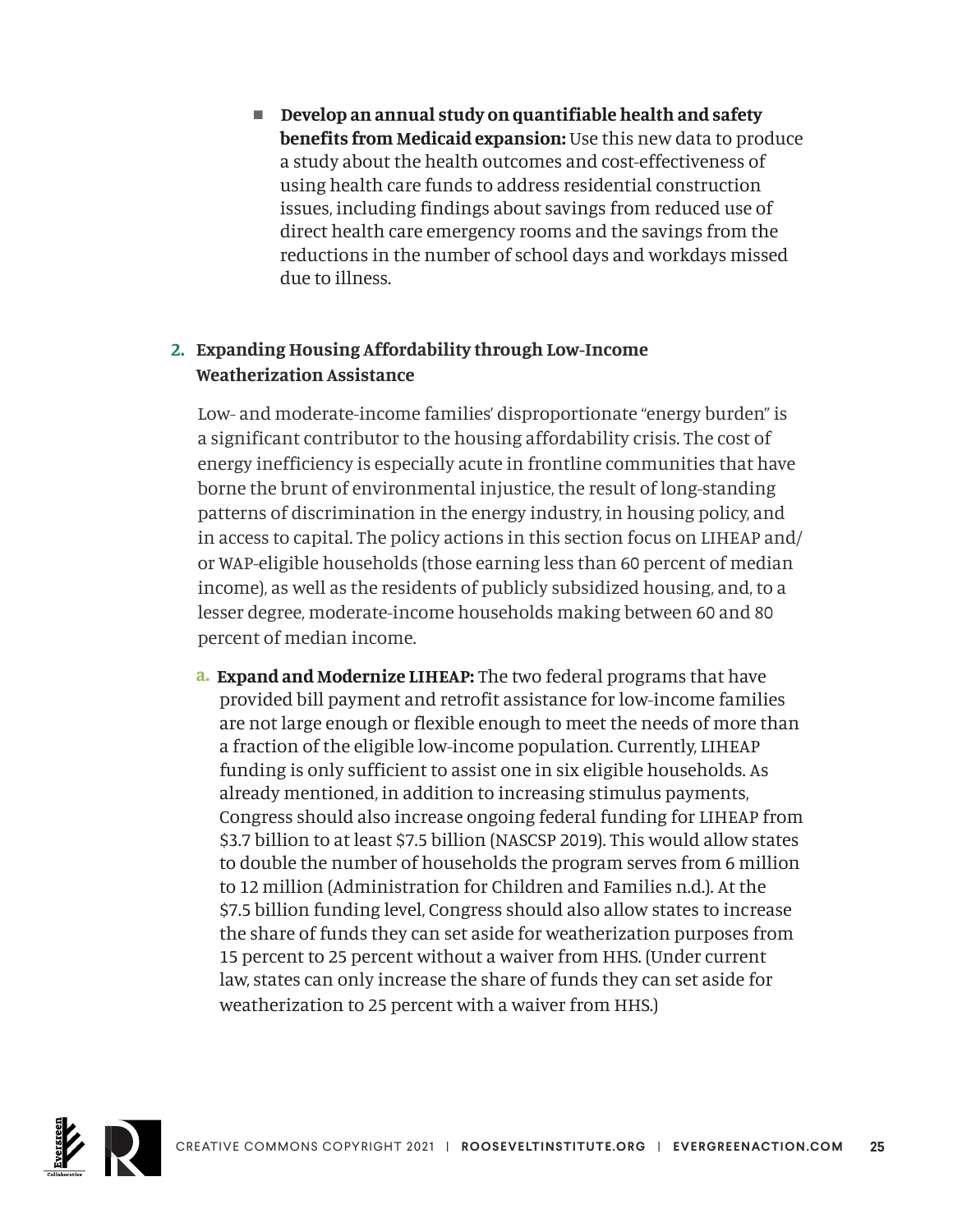- **Develop an annual study on quantifiable health and safety benefits from Medicaid expansion:** Use this new data to produce a study about the health outcomes and cost-effectiveness of using health care funds to address residential construction issues, including findings about savings from reduced use of direct health care emergency rooms and the savings from the reductions in the number of school days and workdays missed due to illness.

## 2. Expanding Housing Affordability through Low-Income Weatherization Assistance

Low- and moderate-income families' disproportionate "energy burden" is a significant contributor to the housing affordability crisis. The cost of energy inefficiency is especially acute in frontline communities that have borne the brunt of environmental injustice, the result of long-standing patterns of discrimination in the energy industry, in housing policy, and in access to capital. The policy actions in this section focus on LIHEAP and/or WAP-eligible households (those earning less than 60 percent of median income), as well as the residents of publicly subsidized housing, and, to a lesser degree, moderate-income households making between 60 and 80 percent of median income.

a. **Expand and Modernize LIHEAP:** The two federal programs that have provided bill payment and retrofit assistance for low-income families are not large enough or flexible enough to meet the needs of more than a fraction of the eligible low-income population. Currently, LIHEAP funding is only sufficient to assist one in six eligible households. As already mentioned, in addition to increasing stimulus payments, Congress should also increase ongoing federal funding for LIHEAP from $3.7 billion to at least $7.5 billion (NASCSP 2019). This would allow states to double the number of households the program serves from 6 million to 12 million (Administration for Children and Families n.d.). At the $7.5 billion funding level, Congress should also allow states to increase the share of funds they can set aside for weatherization purposes from 15 percent to 25 percent without a waiver from HHS. (Under current law, states can only increase the share of funds they can set aside for weatherization to 25 percent with a waiver from HHS.)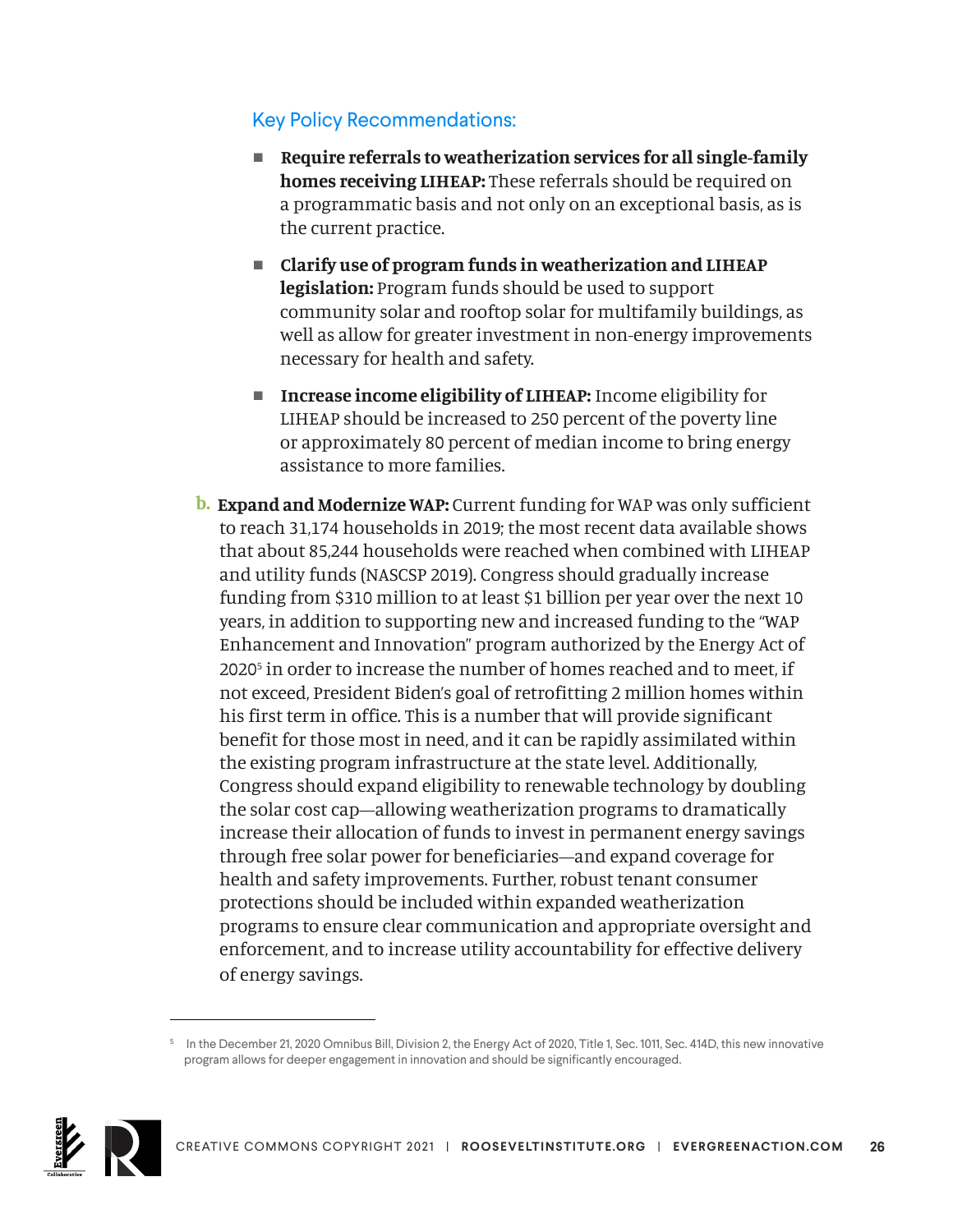### Key Policy Recommendations:

- **Require referrals to weatherization services for all single-family homes receiving LIHEAP:** These referrals should be required on a programmatic basis and not only on an exceptional basis, as is the current practice.
- **Clarify use of program funds in weatherization and LIHEAP legislation:** Program funds should be used to support community solar and rooftop solar for multifamily buildings, as well as allow for greater investment in non-energy improvements necessary for health and safety.
- **Increase income eligibility of LIHEAP:** Income eligibility for LIHEAP should be increased to 250 percent of the poverty line or approximately 80 percent of median income to bring energy assistance to more families.

**b. Expand and Modernize WAP:** Current funding for WAP was only sufficient to reach 31,174 households in 2019; the most recent data available shows that about 85,244 households were reached when combined with LIHEAP and utility funds (NASCSP 2019). Congress should gradually increase funding from $310 million to at least $1 billion per year over the next 10 years, in addition to supporting new and increased funding to the "WAP Enhancement and Innovation" program authorized by the Energy Act of 2020[5] in order to increase the number of homes reached and to meet, if not exceed, President Biden's goal of retrofitting 2 million homes within his first term in office. This is a number that will provide significant benefit for those most in need, and it can be rapidly assimilated within the existing program infrastructure at the state level. Additionally, Congress should expand eligibility to renewable technology by doubling the solar cost cap—allowing weatherization programs to dramatically increase their allocation of funds to invest in permanent energy savings through free solar power for beneficiaries—and expand coverage for health and safety improvements. Further, robust tenant consumer protections should be included within expanded weatherization programs to ensure clear communication and appropriate oversight and enforcement, and to increase utility accountability for effective delivery of energy savings.

---

[5] In the December 21, 2020 Omnibus Bill, Division 2, the Energy Act of 2020, Title 1, Sec. 1011, Sec. 414D, this new innovative program allows for deeper engagement in innovation and should be significantly encouraged.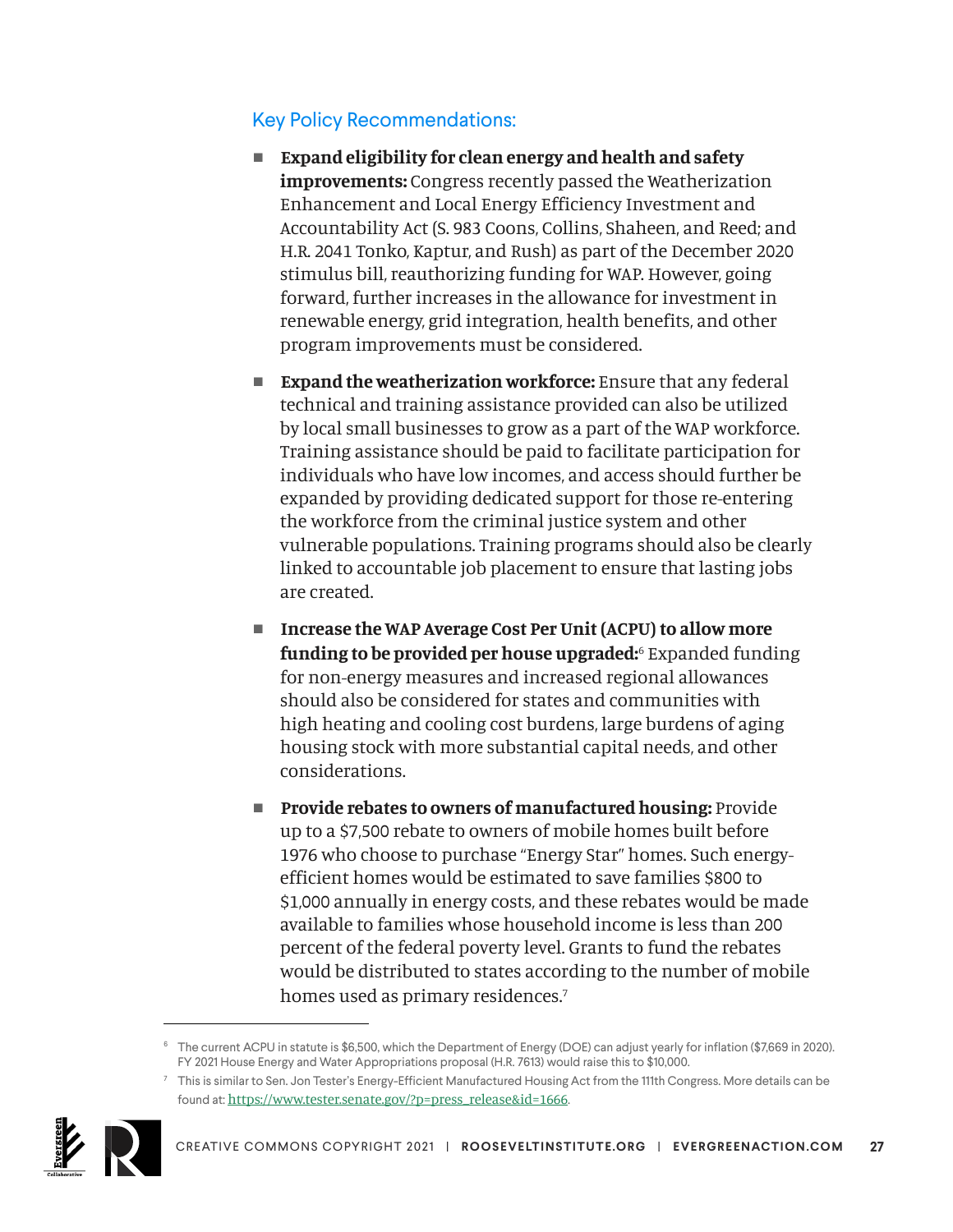### Key Policy Recommendations:

- **Expand eligibility for clean energy and health and safety improvements:** Congress recently passed the Weatherization Enhancement and Local Energy Efficiency Investment and Accountability Act (S. 983 Coons, Collins, Shaheen, and Reed; and H.R. 2041 Tonko, Kaptur, and Rush) as part of the December 2020 stimulus bill, reauthorizing funding for WAP. However, going forward, further increases in the allowance for investment in renewable energy, grid integration, health benefits, and other program improvements must be considered.

- **Expand the weatherization workforce:** Ensure that any federal technical and training assistance provided can also be utilized by local small businesses to grow as a part of the WAP workforce. Training assistance should be paid to facilitate participation for individuals who have low incomes, and access should further be expanded by providing dedicated support for those re-entering the workforce from the criminal justice system and other vulnerable populations. Training programs should also be clearly linked to accountable job placement to ensure that lasting jobs are created.

- **Increase the WAP Average Cost Per Unit (ACPU) to allow more funding to be provided per house upgraded:**[6] Expanded funding for non-energy measures and increased regional allowances should also be considered for states and communities with high heating and cooling cost burdens, large burdens of aging housing stock with more substantial capital needs, and other considerations.

- **Provide rebates to owners of manufactured housing:** Provide up to a $7,500 rebate to owners of mobile homes built before 1976 who choose to purchase "Energy Star" homes. Such energy-efficient homes would be estimated to save families $800 to $1,000 annually in energy costs, and these rebates would be made available to families whose household income is less than 200 percent of the federal poverty level. Grants to fund the rebates would be distributed to states according to the number of mobile homes used as primary residences.[7]

---

[6] The current ACPU in statute is $6,500, which the Department of Energy (DOE) can adjust yearly for inflation ($7,669 in 2020). FY 2021 House Energy and Water Appropriations proposal (H.R. 7613) would raise this to $10,000.

[7] This is similar to Sen. Jon Tester's Energy-Efficient Manufactured Housing Act from the 111th Congress. More details can be found at: https://www.tester.senate.gov/?p=press_release&id=1666.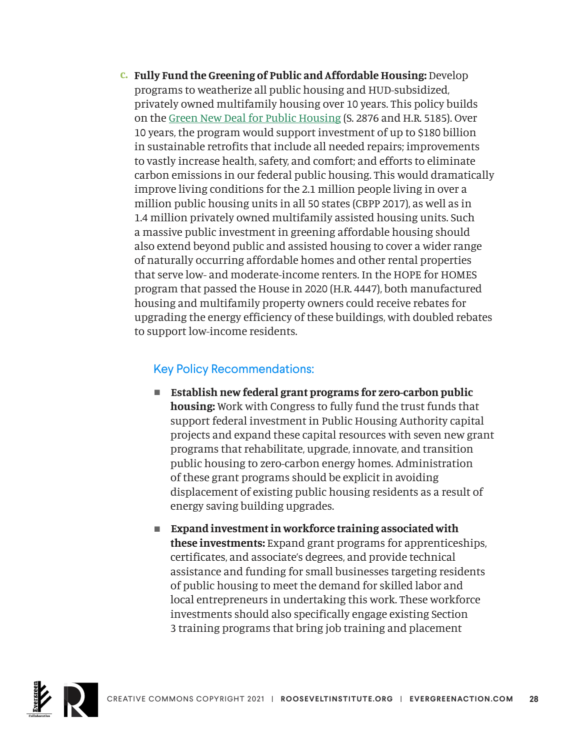c. **Fully Fund the Greening of Public and Affordable Housing:** Develop programs to weatherize all public housing and HUD-subsidized, privately owned multifamily housing over 10 years. This policy builds on the Green New Deal for Public Housing (S. 2876 and H.R. 5185). Over 10 years, the program would support investment of up to $180 billion in sustainable retrofits that include all needed repairs; improvements to vastly increase health, safety, and comfort; and efforts to eliminate carbon emissions in our federal public housing. This would dramatically improve living conditions for the 2.1 million people living in over a million public housing units in all 50 states (CBPP 2017), as well as in 1.4 million privately owned multifamily assisted housing units. Such a massive public investment in greening affordable housing should also extend beyond public and assisted housing to cover a wider range of naturally occurring affordable homes and other rental properties that serve low- and moderate-income renters. In the HOPE for HOMES program that passed the House in 2020 (H.R. 4447), both manufactured housing and multifamily property owners could receive rebates for upgrading the energy efficiency of these buildings, with doubled rebates to support low-income residents.

### Key Policy Recommendations:

- **Establish new federal grant programs for zero-carbon public housing:** Work with Congress to fully fund the trust funds that support federal investment in Public Housing Authority capital projects and expand these capital resources with seven new grant programs that rehabilitate, upgrade, innovate, and transition public housing to zero-carbon energy homes. Administration of these grant programs should be explicit in avoiding displacement of existing public housing residents as a result of energy saving building upgrades.
- **Expand investment in workforce training associated with these investments:** Expand grant programs for apprenticeships, certificates, and associate's degrees, and provide technical assistance and funding for small businesses targeting residents of public housing to meet the demand for skilled labor and local entrepreneurs in undertaking this work. These workforce investments should also specifically engage existing Section 3 training programs that bring job training and placement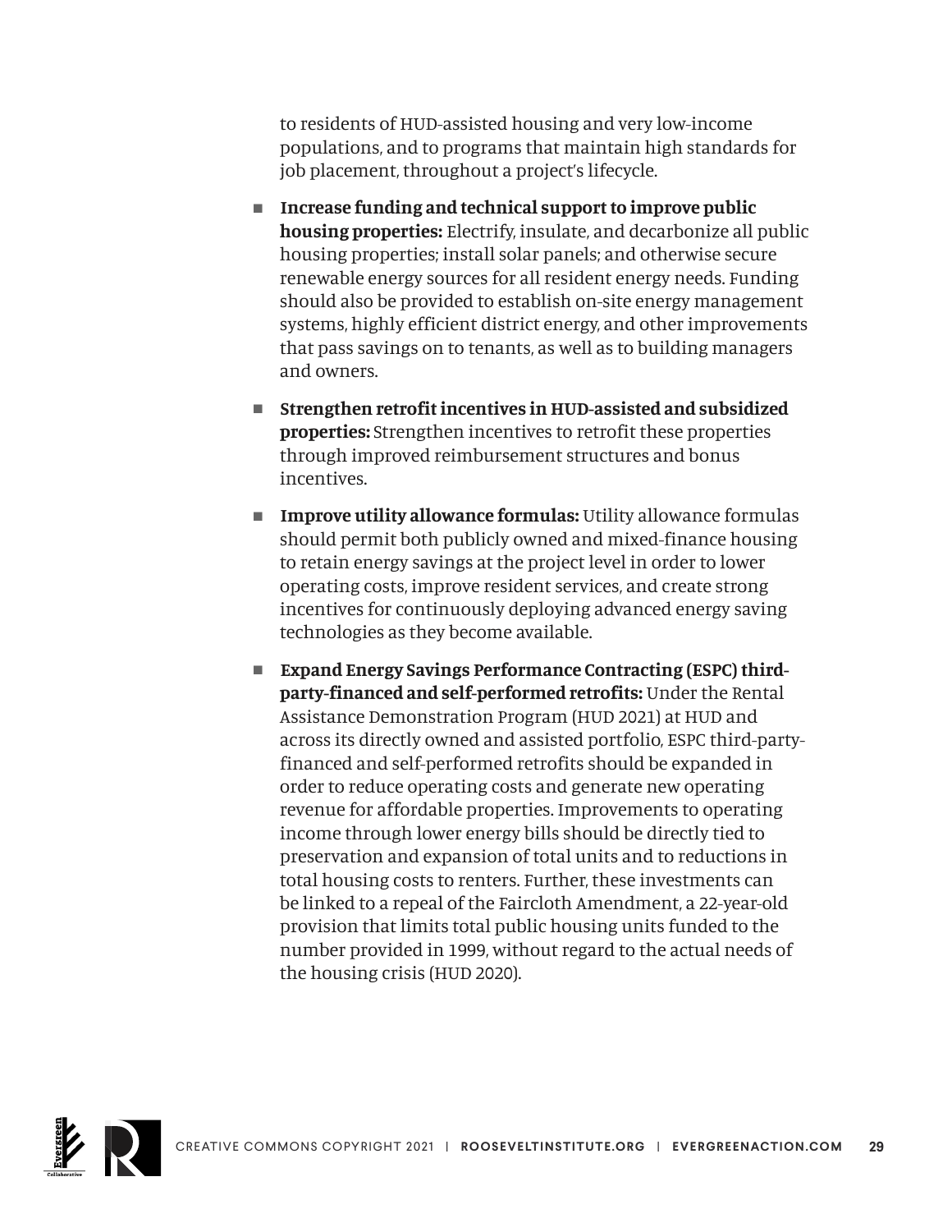to residents of HUD-assisted housing and very low-income populations, and to programs that maintain high standards for job placement, throughout a project's lifecycle.

- **Increase funding and technical support to improve public housing properties:** Electrify, insulate, and decarbonize all public housing properties; install solar panels; and otherwise secure renewable energy sources for all resident energy needs. Funding should also be provided to establish on-site energy management systems, highly efficient district energy, and other improvements that pass savings on to tenants, as well as to building managers and owners.
- **Strengthen retrofit incentives in HUD-assisted and subsidized properties:** Strengthen incentives to retrofit these properties through improved reimbursement structures and bonus incentives.
- **Improve utility allowance formulas:** Utility allowance formulas should permit both publicly owned and mixed-finance housing to retain energy savings at the project level in order to lower operating costs, improve resident services, and create strong incentives for continuously deploying advanced energy saving technologies as they become available.
- **Expand Energy Savings Performance Contracting (ESPC) third-party-financed and self-performed retrofits:** Under the Rental Assistance Demonstration Program (HUD 2021) at HUD and across its directly owned and assisted portfolio, ESPC third-party-financed and self-performed retrofits should be expanded in order to reduce operating costs and generate new operating revenue for affordable properties. Improvements to operating income through lower energy bills should be directly tied to preservation and expansion of total units and to reductions in total housing costs to renters. Further, these investments can be linked to a repeal of the Faircloth Amendment, a 22-year-old provision that limits total public housing units funded to the number provided in 1999, without regard to the actual needs of the housing crisis (HUD 2020).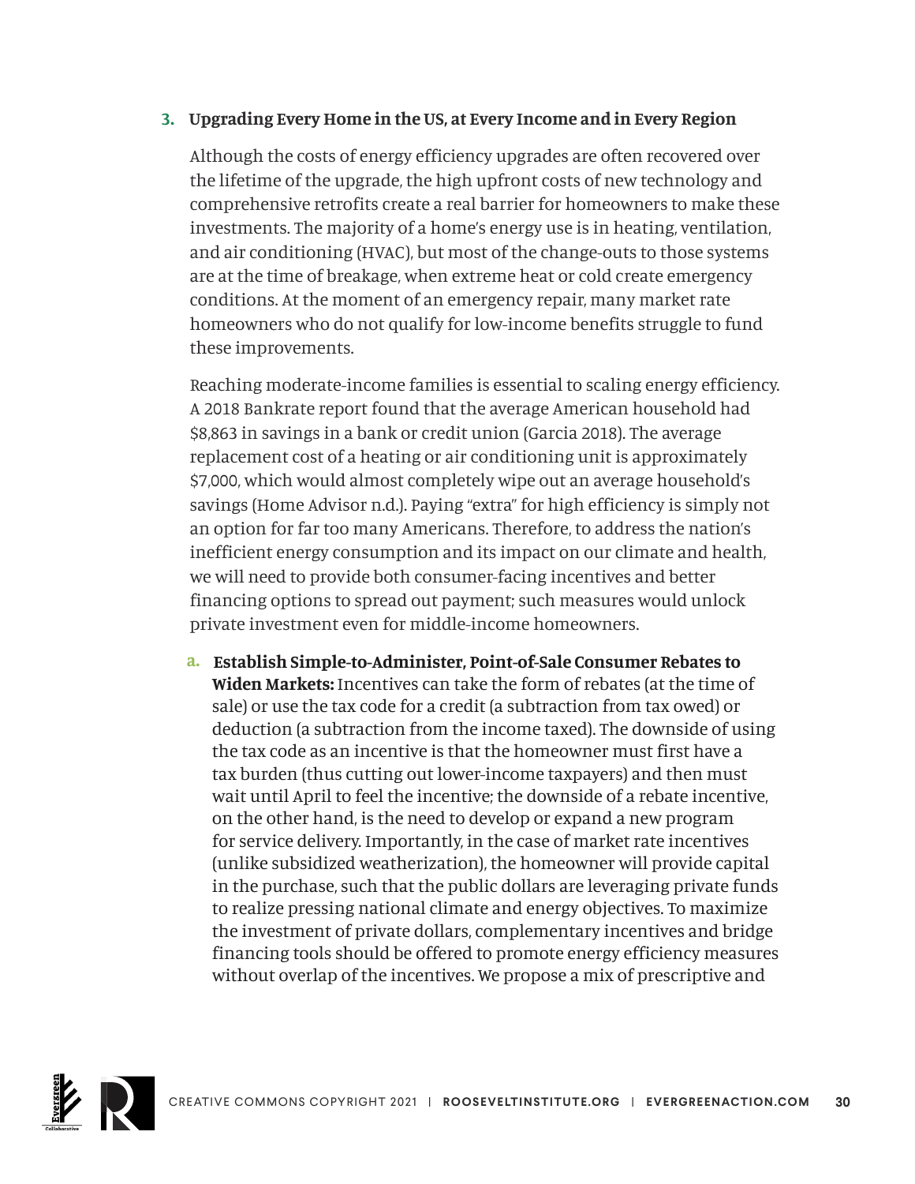### 3. Upgrading Every Home in the US, at Every Income and in Every Region

Although the costs of energy efficiency upgrades are often recovered over the lifetime of the upgrade, the high upfront costs of new technology and comprehensive retrofits create a real barrier for homeowners to make these investments. The majority of a home's energy use is in heating, ventilation, and air conditioning (HVAC), but most of the change-outs to those systems are at the time of breakage, when extreme heat or cold create emergency conditions. At the moment of an emergency repair, many market rate homeowners who do not qualify for low-income benefits struggle to fund these improvements.

Reaching moderate-income families is essential to scaling energy efficiency. A 2018 Bankrate report found that the average American household had $8,863 in savings in a bank or credit union (Garcia 2018). The average replacement cost of a heating or air conditioning unit is approximately $7,000, which would almost completely wipe out an average household's savings (Home Advisor n.d.). Paying "extra" for high efficiency is simply not an option for far too many Americans. Therefore, to address the nation's inefficient energy consumption and its impact on our climate and health, we will need to provide both consumer-facing incentives and better financing options to spread out payment; such measures would unlock private investment even for middle-income homeowners.

a. **Establish Simple-to-Administer, Point-of-Sale Consumer Rebates to Widen Markets:** Incentives can take the form of rebates (at the time of sale) or use the tax code for a credit (a subtraction from tax owed) or deduction (a subtraction from the income taxed). The downside of using the tax code as an incentive is that the homeowner must first have a tax burden (thus cutting out lower-income taxpayers) and then must wait until April to feel the incentive; the downside of a rebate incentive, on the other hand, is the need to develop or expand a new program for service delivery. Importantly, in the case of market rate incentives (unlike subsidized weatherization), the homeowner will provide capital in the purchase, such that the public dollars are leveraging private funds to realize pressing national climate and energy objectives. To maximize the investment of private dollars, complementary incentives and bridge financing tools should be offered to promote energy efficiency measures without overlap of the incentives. We propose a mix of prescriptive and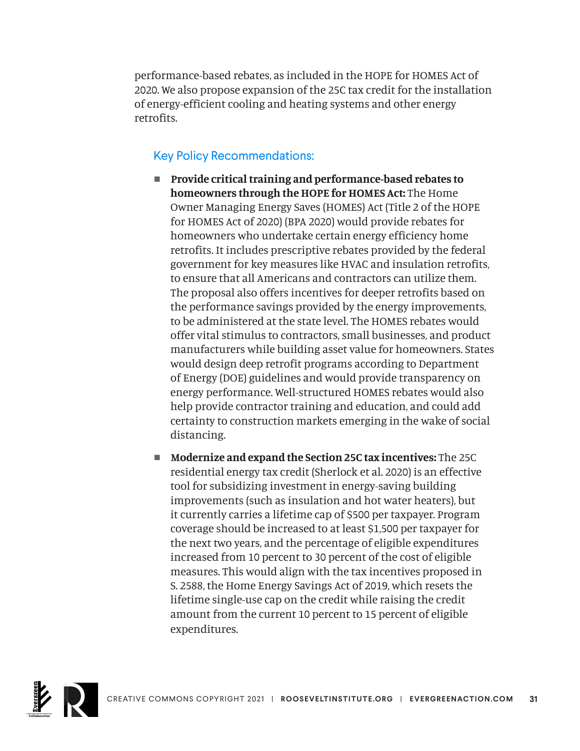performance-based rebates, as included in the HOPE for HOMES Act of 2020. We also propose expansion of the 25C tax credit for the installation of energy-efficient cooling and heating systems and other energy retrofits.

### Key Policy Recommendations:

- **Provide critical training and performance-based rebates to homeowners through the HOPE for HOMES Act:** The Home Owner Managing Energy Saves (HOMES) Act (Title 2 of the HOPE for HOMES Act of 2020) (BPA 2020) would provide rebates for homeowners who undertake certain energy efficiency home retrofits. It includes prescriptive rebates provided by the federal government for key measures like HVAC and insulation retrofits, to ensure that all Americans and contractors can utilize them. The proposal also offers incentives for deeper retrofits based on the performance savings provided by the energy improvements, to be administered at the state level. The HOMES rebates would offer vital stimulus to contractors, small businesses, and product manufacturers while building asset value for homeowners. States would design deep retrofit programs according to Department of Energy (DOE) guidelines and would provide transparency on energy performance. Well-structured HOMES rebates would also help provide contractor training and education, and could add certainty to construction markets emerging in the wake of social distancing.
- **Modernize and expand the Section 25C tax incentives:** The 25C residential energy tax credit (Sherlock et al. 2020) is an effective tool for subsidizing investment in energy-saving building improvements (such as insulation and hot water heaters), but it currently carries a lifetime cap of $500 per taxpayer. Program coverage should be increased to at least $1,500 per taxpayer for the next two years, and the percentage of eligible expenditures increased from 10 percent to 30 percent of the cost of eligible measures. This would align with the tax incentives proposed in S. 2588, the Home Energy Savings Act of 2019, which resets the lifetime single-use cap on the credit while raising the credit amount from the current 10 percent to 15 percent of eligible expenditures.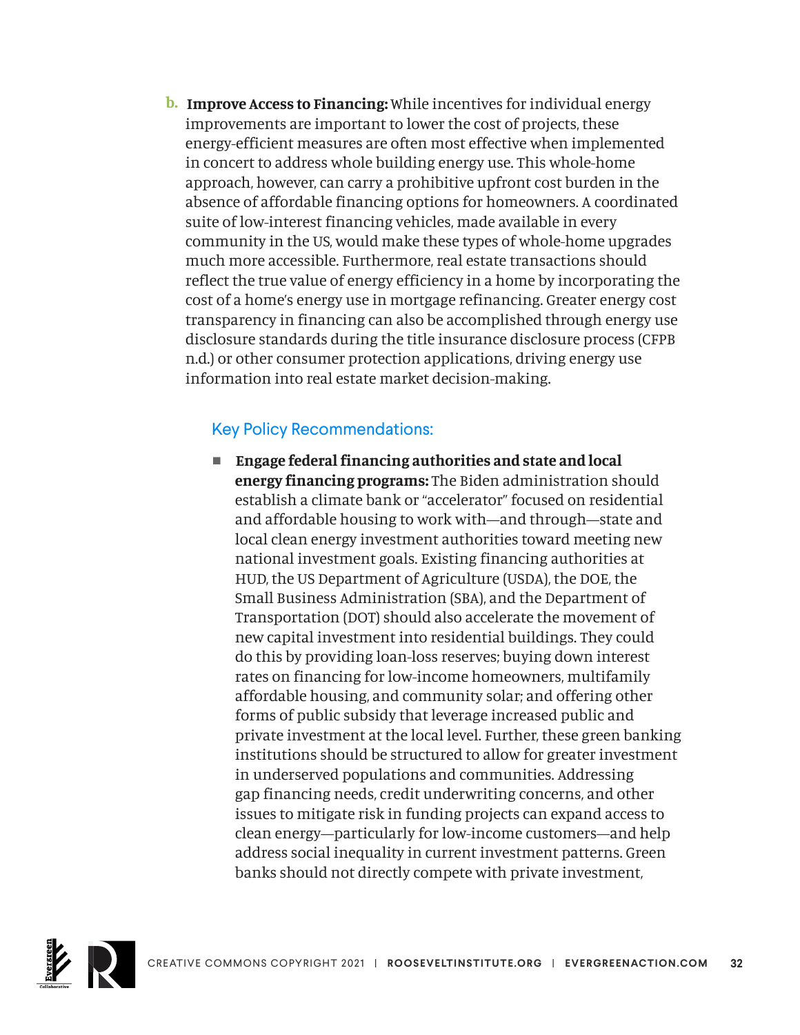b. **Improve Access to Financing:** While incentives for individual energy improvements are important to lower the cost of projects, these energy-efficient measures are often most effective when implemented in concert to address whole building energy use. This whole-home approach, however, can carry a prohibitive upfront cost burden in the absence of affordable financing options for homeowners. A coordinated suite of low-interest financing vehicles, made available in every community in the US, would make these types of whole-home upgrades much more accessible. Furthermore, real estate transactions should reflect the true value of energy efficiency in a home by incorporating the cost of a home's energy use in mortgage refinancing. Greater energy cost transparency in financing can also be accomplished through energy use disclosure standards during the title insurance disclosure process (CFPB n.d.) or other consumer protection applications, driving energy use information into real estate market decision-making.

### Key Policy Recommendations:

- **Engage federal financing authorities and state and local energy financing programs:** The Biden administration should establish a climate bank or "accelerator" focused on residential and affordable housing to work with—and through—state and local clean energy investment authorities toward meeting new national investment goals. Existing financing authorities at HUD, the US Department of Agriculture (USDA), the DOE, the Small Business Administration (SBA), and the Department of Transportation (DOT) should also accelerate the movement of new capital investment into residential buildings. They could do this by providing loan-loss reserves; buying down interest rates on financing for low-income homeowners, multifamily affordable housing, and community solar; and offering other forms of public subsidy that leverage increased public and private investment at the local level. Further, these green banking institutions should be structured to allow for greater investment in underserved populations and communities. Addressing gap financing needs, credit underwriting concerns, and other issues to mitigate risk in funding projects can expand access to clean energy—particularly for low-income customers—and help address social inequality in current investment patterns. Green banks should not directly compete with private investment,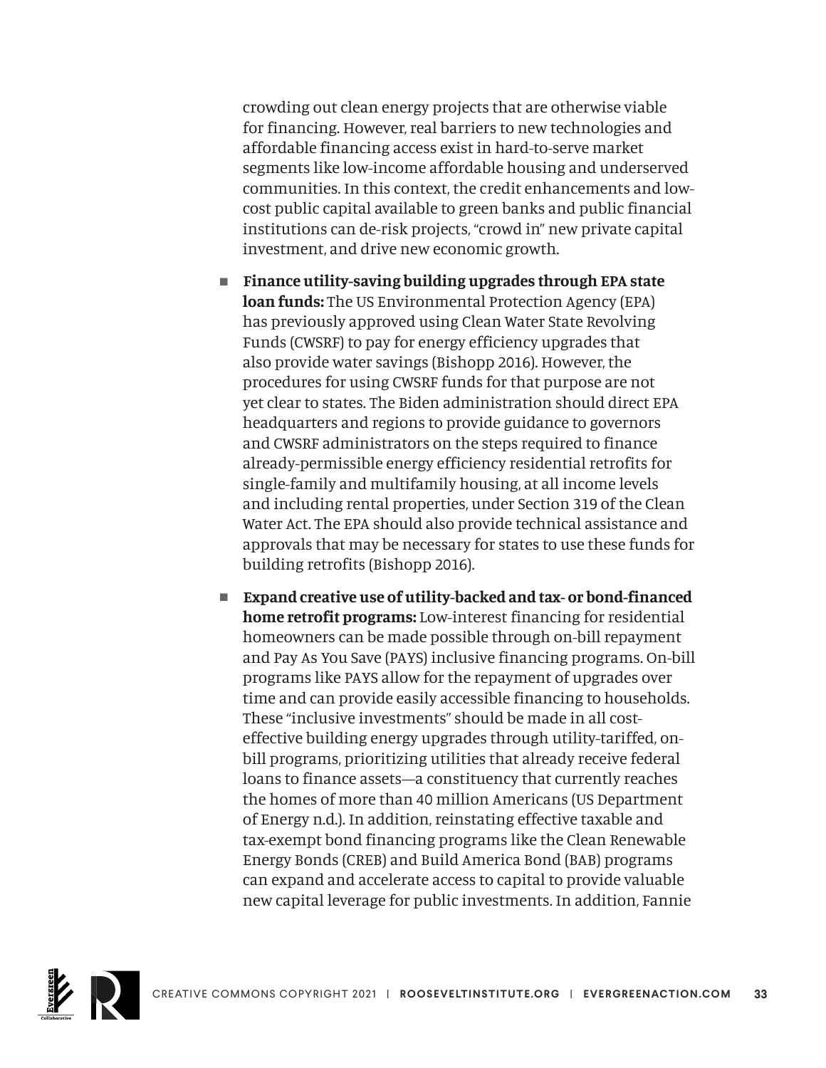crowding out clean energy projects that are otherwise viable for financing. However, real barriers to new technologies and affordable financing access exist in hard-to-serve market segments like low-income affordable housing and underserved communities. In this context, the credit enhancements and low-cost public capital available to green banks and public financial institutions can de-risk projects, "crowd in" new private capital investment, and drive new economic growth.

- **Finance utility-saving building upgrades through EPA state loan funds:** The US Environmental Protection Agency (EPA) has previously approved using Clean Water State Revolving Funds (CWSRF) to pay for energy efficiency upgrades that also provide water savings (Bishopp 2016). However, the procedures for using CWSRF funds for that purpose are not yet clear to states. The Biden administration should direct EPA headquarters and regions to provide guidance to governors and CWSRF administrators on the steps required to finance already-permissible energy efficiency residential retrofits for single-family and multifamily housing, at all income levels and including rental properties, under Section 319 of the Clean Water Act. The EPA should also provide technical assistance and approvals that may be necessary for states to use these funds for building retrofits (Bishopp 2016).
- **Expand creative use of utility-backed and tax- or bond-financed home retrofit programs:** Low-interest financing for residential homeowners can be made possible through on-bill repayment and Pay As You Save (PAYS) inclusive financing programs. On-bill programs like PAYS allow for the repayment of upgrades over time and can provide easily accessible financing to households. These "inclusive investments" should be made in all cost-effective building energy upgrades through utility-tariffed, on-bill programs, prioritizing utilities that already receive federal loans to finance assets—a constituency that currently reaches the homes of more than 40 million Americans (US Department of Energy n.d.). In addition, reinstating effective taxable and tax-exempt bond financing programs like the Clean Renewable Energy Bonds (CREB) and Build America Bond (BAB) programs can expand and accelerate access to capital to provide valuable new capital leverage for public investments. In addition, Fannie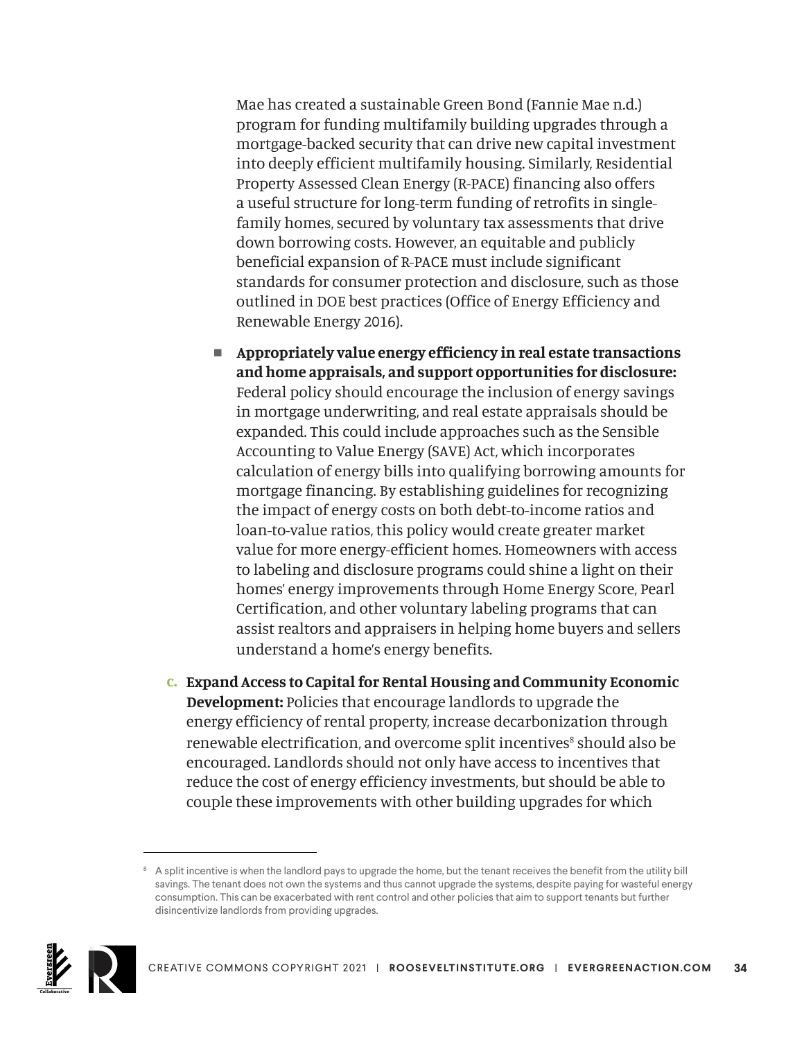Mae has created a sustainable Green Bond (Fannie Mae n.d.) program for funding multifamily building upgrades through a mortgage-backed security that can drive new capital investment into deeply efficient multifamily housing. Similarly, Residential Property Assessed Clean Energy (R-PACE) financing also offers a useful structure for long-term funding of retrofits in single-family homes, secured by voluntary tax assessments that drive down borrowing costs. However, an equitable and publicly beneficial expansion of R-PACE must include significant standards for consumer protection and disclosure, such as those outlined in DOE best practices (Office of Energy Efficiency and Renewable Energy 2016).

- **Appropriately value energy efficiency in real estate transactions and home appraisals, and support opportunities for disclosure:** Federal policy should encourage the inclusion of energy savings in mortgage underwriting, and real estate appraisals should be expanded. This could include approaches such as the Sensible Accounting to Value Energy (SAVE) Act, which incorporates calculation of energy bills into qualifying borrowing amounts for mortgage financing. By establishing guidelines for recognizing the impact of energy costs on both debt-to-income ratios and loan-to-value ratios, this policy would create greater market value for more energy-efficient homes. Homeowners with access to labeling and disclosure programs could shine a light on their homes' energy improvements through Home Energy Score, Pearl Certification, and other voluntary labeling programs that can assist realtors and appraisers in helping home buyers and sellers understand a home's energy benefits.

**C. Expand Access to Capital for Rental Housing and Community Economic Development:** Policies that encourage landlords to upgrade the energy efficiency of rental property, increase decarbonization through renewable electrification, and overcome split incentives[8] should also be encouraged. Landlords should not only have access to incentives that reduce the cost of energy efficiency investments, but should be able to couple these improvements with other building upgrades for which

[8] A split incentive is when the landlord pays to upgrade the home, but the tenant receives the benefit from the utility bill savings. The tenant does not own the systems and thus cannot upgrade the systems, despite paying for wasteful energy consumption. This can be exacerbated with rent control and other policies that aim to support tenants but further disincentivize landlords from providing upgrades.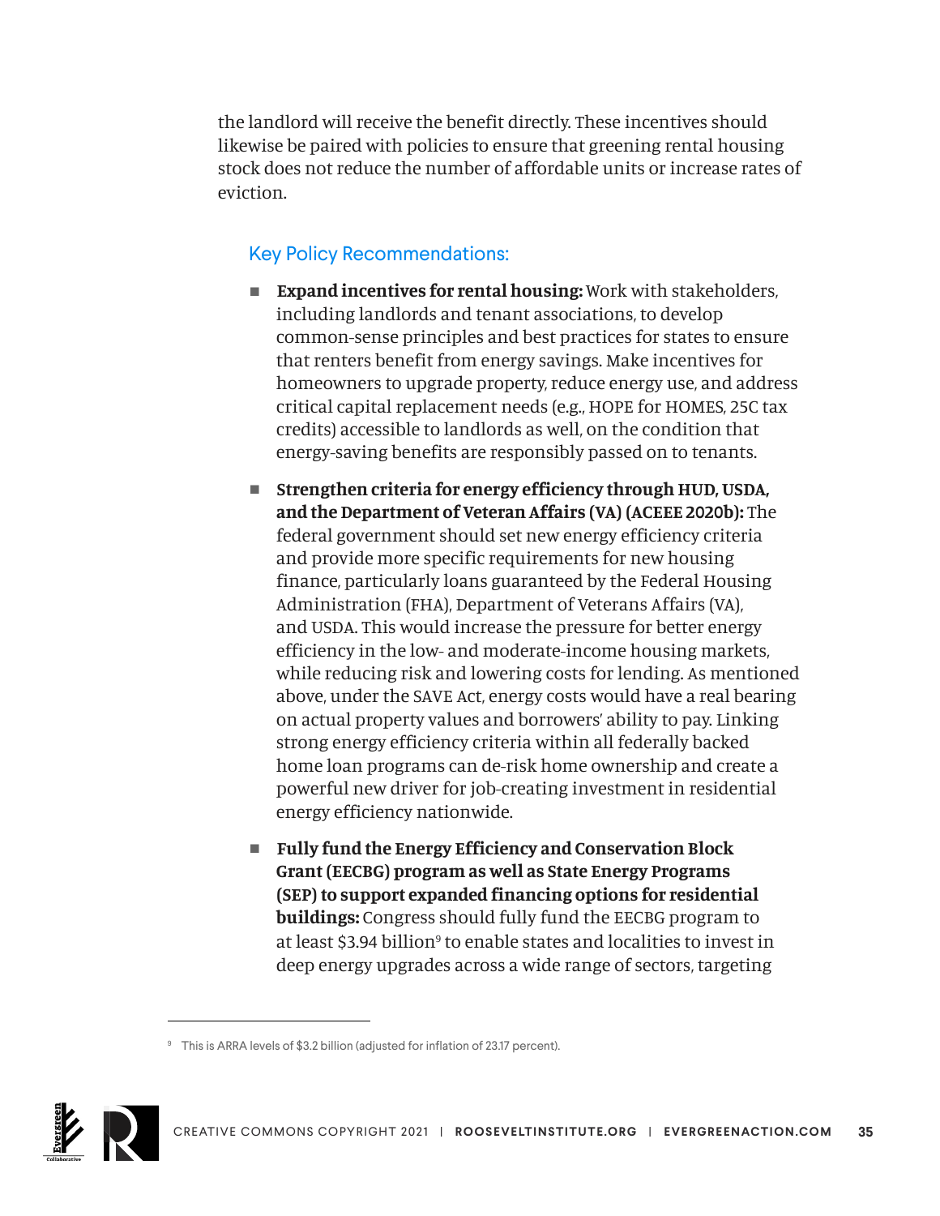the landlord will receive the benefit directly. These incentives should likewise be paired with policies to ensure that greening rental housing stock does not reduce the number of affordable units or increase rates of eviction.

### Key Policy Recommendations:

- **Expand incentives for rental housing:** Work with stakeholders, including landlords and tenant associations, to develop common-sense principles and best practices for states to ensure that renters benefit from energy savings. Make incentives for homeowners to upgrade property, reduce energy use, and address critical capital replacement needs (e.g., HOPE for HOMES, 25C tax credits) accessible to landlords as well, on the condition that energy-saving benefits are responsibly passed on to tenants.

- **Strengthen criteria for energy efficiency through HUD, USDA, and the Department of Veteran Affairs (VA) (ACEEE 2020b):** The federal government should set new energy efficiency criteria and provide more specific requirements for new housing finance, particularly loans guaranteed by the Federal Housing Administration (FHA), Department of Veterans Affairs (VA), and USDA. This would increase the pressure for better energy efficiency in the low- and moderate-income housing markets, while reducing risk and lowering costs for lending. As mentioned above, under the SAVE Act, energy costs would have a real bearing on actual property values and borrowers' ability to pay. Linking strong energy efficiency criteria within all federally backed home loan programs can de-risk home ownership and create a powerful new driver for job-creating investment in residential energy efficiency nationwide.

- **Fully fund the Energy Efficiency and Conservation Block Grant (EECBG) program as well as State Energy Programs (SEP) to support expanded financing options for residential buildings:** Congress should fully fund the EECBG program to at least $3.94 billion[9] to enable states and localities to invest in deep energy upgrades across a wide range of sectors, targeting

[9] This is ARRA levels of $3.2 billion (adjusted for inflation of 23.17 percent).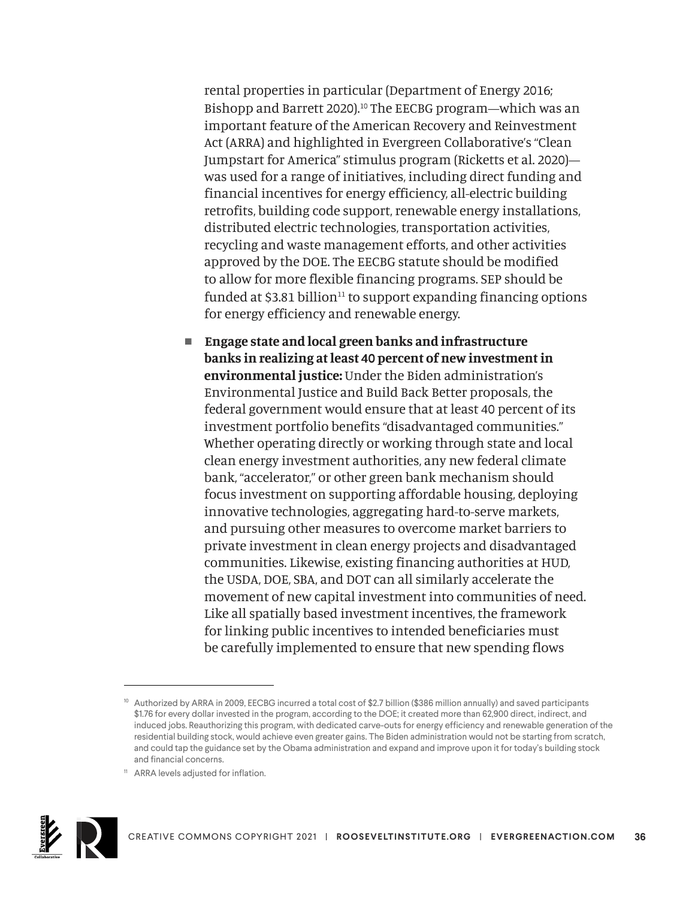rental properties in particular (Department of Energy 2016; Bishopp and Barrett 2020).[10] The EECBG program—which was an important feature of the American Recovery and Reinvestment Act (ARRA) and highlighted in Evergreen Collaborative's "Clean Jumpstart for America" stimulus program (Ricketts et al. 2020)—was used for a range of initiatives, including direct funding and financial incentives for energy efficiency, all-electric building retrofits, building code support, renewable energy installations, distributed electric technologies, transportation activities, recycling and waste management efforts, and other activities approved by the DOE. The EECBG statute should be modified to allow for more flexible financing programs. SEP should be funded at $3.81 billion[11] to support expanding financing options for energy efficiency and renewable energy.

- **Engage state and local green banks and infrastructure banks in realizing at least 40 percent of new investment in environmental justice:** Under the Biden administration's Environmental Justice and Build Back Better proposals, the federal government would ensure that at least 40 percent of its investment portfolio benefits "disadvantaged communities." Whether operating directly or working through state and local clean energy investment authorities, any new federal climate bank, "accelerator," or other green bank mechanism should focus investment on supporting affordable housing, deploying innovative technologies, aggregating hard-to-serve markets, and pursuing other measures to overcome market barriers to private investment in clean energy projects and disadvantaged communities. Likewise, existing financing authorities at HUD, the USDA, DOE, SBA, and DOT can all similarly accelerate the movement of new capital investment into communities of need. Like all spatially based investment incentives, the framework for linking public incentives to intended beneficiaries must be carefully implemented to ensure that new spending flows

---

[10] Authorized by ARRA in 2009, EECBG incurred a total cost of $2.7 billion ($386 million annually) and saved participants $1.76 for every dollar invested in the program, according to the DOE; it created more than 62,900 direct, indirect, and induced jobs. Reauthorizing this program, with dedicated carve-outs for energy efficiency and renewable generation of the residential building stock, would achieve even greater gains. The Biden administration would not be starting from scratch, and could tap the guidance set by the Obama administration and expand and improve upon it for today's building stock and financial concerns.

[11] ARRA levels adjusted for inflation.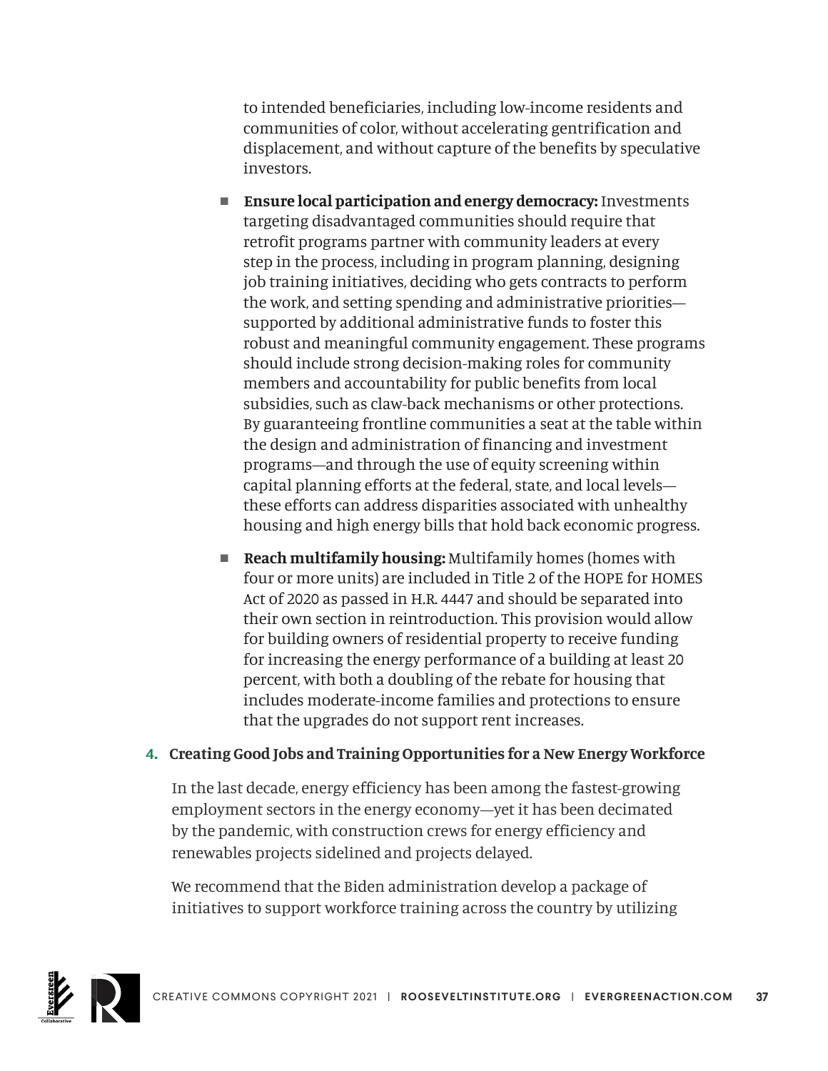to intended beneficiaries, including low-income residents and communities of color, without accelerating gentrification and displacement, and without capture of the benefits by speculative investors.

- **Ensure local participation and energy democracy:** Investments targeting disadvantaged communities should require that retrofit programs partner with community leaders at every step in the process, including in program planning, designing job training initiatives, deciding who gets contracts to perform the work, and setting spending and administrative priorities—supported by additional administrative funds to foster this robust and meaningful community engagement. These programs should include strong decision-making roles for community members and accountability for public benefits from local subsidies, such as claw-back mechanisms or other protections. By guaranteeing frontline communities a seat at the table within the design and administration of financing and investment programs—and through the use of equity screening within capital planning efforts at the federal, state, and local levels—these efforts can address disparities associated with unhealthy housing and high energy bills that hold back economic progress.
- **Reach multifamily housing:** Multifamily homes (homes with four or more units) are included in Title 2 of the HOPE for HOMES Act of 2020 as passed in H.R. 4447 and should be separated into their own section in reintroduction. This provision would allow for building owners of residential property to receive funding for increasing the energy performance of a building at least 20 percent, with both a doubling of the rebate for housing that includes moderate-income families and protections to ensure that the upgrades do not support rent increases.

### 4. Creating Good Jobs and Training Opportunities for a New Energy Workforce

In the last decade, energy efficiency has been among the fastest-growing employment sectors in the energy economy—yet it has been decimated by the pandemic, with construction crews for energy efficiency and renewables projects sidelined and projects delayed.

We recommend that the Biden administration develop a package of initiatives to support workforce training across the country by utilizing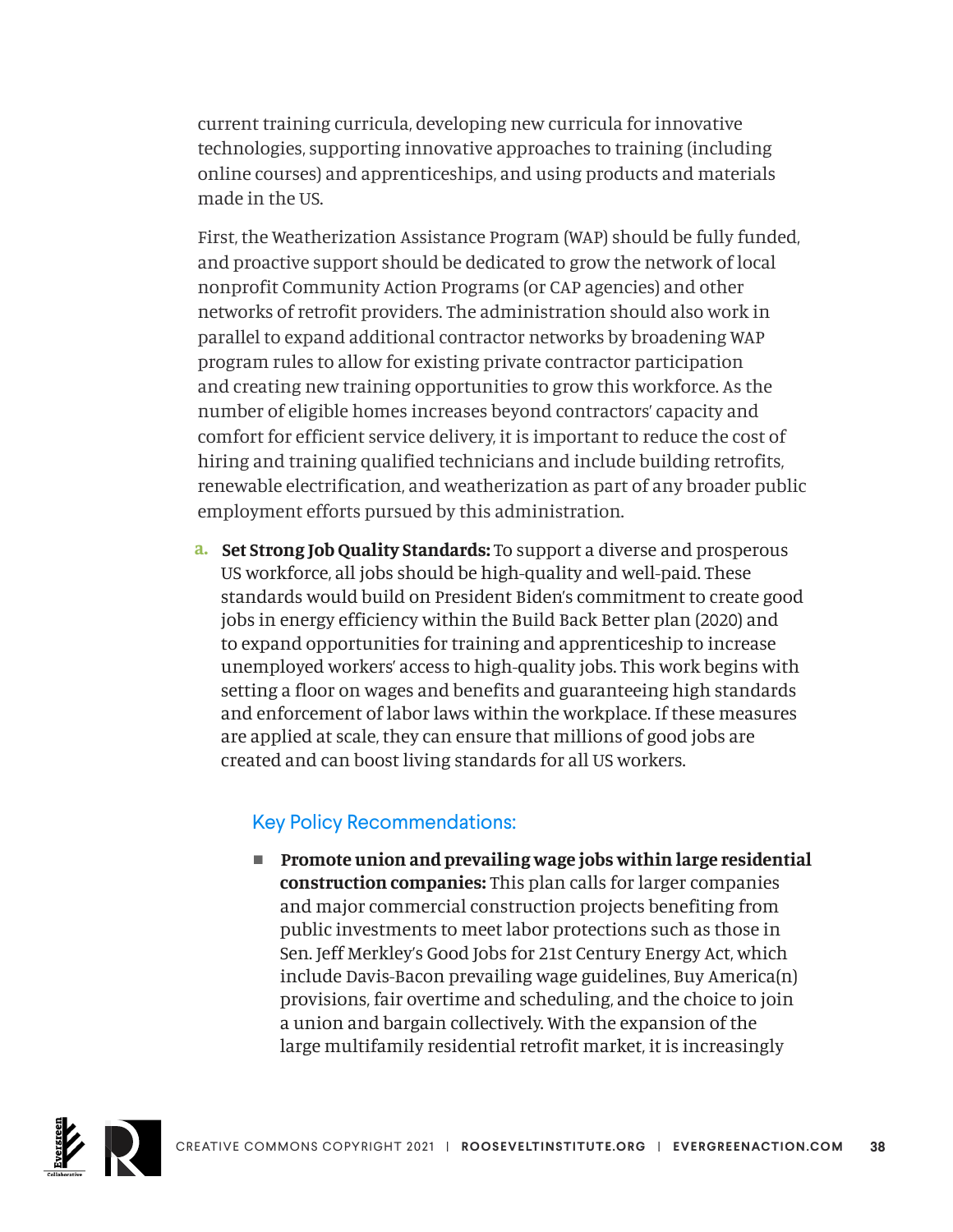current training curricula, developing new curricula for innovative technologies, supporting innovative approaches to training (including online courses) and apprenticeships, and using products and materials made in the US.

First, the Weatherization Assistance Program (WAP) should be fully funded, and proactive support should be dedicated to grow the network of local nonprofit Community Action Programs (or CAP agencies) and other networks of retrofit providers. The administration should also work in parallel to expand additional contractor networks by broadening WAP program rules to allow for existing private contractor participation and creating new training opportunities to grow this workforce. As the number of eligible homes increases beyond contractors' capacity and comfort for efficient service delivery, it is important to reduce the cost of hiring and training qualified technicians and include building retrofits, renewable electrification, and weatherization as part of any broader public employment efforts pursued by this administration.

a. **Set Strong Job Quality Standards:** To support a diverse and prosperous US workforce, all jobs should be high-quality and well-paid. These standards would build on President Biden's commitment to create good jobs in energy efficiency within the Build Back Better plan (2020) and to expand opportunities for training and apprenticeship to increase unemployed workers' access to high-quality jobs. This work begins with setting a floor on wages and benefits and guaranteeing high standards and enforcement of labor laws within the workplace. If these measures are applied at scale, they can ensure that millions of good jobs are created and can boost living standards for all US workers.

### Key Policy Recommendations:

- **Promote union and prevailing wage jobs within large residential construction companies:** This plan calls for larger companies and major commercial construction projects benefiting from public investments to meet labor protections such as those in Sen. Jeff Merkley's Good Jobs for 21st Century Energy Act, which include Davis-Bacon prevailing wage guidelines, Buy America(n) provisions, fair overtime and scheduling, and the choice to join a union and bargain collectively. With the expansion of the large multifamily residential retrofit market, it is increasingly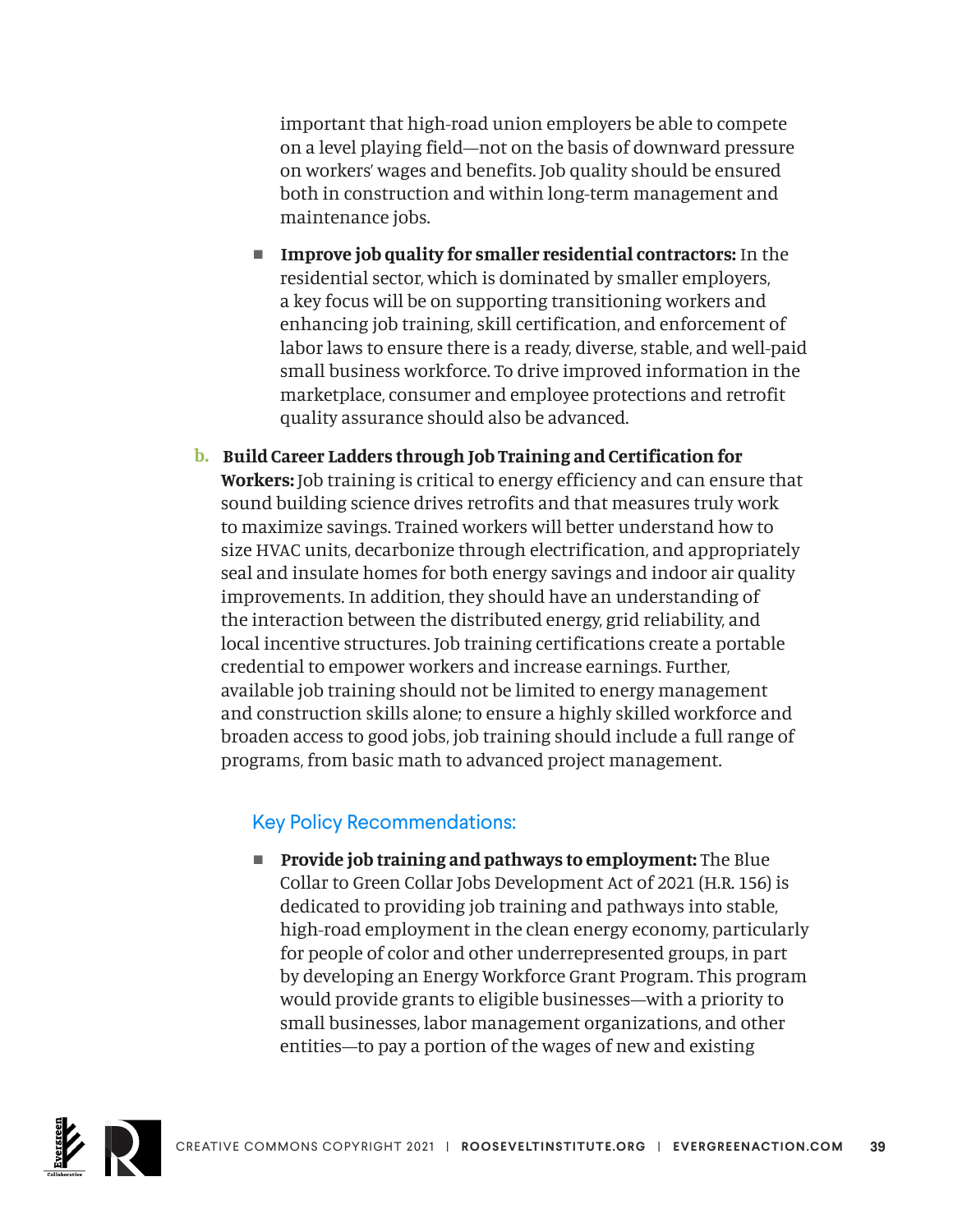important that high-road union employers be able to compete on a level playing field—not on the basis of downward pressure on workers' wages and benefits. Job quality should be ensured both in construction and within long-term management and maintenance jobs.

- **Improve job quality for smaller residential contractors:** In the residential sector, which is dominated by smaller employers, a key focus will be on supporting transitioning workers and enhancing job training, skill certification, and enforcement of labor laws to ensure there is a ready, diverse, stable, and well-paid small business workforce. To drive improved information in the marketplace, consumer and employee protections and retrofit quality assurance should also be advanced.

b. **Build Career Ladders through Job Training and Certification for Workers:** Job training is critical to energy efficiency and can ensure that sound building science drives retrofits and that measures truly work to maximize savings. Trained workers will better understand how to size HVAC units, decarbonize through electrification, and appropriately seal and insulate homes for both energy savings and indoor air quality improvements. In addition, they should have an understanding of the interaction between the distributed energy, grid reliability, and local incentive structures. Job training certifications create a portable credential to empower workers and increase earnings. Further, available job training should not be limited to energy management and construction skills alone; to ensure a highly skilled workforce and broaden access to good jobs, job training should include a full range of programs, from basic math to advanced project management.

#### Key Policy Recommendations:

- **Provide job training and pathways to employment:** The Blue Collar to Green Collar Jobs Development Act of 2021 (H.R. 156) is dedicated to providing job training and pathways into stable, high-road employment in the clean energy economy, particularly for people of color and other underrepresented groups, in part by developing an Energy Workforce Grant Program. This program would provide grants to eligible businesses—with a priority to small businesses, labor management organizations, and other entities—to pay a portion of the wages of new and existing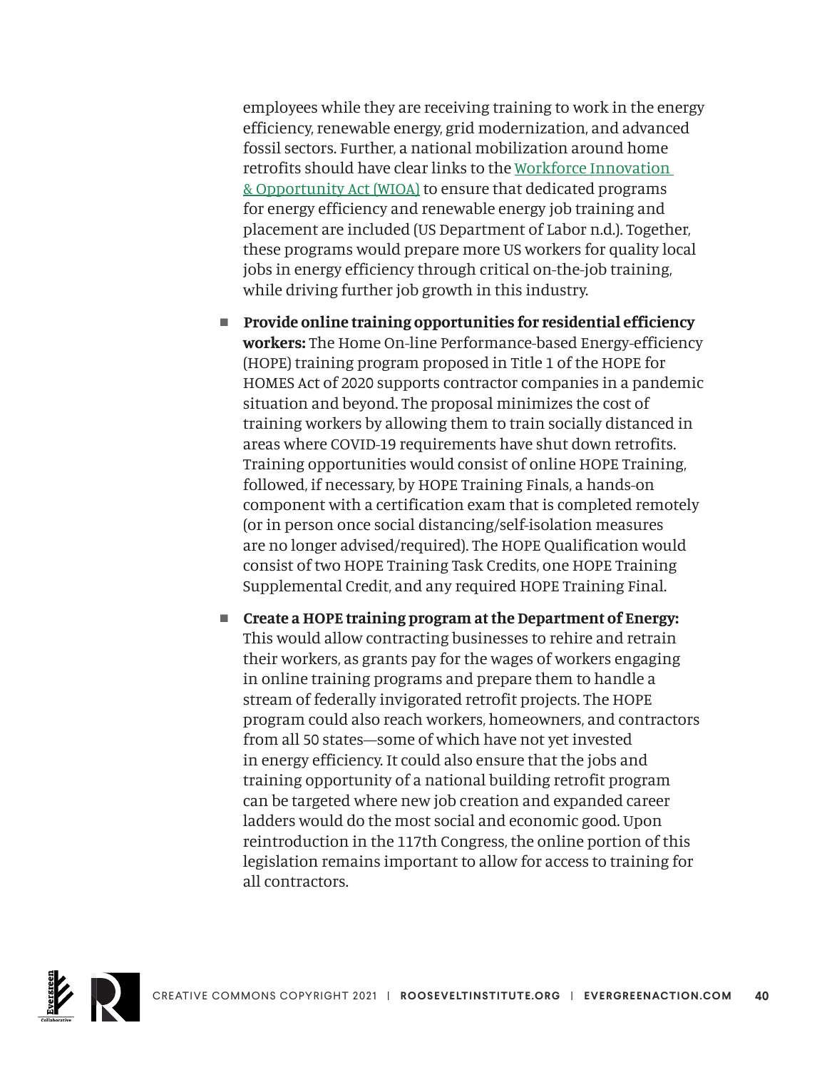employees while they are receiving training to work in the energy efficiency, renewable energy, grid modernization, and advanced fossil sectors. Further, a national mobilization around home retrofits should have clear links to the [Workforce Innovation & Opportunity Act (WIOA)](#) to ensure that dedicated programs for energy efficiency and renewable energy job training and placement are included (US Department of Labor n.d.). Together, these programs would prepare more US workers for quality local jobs in energy efficiency through critical on-the-job training, while driving further job growth in this industry.

- **Provide online training opportunities for residential efficiency workers:** The Home On-line Performance-based Energy-efficiency (HOPE) training program proposed in Title 1 of the HOPE for HOMES Act of 2020 supports contractor companies in a pandemic situation and beyond. The proposal minimizes the cost of training workers by allowing them to train socially distanced in areas where COVID-19 requirements have shut down retrofits. Training opportunities would consist of online HOPE Training, followed, if necessary, by HOPE Training Finals, a hands-on component with a certification exam that is completed remotely (or in person once social distancing/self-isolation measures are no longer advised/required). The HOPE Qualification would consist of two HOPE Training Task Credits, one HOPE Training Supplemental Credit, and any required HOPE Training Final.

- **Create a HOPE training program at the Department of Energy:** This would allow contracting businesses to rehire and retrain their workers, as grants pay for the wages of workers engaging in online training programs and prepare them to handle a stream of federally invigorated retrofit projects. The HOPE program could also reach workers, homeowners, and contractors from all 50 states—some of which have not yet invested in energy efficiency. It could also ensure that the jobs and training opportunity of a national building retrofit program can be targeted where new job creation and expanded career ladders would do the most social and economic good. Upon reintroduction in the 117th Congress, the online portion of this legislation remains important to allow for access to training for all contractors.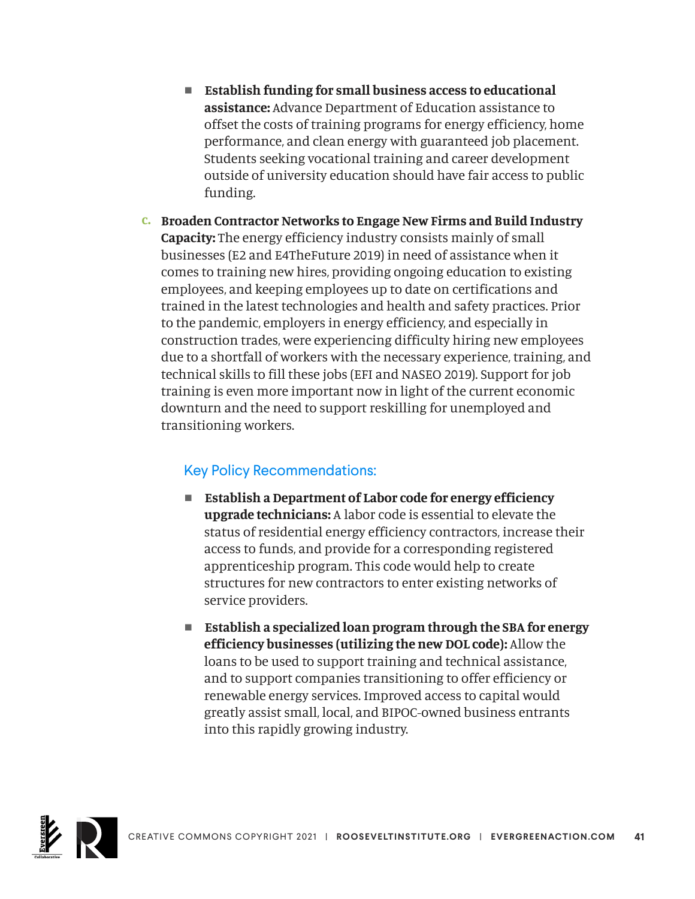- **Establish funding for small business access to educational assistance:** Advance Department of Education assistance to offset the costs of training programs for energy efficiency, home performance, and clean energy with guaranteed job placement. Students seeking vocational training and career development outside of university education should have fair access to public funding.

c. **Broaden Contractor Networks to Engage New Firms and Build Industry Capacity:** The energy efficiency industry consists mainly of small businesses (E2 and E4TheFuture 2019) in need of assistance when it comes to training new hires, providing ongoing education to existing employees, and keeping employees up to date on certifications and trained in the latest technologies and health and safety practices. Prior to the pandemic, employers in energy efficiency, and especially in construction trades, were experiencing difficulty hiring new employees due to a shortfall of workers with the necessary experience, training, and technical skills to fill these jobs (EFI and NASEO 2019). Support for job training is even more important now in light of the current economic downturn and the need to support reskilling for unemployed and transitioning workers.

### Key Policy Recommendations:

- **Establish a Department of Labor code for energy efficiency upgrade technicians:** A labor code is essential to elevate the status of residential energy efficiency contractors, increase their access to funds, and provide for a corresponding registered apprenticeship program. This code would help to create structures for new contractors to enter existing networks of service providers.

- **Establish a specialized loan program through the SBA for energy efficiency businesses (utilizing the new DOL code):** Allow the loans to be used to support training and technical assistance, and to support companies transitioning to offer efficiency or renewable energy services. Improved access to capital would greatly assist small, local, and BIPOC-owned business entrants into this rapidly growing industry.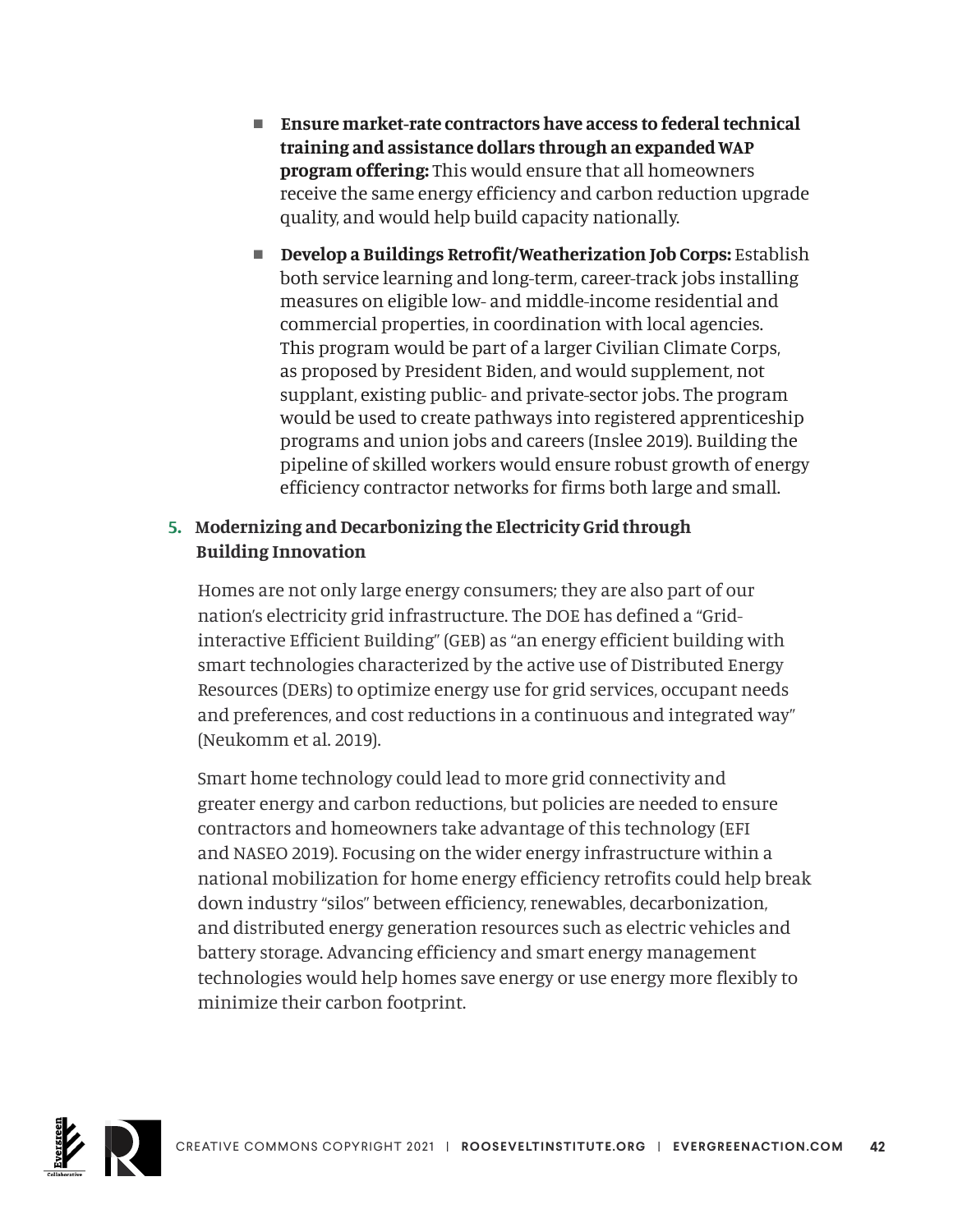- **Ensure market-rate contractors have access to federal technical training and assistance dollars through an expanded WAP program offering:** This would ensure that all homeowners receive the same energy efficiency and carbon reduction upgrade quality, and would help build capacity nationally.
- **Develop a Buildings Retrofit/Weatherization Job Corps:** Establish both service learning and long-term, career-track jobs installing measures on eligible low- and middle-income residential and commercial properties, in coordination with local agencies. This program would be part of a larger Civilian Climate Corps, as proposed by President Biden, and would supplement, not supplant, existing public- and private-sector jobs. The program would be used to create pathways into registered apprenticeship programs and union jobs and careers (Inslee 2019). Building the pipeline of skilled workers would ensure robust growth of energy efficiency contractor networks for firms both large and small.

### 5. Modernizing and Decarbonizing the Electricity Grid through Building Innovation

Homes are not only large energy consumers; they are also part of our nation's electricity grid infrastructure. The DOE has defined a "Grid-interactive Efficient Building" (GEB) as "an energy efficient building with smart technologies characterized by the active use of Distributed Energy Resources (DERs) to optimize energy use for grid services, occupant needs and preferences, and cost reductions in a continuous and integrated way" (Neukomm et al. 2019).

Smart home technology could lead to more grid connectivity and greater energy and carbon reductions, but policies are needed to ensure contractors and homeowners take advantage of this technology (EFI and NASEO 2019). Focusing on the wider energy infrastructure within a national mobilization for home energy efficiency retrofits could help break down industry "silos" between efficiency, renewables, decarbonization, and distributed energy generation resources such as electric vehicles and battery storage. Advancing efficiency and smart energy management technologies would help homes save energy or use energy more flexibly to minimize their carbon footprint.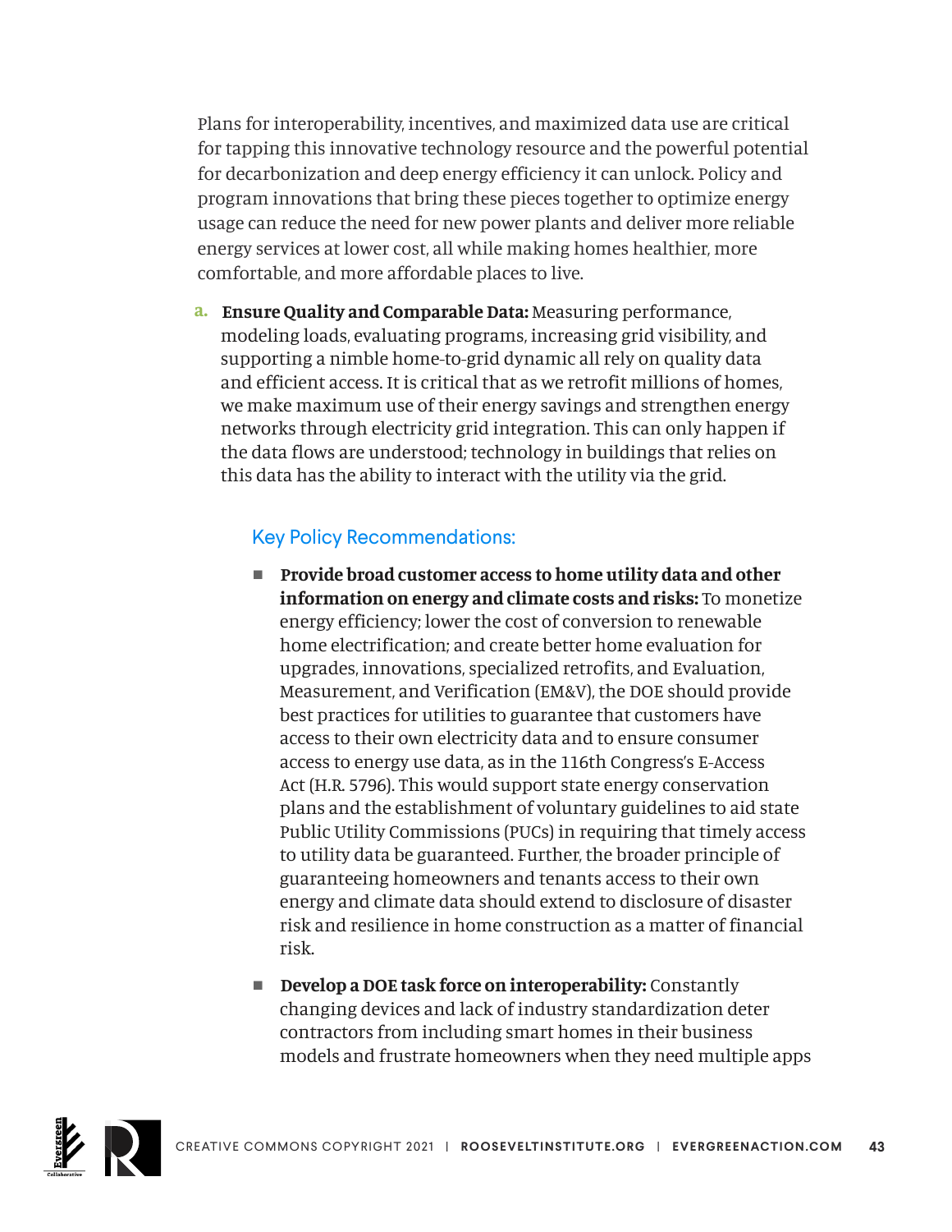Plans for interoperability, incentives, and maximized data use are critical for tapping this innovative technology resource and the powerful potential for decarbonization and deep energy efficiency it can unlock. Policy and program innovations that bring these pieces together to optimize energy usage can reduce the need for new power plants and deliver more reliable energy services at lower cost, all while making homes healthier, more comfortable, and more affordable places to live.

a. **Ensure Quality and Comparable Data:** Measuring performance, modeling loads, evaluating programs, increasing grid visibility, and supporting a nimble home-to-grid dynamic all rely on quality data and efficient access. It is critical that as we retrofit millions of homes, we make maximum use of their energy savings and strengthen energy networks through electricity grid integration. This can only happen if the data flows are understood; technology in buildings that relies on this data has the ability to interact with the utility via the grid.

### Key Policy Recommendations:

- **Provide broad customer access to home utility data and other information on energy and climate costs and risks:** To monetize energy efficiency; lower the cost of conversion to renewable home electrification; and create better home evaluation for upgrades, innovations, specialized retrofits, and Evaluation, Measurement, and Verification (EM&V), the DOE should provide best practices for utilities to guarantee that customers have access to their own electricity data and to ensure consumer access to energy use data, as in the 116th Congress's E-Access Act (H.R. 5796). This would support state energy conservation plans and the establishment of voluntary guidelines to aid state Public Utility Commissions (PUCs) in requiring that timely access to utility data be guaranteed. Further, the broader principle of guaranteeing homeowners and tenants access to their own energy and climate data should extend to disclosure of disaster risk and resilience in home construction as a matter of financial risk.

- **Develop a DOE task force on interoperability:** Constantly changing devices and lack of industry standardization deter contractors from including smart homes in their business models and frustrate homeowners when they need multiple apps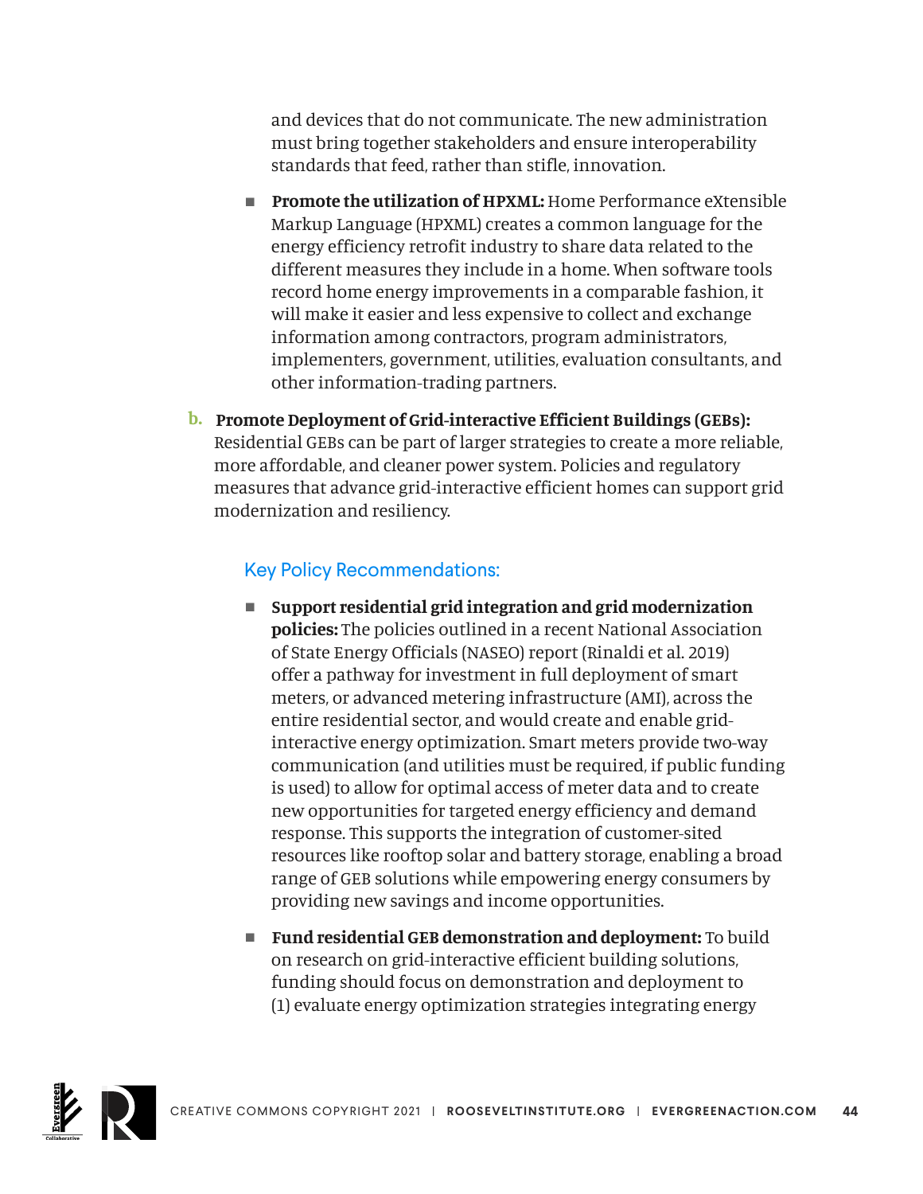and devices that do not communicate. The new administration must bring together stakeholders and ensure interoperability standards that feed, rather than stifle, innovation.

- **Promote the utilization of HPXML:** Home Performance eXtensible Markup Language (HPXML) creates a common language for the energy efficiency retrofit industry to share data related to the different measures they include in a home. When software tools record home energy improvements in a comparable fashion, it will make it easier and less expensive to collect and exchange information among contractors, program administrators, implementers, government, utilities, evaluation consultants, and other information-trading partners.

b. **Promote Deployment of Grid-interactive Efficient Buildings (GEBs):** Residential GEBs can be part of larger strategies to create a more reliable, more affordable, and cleaner power system. Policies and regulatory measures that advance grid-interactive efficient homes can support grid modernization and resiliency.

### Key Policy Recommendations:

- **Support residential grid integration and grid modernization policies:** The policies outlined in a recent National Association of State Energy Officials (NASEO) report (Rinaldi et al. 2019) offer a pathway for investment in full deployment of smart meters, or advanced metering infrastructure (AMI), across the entire residential sector, and would create and enable grid-interactive energy optimization. Smart meters provide two-way communication (and utilities must be required, if public funding is used) to allow for optimal access of meter data and to create new opportunities for targeted energy efficiency and demand response. This supports the integration of customer-sited resources like rooftop solar and battery storage, enabling a broad range of GEB solutions while empowering energy consumers by providing new savings and income opportunities.

- **Fund residential GEB demonstration and deployment:** To build on research on grid-interactive efficient building solutions, funding should focus on demonstration and deployment to (1) evaluate energy optimization strategies integrating energy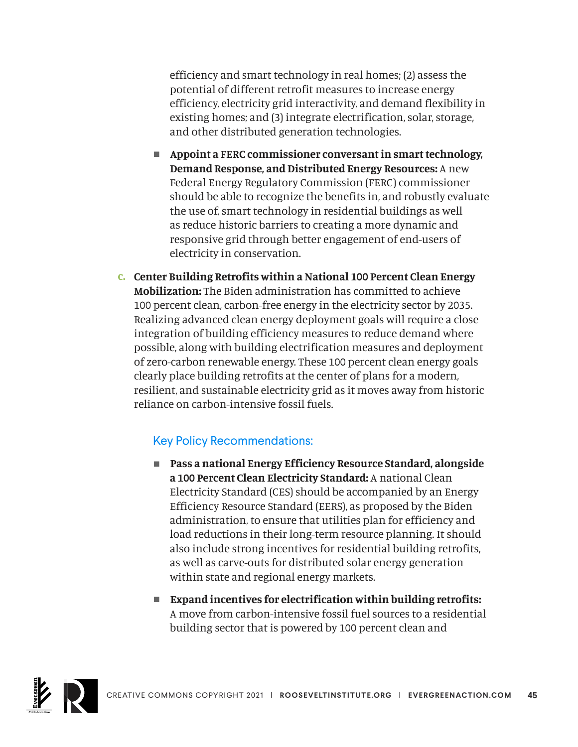efficiency and smart technology in real homes; (2) assess the potential of different retrofit measures to increase energy efficiency, electricity grid interactivity, and demand flexibility in existing homes; and (3) integrate electrification, solar, storage, and other distributed generation technologies.

- **Appoint a FERC commissioner conversant in smart technology, Demand Response, and Distributed Energy Resources:** A new Federal Energy Regulatory Commission (FERC) commissioner should be able to recognize the benefits in, and robustly evaluate the use of, smart technology in residential buildings as well as reduce historic barriers to creating a more dynamic and responsive grid through better engagement of end-users of electricity in conservation.

c. **Center Building Retrofits within a National 100 Percent Clean Energy Mobilization:** The Biden administration has committed to achieve 100 percent clean, carbon-free energy in the electricity sector by 2035. Realizing advanced clean energy deployment goals will require a close integration of building efficiency measures to reduce demand where possible, along with building electrification measures and deployment of zero-carbon renewable energy. These 100 percent clean energy goals clearly place building retrofits at the center of plans for a modern, resilient, and sustainable electricity grid as it moves away from historic reliance on carbon-intensive fossil fuels.

### Key Policy Recommendations:

- **Pass a national Energy Efficiency Resource Standard, alongside a 100 Percent Clean Electricity Standard:** A national Clean Electricity Standard (CES) should be accompanied by an Energy Efficiency Resource Standard (EERS), as proposed by the Biden administration, to ensure that utilities plan for efficiency and load reductions in their long-term resource planning. It should also include strong incentives for residential building retrofits, as well as carve-outs for distributed solar energy generation within state and regional energy markets.

- **Expand incentives for electrification within building retrofits:** A move from carbon-intensive fossil fuel sources to a residential building sector that is powered by 100 percent clean and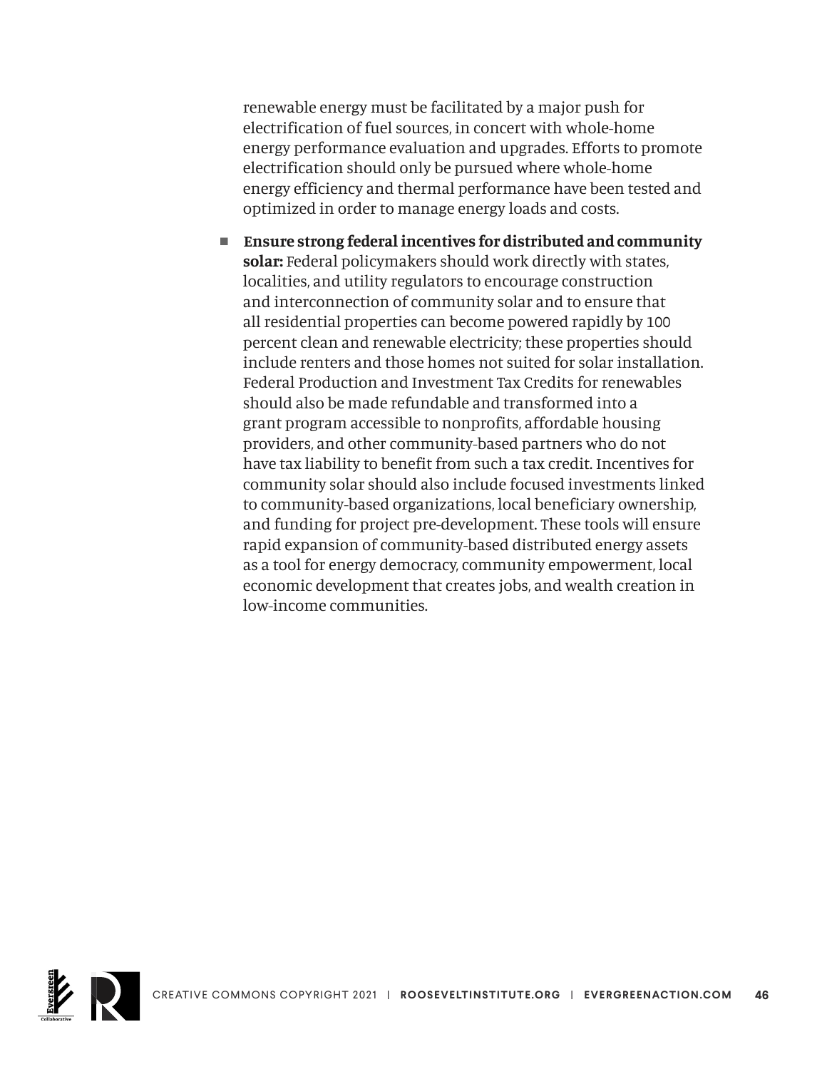renewable energy must be facilitated by a major push for electrification of fuel sources, in concert with whole-home energy performance evaluation and upgrades. Efforts to promote electrification should only be pursued where whole-home energy efficiency and thermal performance have been tested and optimized in order to manage energy loads and costs.

- **Ensure strong federal incentives for distributed and community solar:** Federal policymakers should work directly with states, localities, and utility regulators to encourage construction and interconnection of community solar and to ensure that all residential properties can become powered rapidly by 100 percent clean and renewable electricity; these properties should include renters and those homes not suited for solar installation. Federal Production and Investment Tax Credits for renewables should also be made refundable and transformed into a grant program accessible to nonprofits, affordable housing providers, and other community-based partners who do not have tax liability to benefit from such a tax credit. Incentives for community solar should also include focused investments linked to community-based organizations, local beneficiary ownership, and funding for project pre-development. These tools will ensure rapid expansion of community-based distributed energy assets as a tool for energy democracy, community empowerment, local economic development that creates jobs, and wealth creation in low-income communities.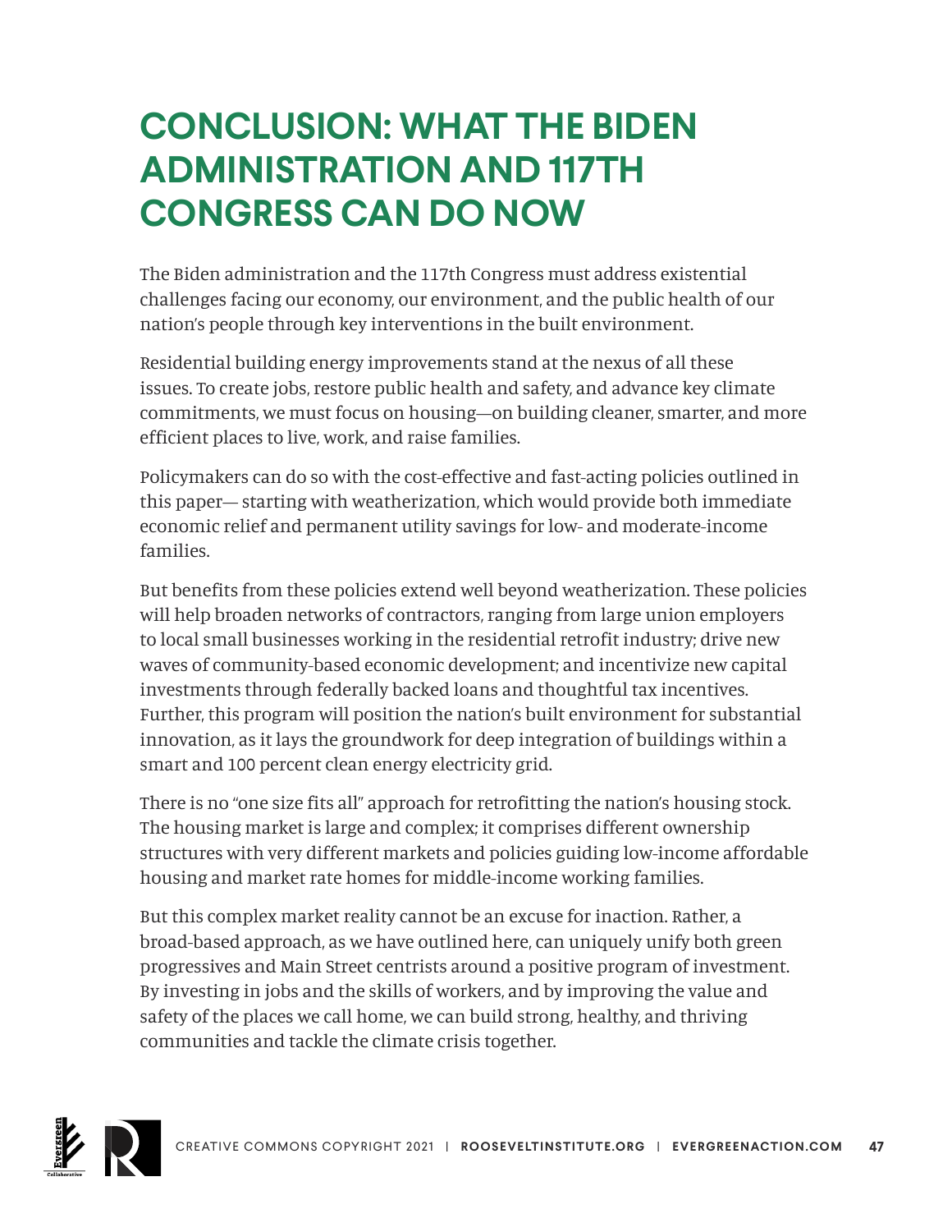# CONCLUSION: WHAT THE BIDEN ADMINISTRATION AND 117TH CONGRESS CAN DO NOW

The Biden administration and the 117th Congress must address existential challenges facing our economy, our environment, and the public health of our nation's people through key interventions in the built environment.

Residential building energy improvements stand at the nexus of all these issues. To create jobs, restore public health and safety, and advance key climate commitments, we must focus on housing—on building cleaner, smarter, and more efficient places to live, work, and raise families.

Policymakers can do so with the cost-effective and fast-acting policies outlined in this paper— starting with weatherization, which would provide both immediate economic relief and permanent utility savings for low- and moderate-income families.

But benefits from these policies extend well beyond weatherization. These policies will help broaden networks of contractors, ranging from large union employers to local small businesses working in the residential retrofit industry; drive new waves of community-based economic development; and incentivize new capital investments through federally backed loans and thoughtful tax incentives. Further, this program will position the nation's built environment for substantial innovation, as it lays the groundwork for deep integration of buildings within a smart and 100 percent clean energy electricity grid.

There is no "one size fits all" approach for retrofitting the nation's housing stock. The housing market is large and complex; it comprises different ownership structures with very different markets and policies guiding low-income affordable housing and market rate homes for middle-income working families.

But this complex market reality cannot be an excuse for inaction. Rather, a broad-based approach, as we have outlined here, can uniquely unify both green progressives and Main Street centrists around a positive program of investment. By investing in jobs and the skills of workers, and by improving the value and safety of the places we call home, we can build strong, healthy, and thriving communities and tackle the climate crisis together.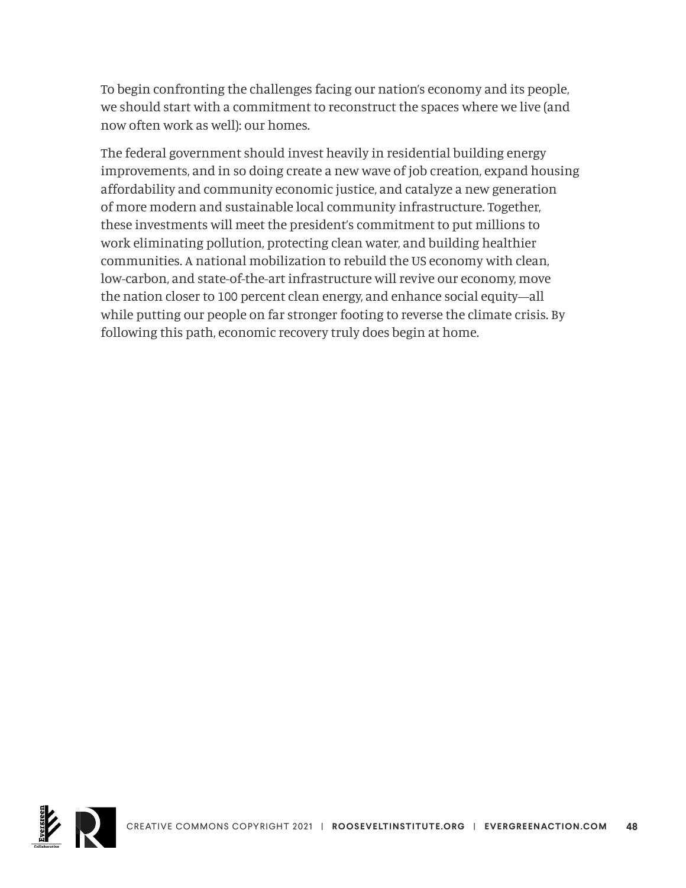To begin confronting the challenges facing our nation's economy and its people, we should start with a commitment to reconstruct the spaces where we live (and now often work as well): our homes.

The federal government should invest heavily in residential building energy improvements, and in so doing create a new wave of job creation, expand housing affordability and community economic justice, and catalyze a new generation of more modern and sustainable local community infrastructure. Together, these investments will meet the president's commitment to put millions to work eliminating pollution, protecting clean water, and building healthier communities. A national mobilization to rebuild the US economy with clean, low-carbon, and state-of-the-art infrastructure will revive our economy, move the nation closer to 100 percent clean energy, and enhance social equity—all while putting our people on far stronger footing to reverse the climate crisis. By following this path, economic recovery truly does begin at home.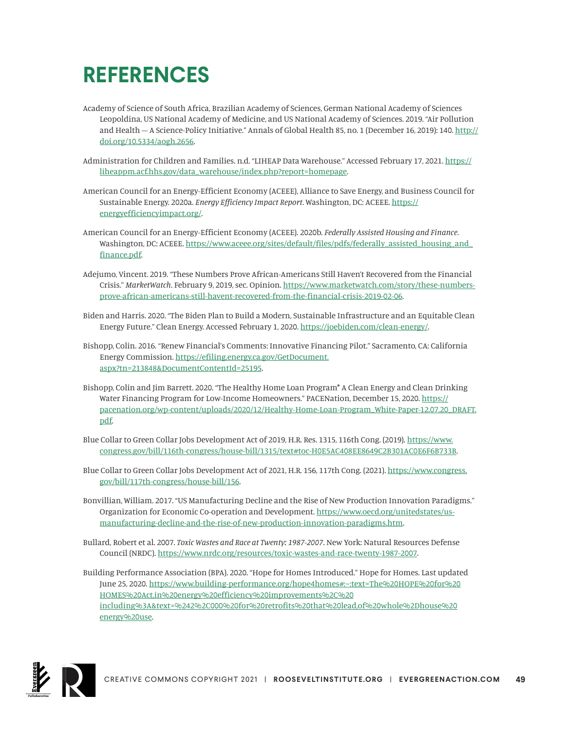# REFERENCES

Academy of Science of South Africa, Brazilian Academy of Sciences, German National Academy of Sciences Leopoldina, US National Academy of Medicine, and US National Academy of Sciences. 2019. "Air Pollution and Health — A Science-Policy Initiative." Annals of Global Health 85, no. 1 (December 16, 2019): 140. http://doi.org/10.5334/aogh.2656.

Administration for Children and Families. n.d. "LIHEAP Data Warehouse." Accessed February 17, 2021. https://liheappm.acf.hhs.gov/data_warehouse/index.php?report=homepage.

American Council for an Energy-Efficient Economy (ACEEE), Alliance to Save Energy, and Business Council for Sustainable Energy. 2020a. *Energy Efficiency Impact Report*. Washington, DC: ACEEE. https://energyefficiencyimpact.org/.

American Council for an Energy-Efficient Economy (ACEEE). 2020b. *Federally Assisted Housing and Finance*. Washington, DC: ACEEE. https://www.aceee.org/sites/default/files/pdfs/federally_assisted_housing_and_finance.pdf.

Adejumo, Vincent. 2019. "These Numbers Prove African-Americans Still Haven't Recovered from the Financial Crisis." *MarketWatch*. February 9, 2019, sec. Opinion. https://www.marketwatch.com/story/these-numbers-prove-african-americans-still-havent-recovered-from-the-financial-crisis-2019-02-06.

Biden and Harris. 2020. "The Biden Plan to Build a Modern, Sustainable Infrastructure and an Equitable Clean Energy Future." Clean Energy. Accessed February 1, 2020. https://joebiden.com/clean-energy/.

Bishopp, Colin. 2016. "Renew Financial's Comments: Innovative Financing Pilot." Sacramento, CA: California Energy Commission. https://efiling.energy.ca.gov/GetDocument.aspx?tn=213848&DocumentContentId=25195.

Bishopp, Colin and Jim Barrett. 2020. "The Healthy Home Loan Program* A Clean Energy and Clean Drinking Water Financing Program for Low-Income Homeowners." PACENation, December 15, 2020. https://pacenation.org/wp-content/uploads/2020/12/Healthy-Home-Loan-Program_White-Paper-12.07.20_DRAFT.pdf.

Blue Collar to Green Collar Jobs Development Act of 2019, H.R. Res. 1315, 116th Cong. (2019). https://www.congress.gov/bill/116th-congress/house-bill/1315/text#toc-H0E5AC408EE8649C2B301AC0E6F6B733B.

Blue Collar to Green Collar Jobs Development Act of 2021, H.R. 156, 117th Cong. (2021). https://www.congress.gov/bill/117th-congress/house-bill/156.

Bonvillian, William. 2017. "US Manufacturing Decline and the Rise of New Production Innovation Paradigms." Organization for Economic Co-operation and Development. https://www.oecd.org/unitedstates/us-manufacturing-decline-and-the-rise-of-new-production-innovation-paradigms.htm.

Bullard, Robert et al. 2007. *Toxic Wastes and Race at Twenty: 1987-2007*. New York: Natural Resources Defense Council (NRDC). https://www.nrdc.org/resources/toxic-wastes-and-race-twenty-1987-2007.

Building Performance Association (BPA). 2020. "Hope for Homes Introduced." Hope for Homes. Last updated June 25, 2020. https://www.building-performance.org/hope4homes#:~:text=The%20HOPE%20for%20HOMES%20Act,in%20energy%20efficiency%20improvements%2C%20including%3A&text=%242%2C000%20for%20retrofits%20that%20lead,of%20whole%2Dhouse%20energy%20use.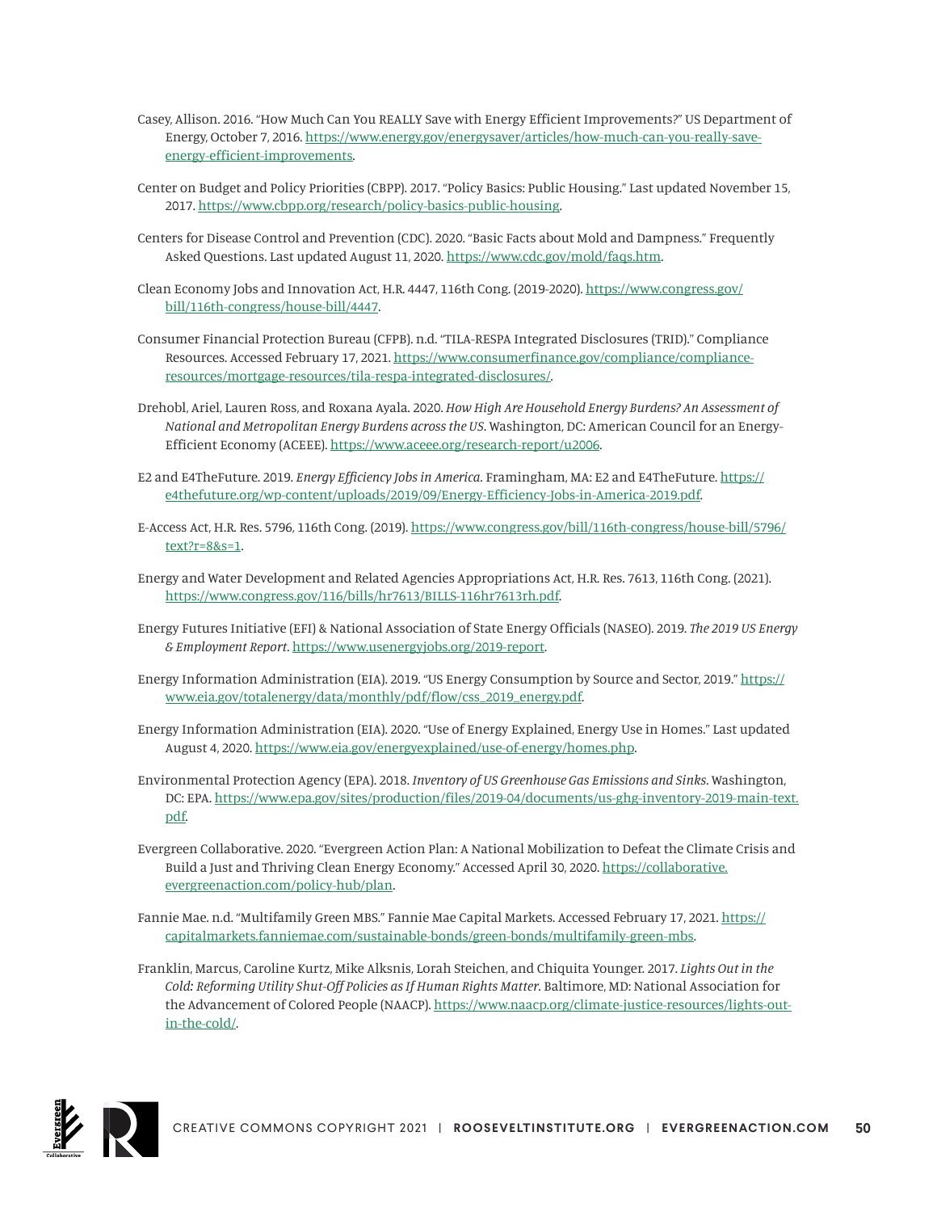Casey, Allison. 2016. "How Much Can You REALLY Save with Energy Efficient Improvements?" US Department of Energy, October 7, 2016. https://www.energy.gov/energysaver/articles/how-much-can-you-really-save-energy-efficient-improvements.

Center on Budget and Policy Priorities (CBPP). 2017. "Policy Basics: Public Housing." Last updated November 15, 2017. https://www.cbpp.org/research/policy-basics-public-housing.

Centers for Disease Control and Prevention (CDC). 2020. "Basic Facts about Mold and Dampness." Frequently Asked Questions. Last updated August 11, 2020. https://www.cdc.gov/mold/faqs.htm.

Clean Economy Jobs and Innovation Act, H.R. 4447, 116th Cong. (2019-2020). https://www.congress.gov/bill/116th-congress/house-bill/4447.

Consumer Financial Protection Bureau (CFPB). n.d. "TILA-RESPA Integrated Disclosures (TRID)." Compliance Resources. Accessed February 17, 2021. https://www.consumerfinance.gov/compliance/compliance-resources/mortgage-resources/tila-respa-integrated-disclosures/.

Drehobl, Ariel, Lauren Ross, and Roxana Ayala. 2020. *How High Are Household Energy Burdens? An Assessment of National and Metropolitan Energy Burdens across the US*. Washington, DC: American Council for an Energy-Efficient Economy (ACEEE). https://www.aceee.org/research-report/u2006.

E2 and E4TheFuture. 2019. *Energy Efficiency Jobs in America*. Framingham, MA: E2 and E4TheFuture. https://e4thefuture.org/wp-content/uploads/2019/09/Energy-Efficiency-Jobs-in-America-2019.pdf.

E-Access Act, H.R. Res. 5796, 116th Cong. (2019). https://www.congress.gov/bill/116th-congress/house-bill/5796/text?r=8&s=1.

Energy and Water Development and Related Agencies Appropriations Act, H.R. Res. 7613, 116th Cong. (2021). https://www.congress.gov/116/bills/hr7613/BILLS-116hr7613rh.pdf.

Energy Futures Initiative (EFI) & National Association of State Energy Officials (NASEO). 2019. *The 2019 US Energy & Employment Report*. https://www.usenergyjobs.org/2019-report.

Energy Information Administration (EIA). 2019. "US Energy Consumption by Source and Sector, 2019." https://www.eia.gov/totalenergy/data/monthly/pdf/flow/css_2019_energy.pdf.

Energy Information Administration (EIA). 2020. "Use of Energy Explained, Energy Use in Homes." Last updated August 4, 2020. https://www.eia.gov/energyexplained/use-of-energy/homes.php.

Environmental Protection Agency (EPA). 2018. *Inventory of US Greenhouse Gas Emissions and Sinks*. Washington, DC: EPA. https://www.epa.gov/sites/production/files/2019-04/documents/us-ghg-inventory-2019-main-text.pdf.

Evergreen Collaborative. 2020. "Evergreen Action Plan: A National Mobilization to Defeat the Climate Crisis and Build a Just and Thriving Clean Energy Economy." Accessed April 30, 2020. https://collaborative.evergreenaction.com/policy-hub/plan.

Fannie Mae. n.d. "Multifamily Green MBS." Fannie Mae Capital Markets. Accessed February 17, 2021. https://capitalmarkets.fanniemae.com/sustainable-bonds/green-bonds/multifamily-green-mbs.

Franklin, Marcus, Caroline Kurtz, Mike Alksnis, Lorah Steichen, and Chiquita Younger. 2017. *Lights Out in the Cold: Reforming Utility Shut-Off Policies as If Human Rights Matter*. Baltimore, MD: National Association for the Advancement of Colored People (NAACP). https://www.naacp.org/climate-justice-resources/lights-out-in-the-cold/.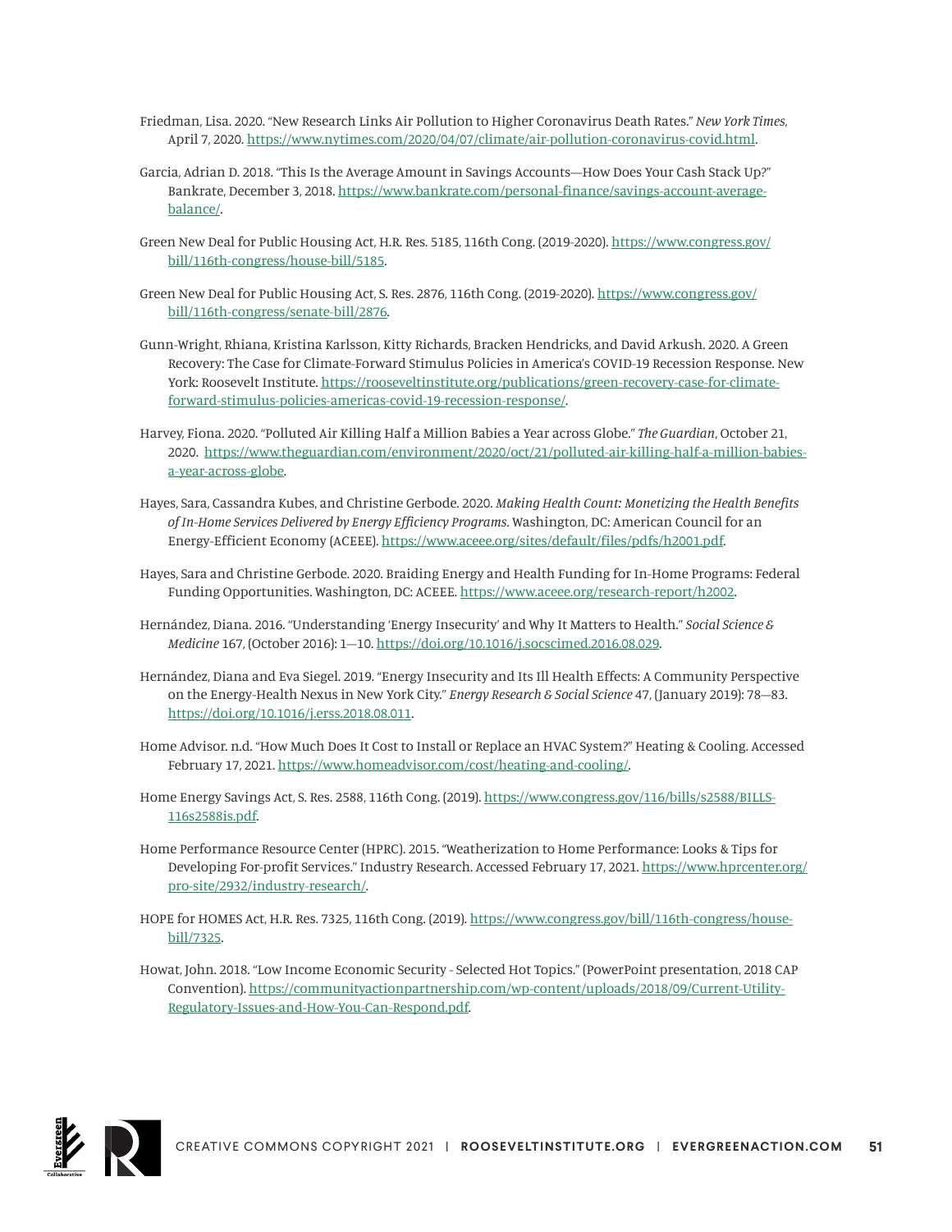Friedman, Lisa. 2020. "New Research Links Air Pollution to Higher Coronavirus Death Rates." *New York Times*, April 7, 2020. https://www.nytimes.com/2020/04/07/climate/air-pollution-coronavirus-covid.html.

Garcia, Adrian D. 2018. "This Is the Average Amount in Savings Accounts—How Does Your Cash Stack Up?" Bankrate, December 3, 2018. https://www.bankrate.com/personal-finance/savings-account-average-balance/.

Green New Deal for Public Housing Act, H.R. Res. 5185, 116th Cong. (2019-2020). https://www.congress.gov/bill/116th-congress/house-bill/5185.

Green New Deal for Public Housing Act, S. Res. 2876, 116th Cong. (2019-2020). https://www.congress.gov/bill/116th-congress/senate-bill/2876.

Gunn-Wright, Rhiana, Kristina Karlsson, Kitty Richards, Bracken Hendricks, and David Arkush. 2020. A Green Recovery: The Case for Climate-Forward Stimulus Policies in America's COVID-19 Recession Response. New York: Roosevelt Institute. https://rooseveltinstitute.org/publications/green-recovery-case-for-climate-forward-stimulus-policies-americas-covid-19-recession-response/.

Harvey, Fiona. 2020. "Polluted Air Killing Half a Million Babies a Year across Globe." *The Guardian*, October 21, 2020. https://www.theguardian.com/environment/2020/oct/21/polluted-air-killing-half-a-million-babies-a-year-across-globe.

Hayes, Sara, Cassandra Kubes, and Christine Gerbode. 2020. *Making Health Count: Monetizing the Health Benefits of In-Home Services Delivered by Energy Efficiency Programs*. Washington, DC: American Council for an Energy-Efficient Economy (ACEEE). https://www.aceee.org/sites/default/files/pdfs/h2001.pdf.

Hayes, Sara and Christine Gerbode. 2020. Braiding Energy and Health Funding for In-Home Programs: Federal Funding Opportunities. Washington, DC: ACEEE. https://www.aceee.org/research-report/h2002.

Hernández, Diana. 2016. "Understanding 'Energy Insecurity' and Why It Matters to Health." *Social Science & Medicine* 167, (October 2016): 1—10. https://doi.org/10.1016/j.socscimed.2016.08.029.

Hernández, Diana and Eva Siegel. 2019. "Energy Insecurity and Its Ill Health Effects: A Community Perspective on the Energy-Health Nexus in New York City." *Energy Research & Social Science* 47, (January 2019): 78—83. https://doi.org/10.1016/j.erss.2018.08.011.

Home Advisor. n.d. "How Much Does It Cost to Install or Replace an HVAC System?" Heating & Cooling. Accessed February 17, 2021. https://www.homeadvisor.com/cost/heating-and-cooling/.

Home Energy Savings Act, S. Res. 2588, 116th Cong. (2019). https://www.congress.gov/116/bills/s2588/BILLS-116s2588is.pdf.

Home Performance Resource Center (HPRC). 2015. "Weatherization to Home Performance: Looks & Tips for Developing For-profit Services." Industry Research. Accessed February 17, 2021. https://www.hprcenter.org/pro-site/2932/industry-research/.

HOPE for HOMES Act, H.R. Res. 7325, 116th Cong. (2019). https://www.congress.gov/bill/116th-congress/house-bill/7325.

Howat, John. 2018. "Low Income Economic Security - Selected Hot Topics." (PowerPoint presentation, 2018 CAP Convention). https://communityactionpartnership.com/wp-content/uploads/2018/09/Current-Utility-Regulatory-Issues-and-How-You-Can-Respond.pdf.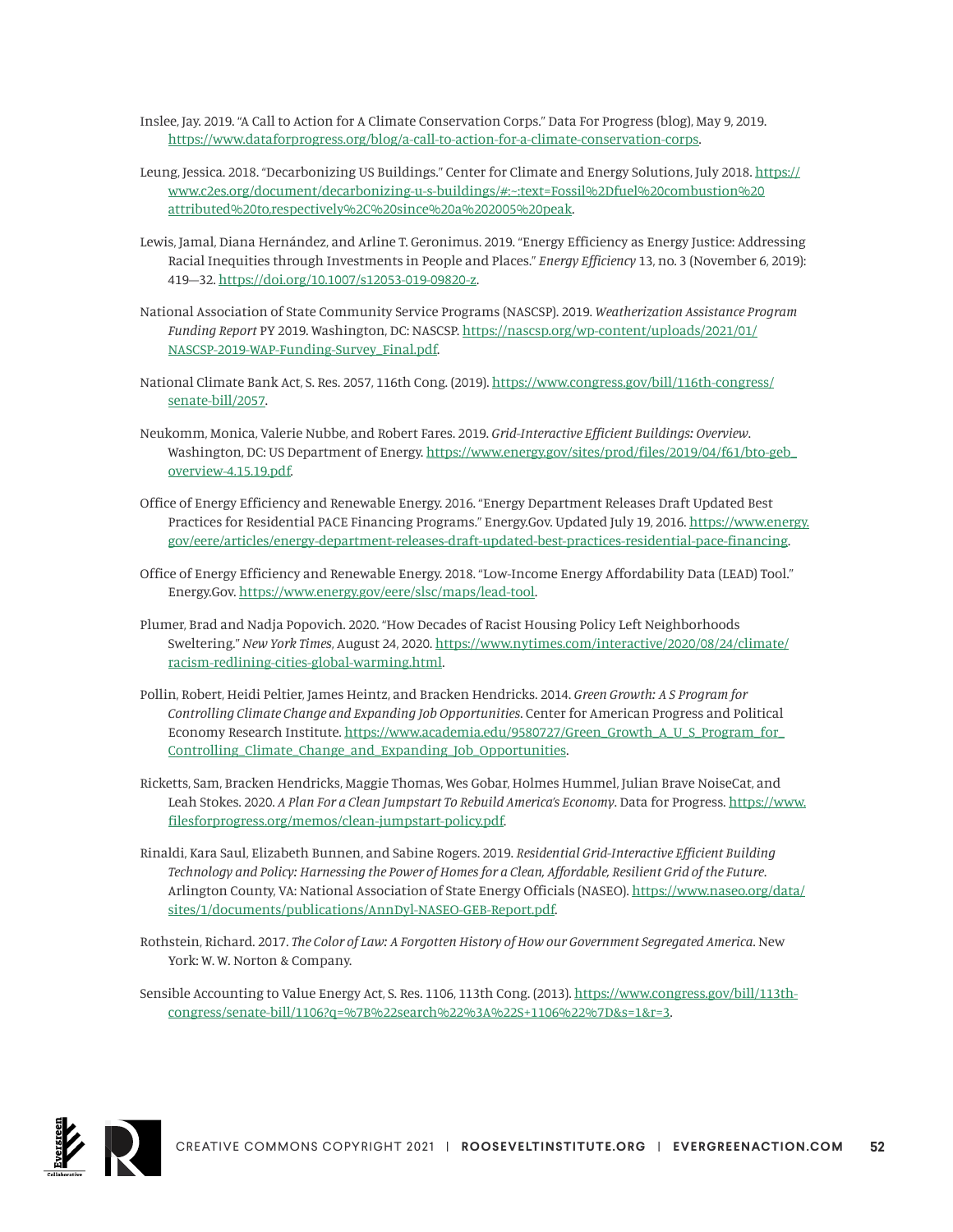Inslee, Jay. 2019. "A Call to Action for A Climate Conservation Corps." Data For Progress (blog), May 9, 2019. https://www.dataforprogress.org/blog/a-call-to-action-for-a-climate-conservation-corps.

Leung, Jessica. 2018. "Decarbonizing US Buildings." Center for Climate and Energy Solutions, July 2018. https://www.c2es.org/document/decarbonizing-u-s-buildings/#:~:text=Fossil%2Dfuel%20combustion%20attributed%20to,respectively%2C%20since%20a%202005%20peak.

Lewis, Jamal, Diana Hernández, and Arline T. Geronimus. 2019. "Energy Efficiency as Energy Justice: Addressing Racial Inequities through Investments in People and Places." *Energy Efficiency* 13, no. 3 (November 6, 2019): 419—32. https://doi.org/10.1007/s12053-019-09820-z.

National Association of State Community Service Programs (NASCSP). 2019. *Weatherization Assistance Program Funding Report* PY 2019. Washington, DC: NASCSP. https://nascsp.org/wp-content/uploads/2021/01/NASCSP-2019-WAP-Funding-Survey_Final.pdf.

National Climate Bank Act, S. Res. 2057, 116th Cong. (2019). https://www.congress.gov/bill/116th-congress/senate-bill/2057.

Neukomm, Monica, Valerie Nubbe, and Robert Fares. 2019. *Grid-Interactive Efficient Buildings: Overview*. Washington, DC: US Department of Energy. https://www.energy.gov/sites/prod/files/2019/04/f61/bto-geb_overview-4.15.19.pdf.

Office of Energy Efficiency and Renewable Energy. 2016. "Energy Department Releases Draft Updated Best Practices for Residential PACE Financing Programs." Energy.Gov. Updated July 19, 2016. https://www.energy.gov/eere/articles/energy-department-releases-draft-updated-best-practices-residential-pace-financing.

Office of Energy Efficiency and Renewable Energy. 2018. "Low-Income Energy Affordability Data (LEAD) Tool." Energy.Gov. https://www.energy.gov/eere/slsc/maps/lead-tool.

Plumer, Brad and Nadja Popovich. 2020. "How Decades of Racist Housing Policy Left Neighborhoods Sweltering." *New York Times*, August 24, 2020. https://www.nytimes.com/interactive/2020/08/24/climate/racism-redlining-cities-global-warming.html.

Pollin, Robert, Heidi Peltier, James Heintz, and Bracken Hendricks. 2014. *Green Growth: A S Program for Controlling Climate Change and Expanding Job Opportunities*. Center for American Progress and Political Economy Research Institute. https://www.academia.edu/9580727/Green_Growth_A_U_S_Program_for_Controlling_Climate_Change_and_Expanding_Job_Opportunities.

Ricketts, Sam, Bracken Hendricks, Maggie Thomas, Wes Gobar, Holmes Hummel, Julian Brave NoiseCat, and Leah Stokes. 2020. *A Plan For a Clean Jumpstart To Rebuild America's Economy*. Data for Progress. https://www.filesforprogress.org/memos/clean-jumpstart-policy.pdf.

Rinaldi, Kara Saul, Elizabeth Bunnen, and Sabine Rogers. 2019. *Residential Grid-Interactive Efficient Building Technology and Policy: Harnessing the Power of Homes for a Clean, Affordable, Resilient Grid of the Future*. Arlington County, VA: National Association of State Energy Officials (NASEO). https://www.naseo.org/data/sites/1/documents/publications/AnnDyl-NASEO-GEB-Report.pdf.

Rothstein, Richard. 2017. *The Color of Law: A Forgotten History of How our Government Segregated America*. New York: W. W. Norton & Company.

Sensible Accounting to Value Energy Act, S. Res. 1106, 113th Cong. (2013). https://www.congress.gov/bill/113th-congress/senate-bill/1106?q=%7B%22search%22%3A%22S+1106%22%7D&s=1&r=3.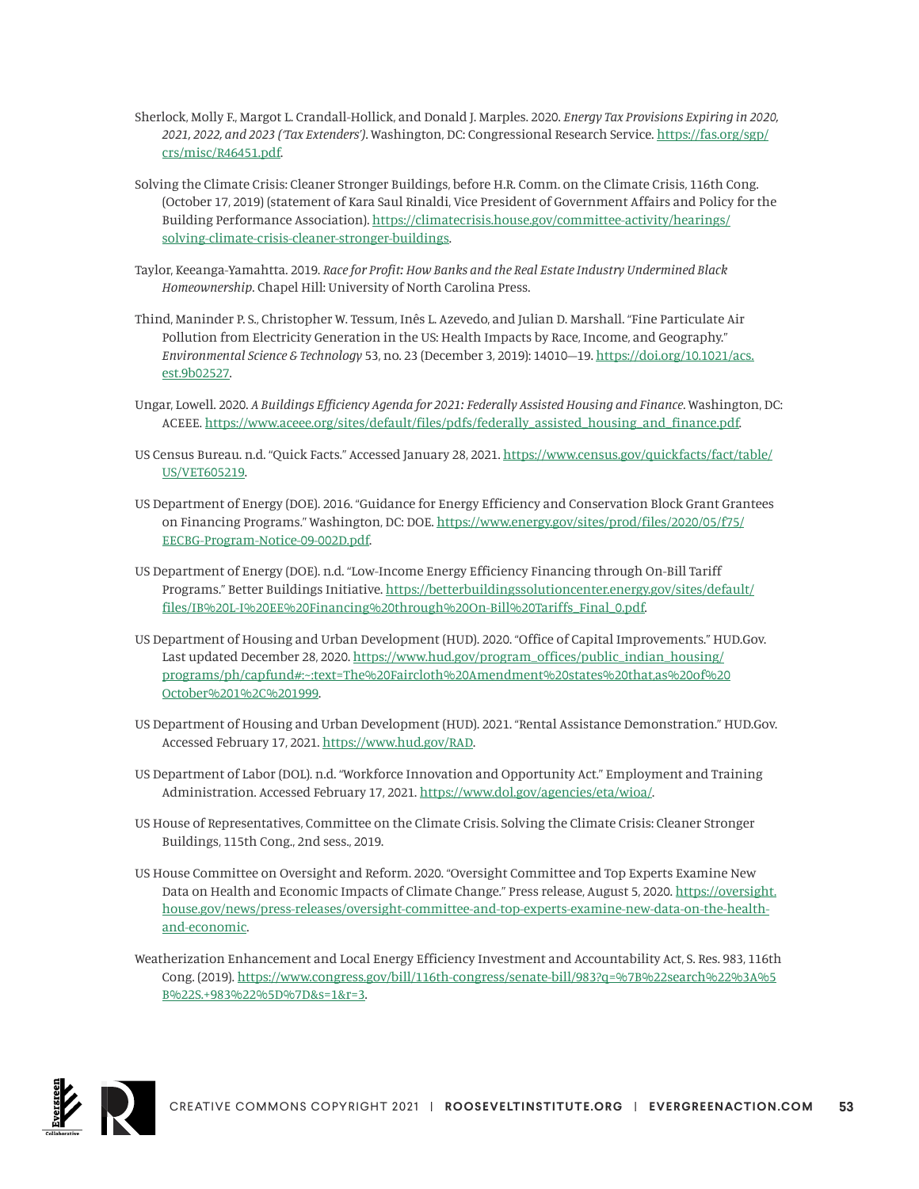Sherlock, Molly F., Margot L. Crandall-Hollick, and Donald J. Marples. 2020. *Energy Tax Provisions Expiring in 2020, 2021, 2022, and 2023 ('Tax Extenders')*. Washington, DC: Congressional Research Service. https://fas.org/sgp/crs/misc/R46451.pdf.

Solving the Climate Crisis: Cleaner Stronger Buildings, before H.R. Comm. on the Climate Crisis, 116th Cong. (October 17, 2019) (statement of Kara Saul Rinaldi, Vice President of Government Affairs and Policy for the Building Performance Association). https://climatecrisis.house.gov/committee-activity/hearings/solving-climate-crisis-cleaner-stronger-buildings.

Taylor, Keeanga-Yamahtta. 2019. *Race for Profit: How Banks and the Real Estate Industry Undermined Black Homeownership*. Chapel Hill: University of North Carolina Press.

Thind, Maninder P. S., Christopher W. Tessum, Inês L. Azevedo, and Julian D. Marshall. "Fine Particulate Air Pollution from Electricity Generation in the US: Health Impacts by Race, Income, and Geography." *Environmental Science & Technology* 53, no. 23 (December 3, 2019): 14010—19. https://doi.org/10.1021/acs.est.9b02527.

Ungar, Lowell. 2020. *A Buildings Efficiency Agenda for 2021: Federally Assisted Housing and Finance*. Washington, DC: ACEEE. https://www.aceee.org/sites/default/files/pdfs/federally_assisted_housing_and_finance.pdf.

US Census Bureau. n.d. "Quick Facts." Accessed January 28, 2021. https://www.census.gov/quickfacts/fact/table/US/VET605219.

US Department of Energy (DOE). 2016. "Guidance for Energy Efficiency and Conservation Block Grant Grantees on Financing Programs." Washington, DC: DOE. https://www.energy.gov/sites/prod/files/2020/05/f75/EECBG-Program-Notice-09-002D.pdf.

US Department of Energy (DOE). n.d. "Low-Income Energy Efficiency Financing through On-Bill Tariff Programs." Better Buildings Initiative. https://betterbuildingssolutioncenter.energy.gov/sites/default/files/IB%20L-I%20EE%20Financing%20through%20On-Bill%20Tariffs_Final_0.pdf.

US Department of Housing and Urban Development (HUD). 2020. "Office of Capital Improvements." HUD.Gov. Last updated December 28, 2020. https://www.hud.gov/program_offices/public_indian_housing/programs/ph/capfund#:~:text=The%20Faircloth%20Amendment%20states%20that,as%20of%20October%201%2C%201999.

US Department of Housing and Urban Development (HUD). 2021. "Rental Assistance Demonstration." HUD.Gov. Accessed February 17, 2021. https://www.hud.gov/RAD.

US Department of Labor (DOL). n.d. "Workforce Innovation and Opportunity Act." Employment and Training Administration. Accessed February 17, 2021. https://www.dol.gov/agencies/eta/wioa/.

US House of Representatives, Committee on the Climate Crisis. Solving the Climate Crisis: Cleaner Stronger Buildings, 115th Cong., 2nd sess., 2019.

US House Committee on Oversight and Reform. 2020. "Oversight Committee and Top Experts Examine New Data on Health and Economic Impacts of Climate Change." Press release, August 5, 2020. https://oversight.house.gov/news/press-releases/oversight-committee-and-top-experts-examine-new-data-on-the-health-and-economic.

Weatherization Enhancement and Local Energy Efficiency Investment and Accountability Act, S. Res. 983, 116th Cong. (2019). https://www.congress.gov/bill/116th-congress/senate-bill/983?q=%7B%22search%22%3A%5B%22S.+983%22%5D%7D&s=1&r=3.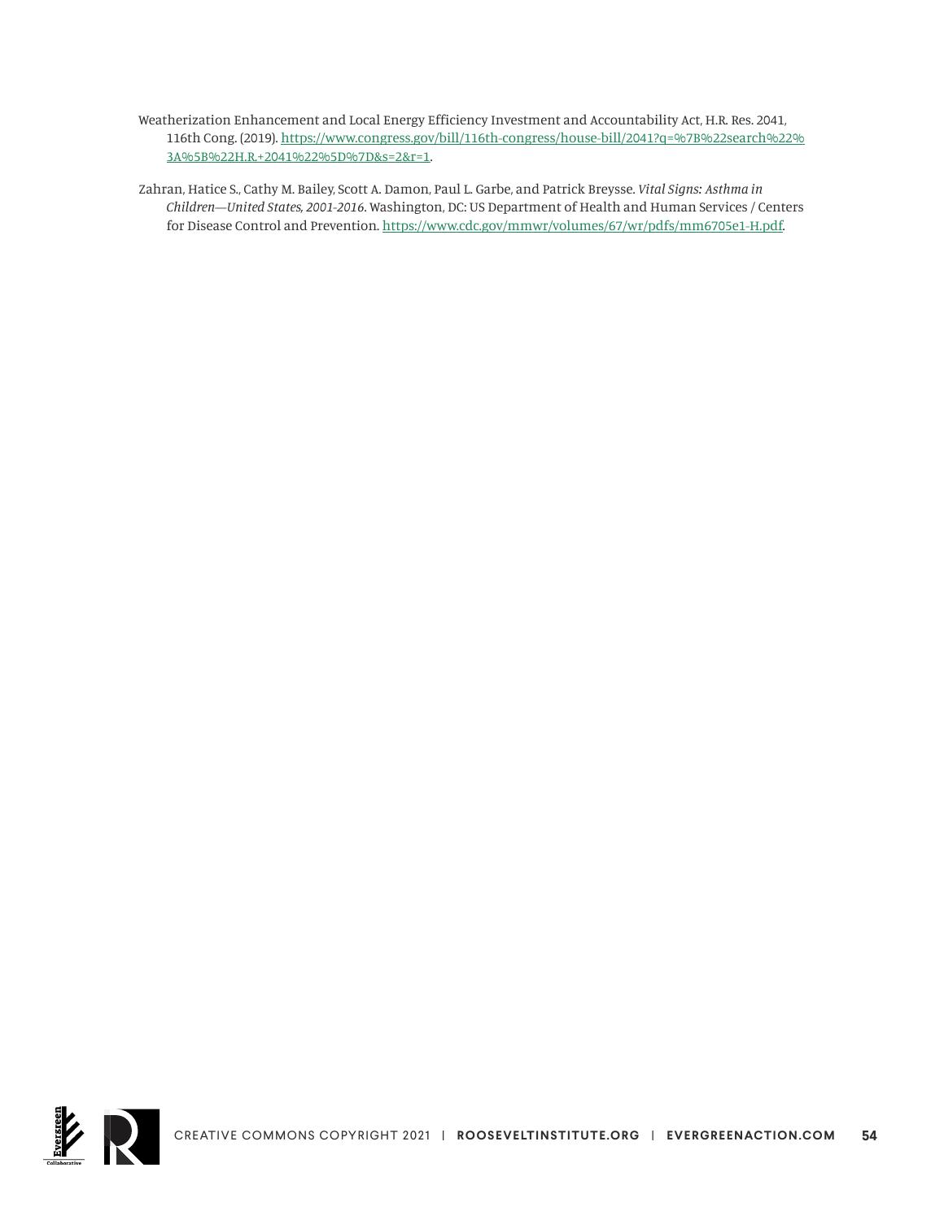Weatherization Enhancement and Local Energy Efficiency Investment and Accountability Act, H.R. Res. 2041, 116th Cong. (2019). https://www.congress.gov/bill/116th-congress/house-bill/2041?q=%7B%22search%22%3A%5B%22H.R.+2041%22%5D%7D&s=2&r=1.

Zahran, Hatice S., Cathy M. Bailey, Scott A. Damon, Paul L. Garbe, and Patrick Breysse. *Vital Signs: Asthma in Children—United States, 2001-2016*. Washington, DC: US Department of Health and Human Services / Centers for Disease Control and Prevention. https://www.cdc.gov/mmwr/volumes/67/wr/pdfs/mm6705e1-H.pdf.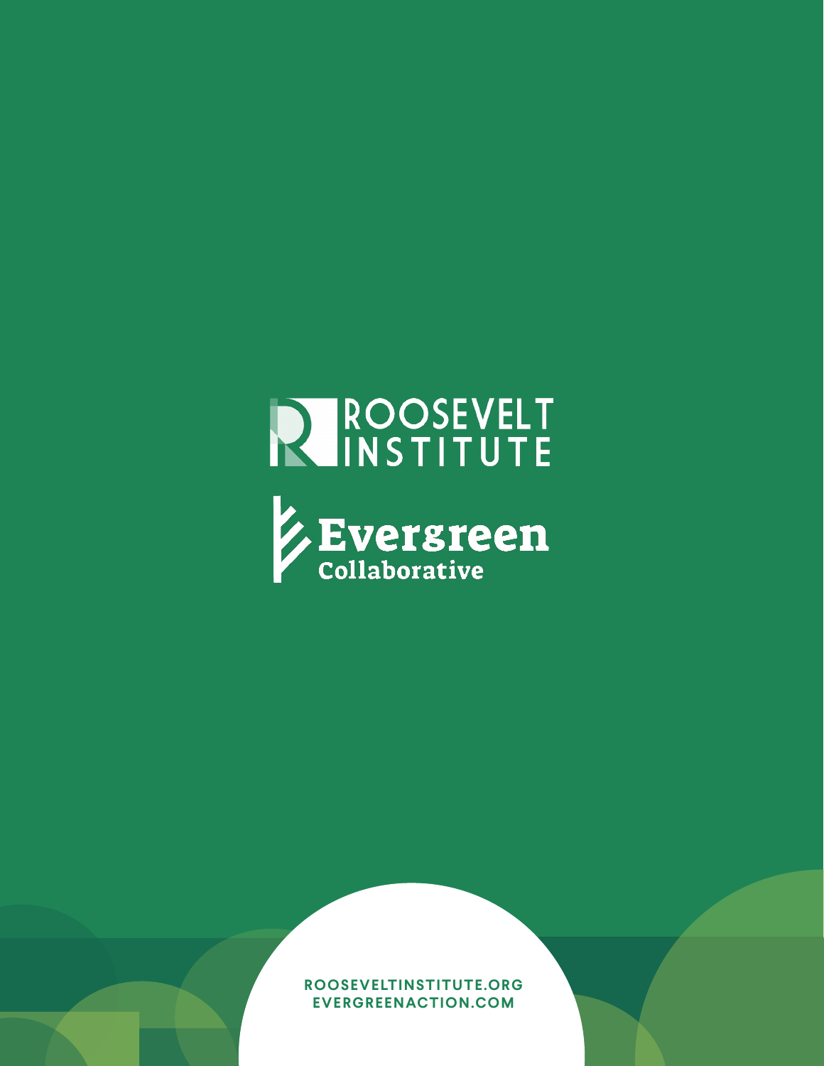ROOSEVELT INSTITUTE

Evergreen Collaborative

ROOSEVELTINSTITUTE.ORG
EVERGREENACTION.COM